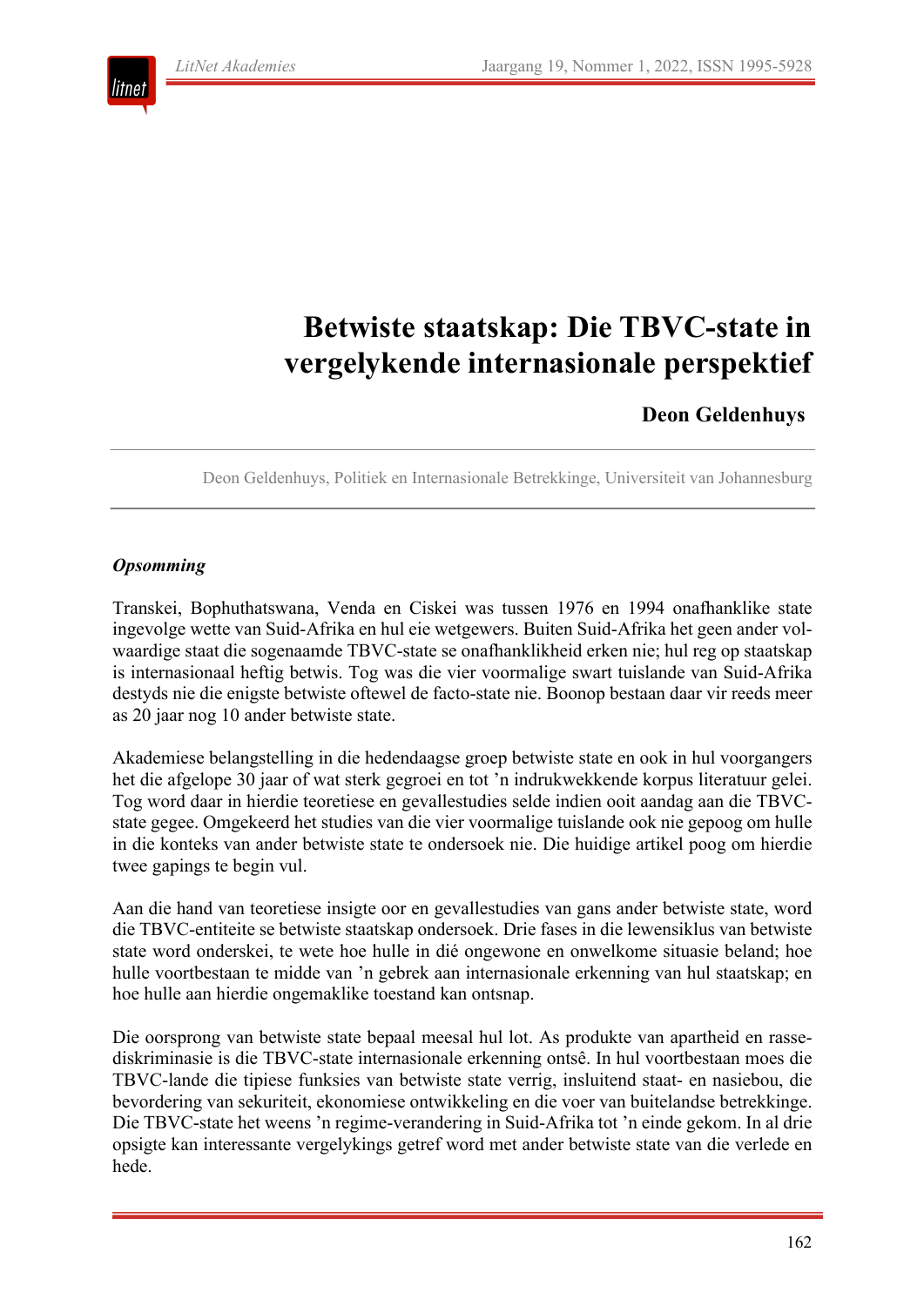# Betwiste staatskap: Die TBVC-state in vergelykende internasionale perspektief

**Deon Geldenhuys**

Deon Geldenhuys, Politiek en Internasionale Betrekkinge, Universiteit van Johannesburg

***Opsomming***

Transkei, Bophuthatswana, Venda en Ciskei was tussen 1976 en 1994 onafhanklike state ingevolge wette van Suid-Afrika en hul eie wetgewers. Buiten Suid-Afrika het geen ander volwaardige staat die sogenaamde TBVC-state se onafhanklikheid erken nie; hul reg op staatskap is internasionaal heftig betwis. Tog was die vier voormalige swart tuislande van Suid-Afrika destyds nie die enigste betwiste oftewel de facto-state nie. Boonop bestaan daar vir reeds meer as 20 jaar nog 10 ander betwiste state.

Akademiese belangstelling in die hedendaagse groep betwiste state en ook in hul voorgangers het die afgelope 30 jaar of wat sterk gegroei en tot ’n indrukwekkende korpus literatuur gelei. Tog word daar in hierdie teoretiese en gevallestudies selde indien ooit aandag aan die TBVC-state gegee. Omgekeerd het studies van die vier voormalige tuislande ook nie gepoog om hulle in die konteks van ander betwiste state te ondersoek nie. Die huidige artikel poog om hierdie twee gapings te begin vul.

Aan die hand van teoretiese insigte oor en gevallestudies van gans ander betwiste state, word die TBVC-entiteite se betwiste staatskap ondersoek. Drie fases in die lewensiklus van betwiste state word onderskei, te wete hoe hulle in dié ongewone en onwelkome situasie beland; hoe hulle voortbestaan te midde van ’n gebrek aan internasionale erkenning van hul staatskap; en hoe hulle aan hierdie ongemaklike toestand kan ontsnap.

Die oorsprong van betwiste state bepaal meesal hul lot. As produkte van apartheid en rassediskriminasie is die TBVC-state internasionale erkenning ontsê. In hul voortbestaan moes die TBVC-lande die tipiese funksies van betwiste state verrig, insluitend staat- en nasiebou, die bevordering van sekuriteit, ekonomiese ontwikkeling en die voer van buitelandse betrekkinge. Die TBVC-state het weens ’n regime-verandering in Suid-Afrika tot ’n einde gekom. In al drie opsigte kan interessante vergelykings getref word met ander betwiste state van die verlede en hede.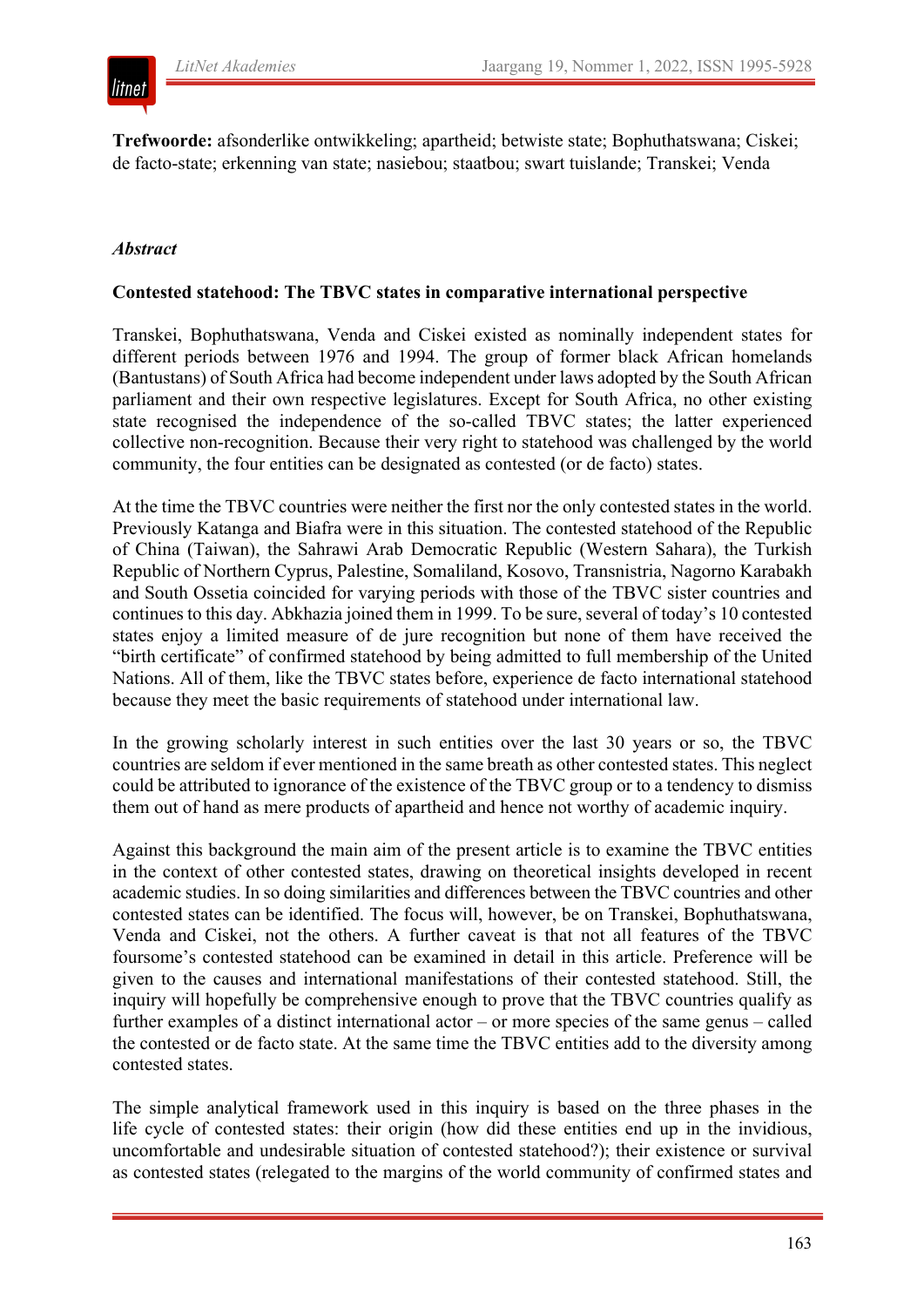**Trefwoorde:** afsonderlike ontwikkeling; apartheid; betwiste state; Bophuthatswana; Ciskei; de facto-state; erkenning van state; nasiebou; staatbou; swart tuislande; Transkei; Venda

*Abstract*

**Contested statehood: The TBVC states in comparative international perspective**

Transkei, Bophuthatswana, Venda and Ciskei existed as nominally independent states for different periods between 1976 and 1994. The group of former black African homelands (Bantustans) of South Africa had become independent under laws adopted by the South African parliament and their own respective legislatures. Except for South Africa, no other existing state recognised the independence of the so-called TBVC states; the latter experienced collective non-recognition. Because their very right to statehood was challenged by the world community, the four entities can be designated as contested (or de facto) states.

At the time the TBVC countries were neither the first nor the only contested states in the world. Previously Katanga and Biafra were in this situation. The contested statehood of the Republic of China (Taiwan), the Sahrawi Arab Democratic Republic (Western Sahara), the Turkish Republic of Northern Cyprus, Palestine, Somaliland, Kosovo, Transnistria, Nagorno Karabakh and South Ossetia coincided for varying periods with those of the TBVC sister countries and continues to this day. Abkhazia joined them in 1999. To be sure, several of today's 10 contested states enjoy a limited measure of de jure recognition but none of them have received the "birth certificate" of confirmed statehood by being admitted to full membership of the United Nations. All of them, like the TBVC states before, experience de facto international statehood because they meet the basic requirements of statehood under international law.

In the growing scholarly interest in such entities over the last 30 years or so, the TBVC countries are seldom if ever mentioned in the same breath as other contested states. This neglect could be attributed to ignorance of the existence of the TBVC group or to a tendency to dismiss them out of hand as mere products of apartheid and hence not worthy of academic inquiry.

Against this background the main aim of the present article is to examine the TBVC entities in the context of other contested states, drawing on theoretical insights developed in recent academic studies. In so doing similarities and differences between the TBVC countries and other contested states can be identified. The focus will, however, be on Transkei, Bophuthatswana, Venda and Ciskei, not the others. A further caveat is that not all features of the TBVC foursome's contested statehood can be examined in detail in this article. Preference will be given to the causes and international manifestations of their contested statehood. Still, the inquiry will hopefully be comprehensive enough to prove that the TBVC countries qualify as further examples of a distinct international actor – or more species of the same genus – called the contested or de facto state. At the same time the TBVC entities add to the diversity among contested states.

The simple analytical framework used in this inquiry is based on the three phases in the life cycle of contested states: their origin (how did these entities end up in the invidious, uncomfortable and undesirable situation of contested statehood?); their existence or survival as contested states (relegated to the margins of the world community of confirmed states and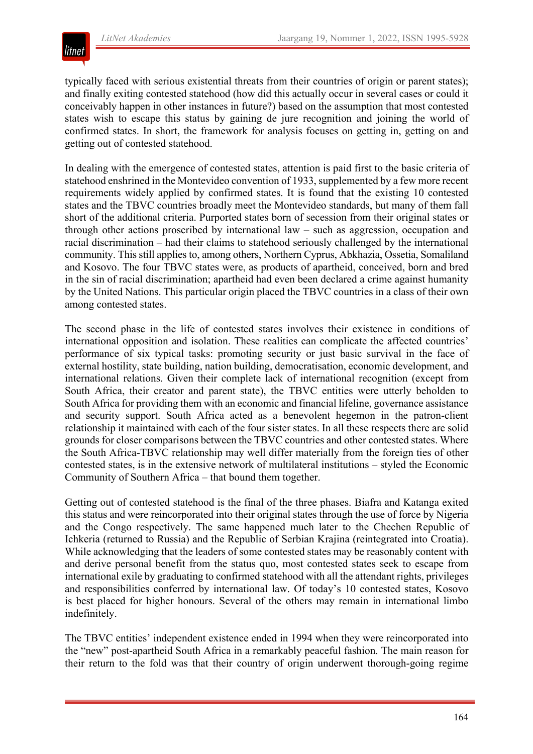typically faced with serious existential threats from their countries of origin or parent states); and finally exiting contested statehood (how did this actually occur in several cases or could it conceivably happen in other instances in future?) based on the assumption that most contested states wish to escape this status by gaining de jure recognition and joining the world of confirmed states. In short, the framework for analysis focuses on getting in, getting on and getting out of contested statehood.

In dealing with the emergence of contested states, attention is paid first to the basic criteria of statehood enshrined in the Montevideo convention of 1933, supplemented by a few more recent requirements widely applied by confirmed states. It is found that the existing 10 contested states and the TBVC countries broadly meet the Montevideo standards, but many of them fall short of the additional criteria. Purported states born of secession from their original states or through other actions proscribed by international law – such as aggression, occupation and racial discrimination – had their claims to statehood seriously challenged by the international community. This still applies to, among others, Northern Cyprus, Abkhazia, Ossetia, Somaliland and Kosovo. The four TBVC states were, as products of apartheid, conceived, born and bred in the sin of racial discrimination; apartheid had even been declared a crime against humanity by the United Nations. This particular origin placed the TBVC countries in a class of their own among contested states.

The second phase in the life of contested states involves their existence in conditions of international opposition and isolation. These realities can complicate the affected countries' performance of six typical tasks: promoting security or just basic survival in the face of external hostility, state building, nation building, democratisation, economic development, and international relations. Given their complete lack of international recognition (except from South Africa, their creator and parent state), the TBVC entities were utterly beholden to South Africa for providing them with an economic and financial lifeline, governance assistance and security support. South Africa acted as a benevolent hegemon in the patron-client relationship it maintained with each of the four sister states. In all these respects there are solid grounds for closer comparisons between the TBVC countries and other contested states. Where the South Africa-TBVC relationship may well differ materially from the foreign ties of other contested states, is in the extensive network of multilateral institutions – styled the Economic Community of Southern Africa – that bound them together.

Getting out of contested statehood is the final of the three phases. Biafra and Katanga exited this status and were reincorporated into their original states through the use of force by Nigeria and the Congo respectively. The same happened much later to the Chechen Republic of Ichkeria (returned to Russia) and the Republic of Serbian Krajina (reintegrated into Croatia). While acknowledging that the leaders of some contested states may be reasonably content with and derive personal benefit from the status quo, most contested states seek to escape from international exile by graduating to confirmed statehood with all the attendant rights, privileges and responsibilities conferred by international law. Of today's 10 contested states, Kosovo is best placed for higher honours. Several of the others may remain in international limbo indefinitely.

The TBVC entities' independent existence ended in 1994 when they were reincorporated into the "new" post-apartheid South Africa in a remarkably peaceful fashion. The main reason for their return to the fold was that their country of origin underwent thorough-going regime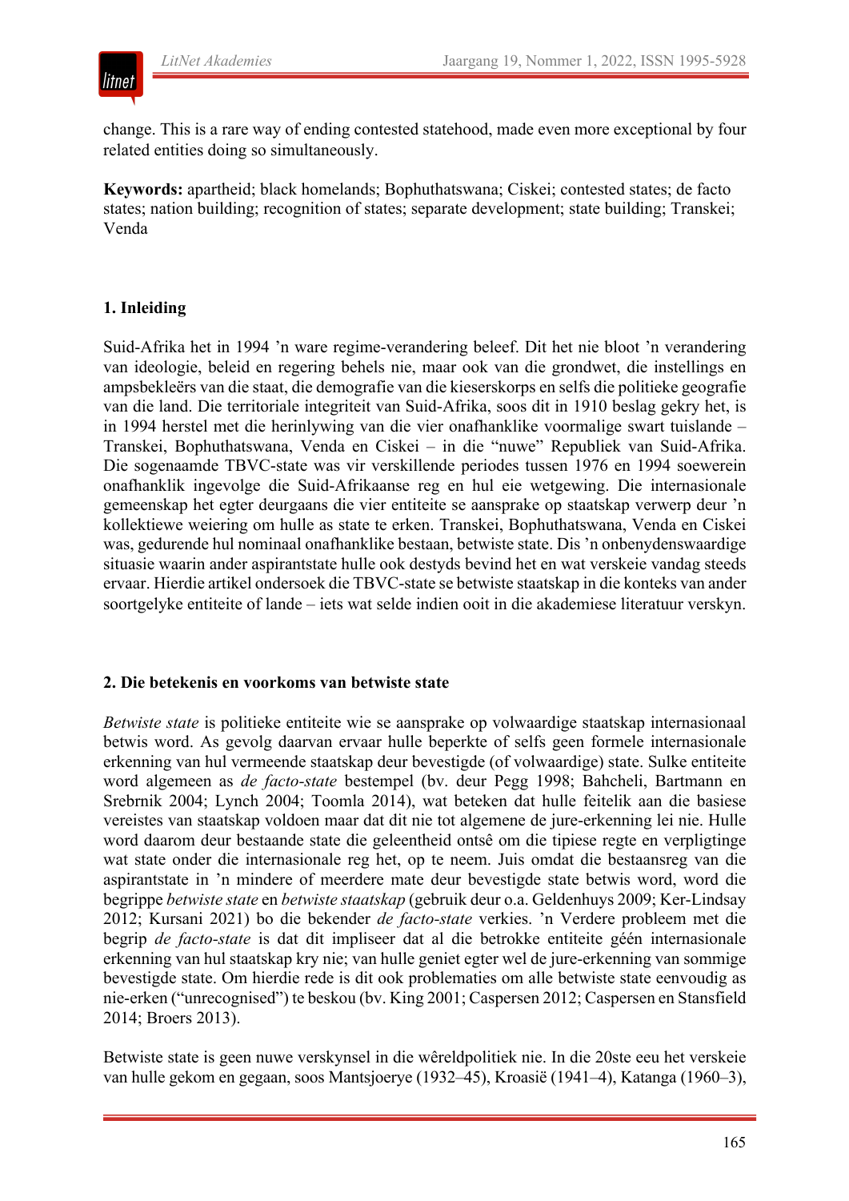change. This is a rare way of ending contested statehood, made even more exceptional by four related entities doing so simultaneously.

**Keywords:** apartheid; black homelands; Bophuthatswana; Ciskei; contested states; de facto states; nation building; recognition of states; separate development; state building; Transkei; Venda

## 1. Inleiding

Suid-Afrika het in 1994 'n ware regime-verandering beleef. Dit het nie bloot 'n verandering van ideologie, beleid en regering behels nie, maar ook van die grondwet, die instellings en ampsbekleërs van die staat, die demografie van die kieserskorps en selfs die politieke geografie van die land. Die territoriale integriteit van Suid-Afrika, soos dit in 1910 beslag gekry het, is in 1994 herstel met die herinlywing van die vier onafhanklike voormalige swart tuislande – Transkei, Bophuthatswana, Venda en Ciskei – in die "nuwe" Republiek van Suid-Afrika. Die sogenaamde TBVC-state was vir verskillende periodes tussen 1976 en 1994 soewerein onafhanklik ingevolge die Suid-Afrikaanse reg en hul eie wetgewing. Die internasionale gemeenskap het egter deurgaans die vier entiteite se aansprake op staatskap verwerp deur 'n kollektiewe weiering om hulle as state te erken. Transkei, Bophuthatswana, Venda en Ciskei was, gedurende hul nominaal onafhanklike bestaan, betwiste state. Dis 'n onbenydenswaardige situasie waarin ander aspirantstate hulle ook destyds bevind het en wat verskeie vandag steeds ervaar. Hierdie artikel ondersoek die TBVC-state se betwiste staatskap in die konteks van ander soortgelyke entiteite of lande – iets wat selde indien ooit in die akademiese literatuur verskyn.

## 2. Die betekenis en voorkoms van betwiste state

*Betwiste state* is politieke entiteite wie se aansprake op volwaardige staatskap internasionaal betwis word. As gevolg daarvan ervaar hulle beperkte of selfs geen formele internasionale erkenning van hul vermeende staatskap deur bevestigde (of volwaardige) state. Sulke entiteite word algemeen as *de facto-state* bestempel (bv. deur Pegg 1998; Bahcheli, Bartmann en Srebrnik 2004; Lynch 2004; Toomla 2014), wat beteken dat hulle feitelik aan die basiese vereistes van staatskap voldoen maar dat dit nie tot algemene de jure-erkenning lei nie. Hulle word daarom deur bestaande state die geleentheid ontsê om die tipiese regte en verpligtinge wat state onder die internasionale reg het, op te neem. Juis omdat die bestaansreg van die aspirantstate in 'n mindere of meerdere mate deur bevestigde state betwis word, word die begrippe *betwiste state* en *betwiste staatskap* (gebruik deur o.a. Geldenhuys 2009; Ker-Lindsay 2012; Kursani 2021) bo die bekender *de facto-state* verkies. 'n Verdere probleem met die begrip *de facto-state* is dat dit impliseer dat al die betrokke entiteite géén internasionale erkenning van hul staatskap kry nie; van hulle geniet egter wel de jure-erkenning van sommige bevestigde state. Om hierdie rede is dit ook problematies om alle betwiste state eenvoudig as nie-erken ("unrecognised") te beskou (bv. King 2001; Caspersen 2012; Caspersen en Stansfield 2014; Broers 2013).

Betwiste state is geen nuwe verskynsel in die wêreldpolitiek nie. In die 20ste eeu het verskeie van hulle gekom en gegaan, soos Mantsjoerye (1932–45), Kroasië (1941–4), Katanga (1960–3),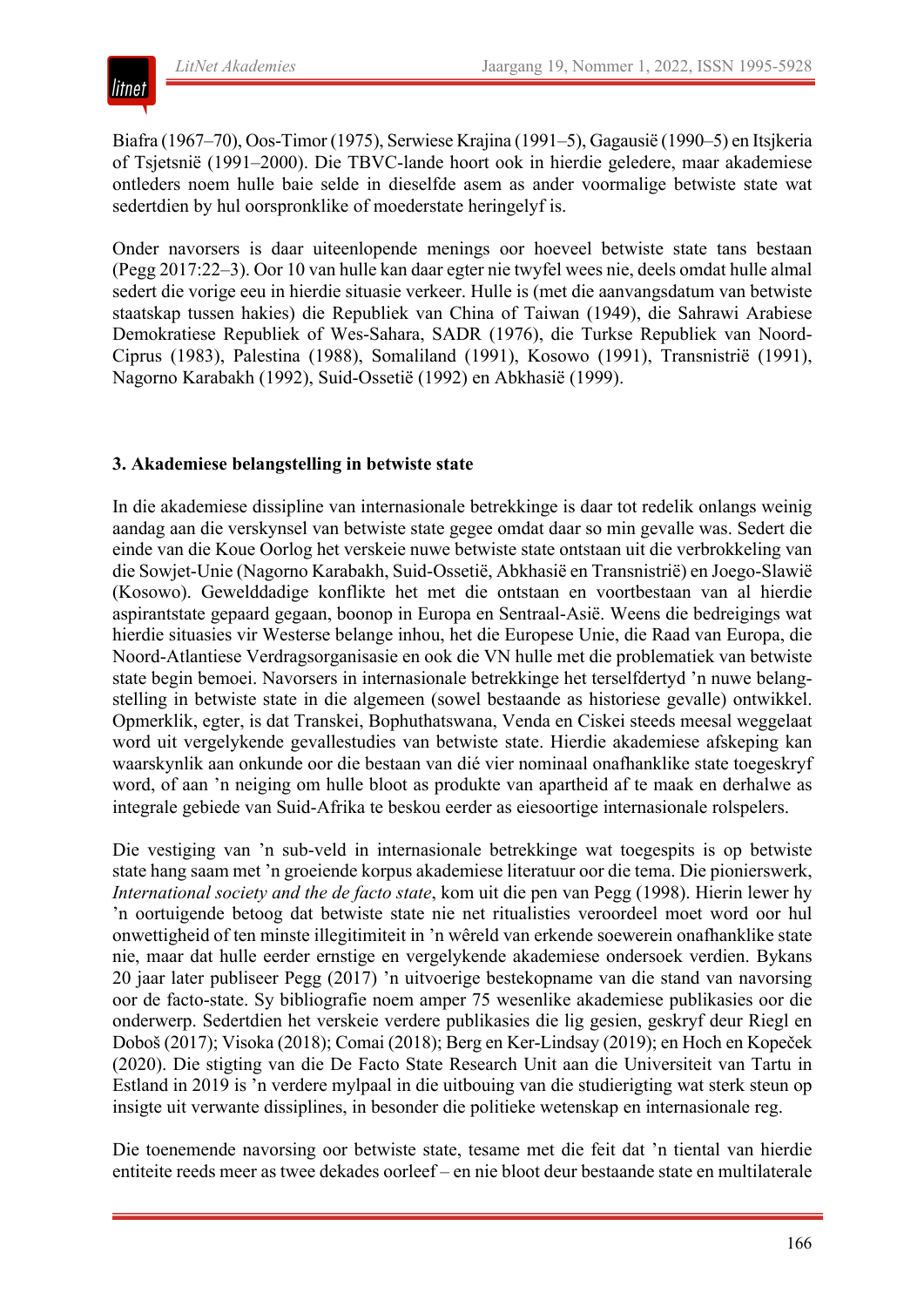Biafra (1967–70), Oos-Timor (1975), Serwiese Krajina (1991–5), Gagausië (1990–5) en Itsjkeria of Tsjetsnië (1991–2000). Die TBVC-lande hoort ook in hierdie geledere, maar akademiese ontleders noem hulle baie selde in dieselfde asem as ander voormalige betwiste state wat sedertdien by hul oorspronklike of moederstate heringelyf is.

Onder navorsers is daar uiteenlopende menings oor hoeveel betwiste state tans bestaan (Pegg 2017:22–3). Oor 10 van hulle kan daar egter nie twyfel wees nie, deels omdat hulle almal sedert die vorige eeu in hierdie situasie verkeer. Hulle is (met die aanvangsdatum van betwiste staatskap tussen hakies) die Republiek van China of Taiwan (1949), die Sahrawi Arabiese Demokratiese Republiek of Wes-Sahara, SADR (1976), die Turkse Republiek van Noord-Ciprus (1983), Palestina (1988), Somaliland (1991), Kosowo (1991), Transnistrië (1991), Nagorno Karabakh (1992), Suid-Ossetië (1992) en Abkhasië (1999).

### 3. Akademiese belangstelling in betwiste state

In die akademiese dissipline van internasionale betrekkinge is daar tot redelik onlangs weinig aandag aan die verskynsel van betwiste state gegee omdat daar so min gevalle was. Sedert die einde van die Koue Oorlog het verskeie nuwe betwiste state ontstaan uit die verbrokkeling van die Sowjet-Unie (Nagorno Karabakh, Suid-Ossetië, Abkhasië en Transnistrië) en Joego-Slawië (Kosowo). Gewelddadige konflikte het met die ontstaan en voortbestaan van al hierdie aspirantstate gepaard gegaan, boonop in Europa en Sentraal-Asië. Weens die bedreigings wat hierdie situasies vir Westerse belange inhou, het die Europese Unie, die Raad van Europa, die Noord-Atlantiese Verdragsorganisasie en ook die VN hulle met die problematiek van betwiste state begin bemoei. Navorsers in internasionale betrekkinge het terselfdertyd 'n nuwe belangstelling in betwiste state in die algemeen (sowel bestaande as historiese gevalle) ontwikkel. Opmerklik, egter, is dat Transkei, Bophuthatswana, Venda en Ciskei steeds meesal weggelaat word uit vergelykende gevallestudies van betwiste state. Hierdie akademiese afskeping kan waarskynlik aan onkunde oor die bestaan van dié vier nominaal onafhanklike state toegeskryf word, of aan 'n neiging om hulle bloot as produkte van apartheid af te maak en derhalwe as integrale gebiede van Suid-Afrika te beskou eerder as eiesoortige internasionale rolspelers.

Die vestiging van 'n sub-veld in internasionale betrekkinge wat toegespits is op betwiste state hang saam met 'n groeiende korpus akademiese literatuur oor die tema. Die pionierswerk, *International society and the de facto state*, kom uit die pen van Pegg (1998). Hierin lewer hy 'n oortuigende betoog dat betwiste state nie net ritualisties veroordeel moet word oor hul onwettigheid of ten minste illegitimiteit in 'n wêreld van erkende soewerein onafhanklike state nie, maar dat hulle eerder ernstige en vergelykende akademiese ondersoek verdien. Bykans 20 jaar later publiseer Pegg (2017) 'n uitvoerige bestekopname van die stand van navorsing oor de facto-state. Sy bibliografie noem amper 75 wesenlike akademiese publikasies oor die onderwerp. Sedertdien het verskeie verdere publikasies die lig gesien, geskryf deur Riegl en Doboš (2017); Visoka (2018); Comai (2018); Berg en Ker-Lindsay (2019); en Hoch en Kopeček (2020). Die stigting van die De Facto State Research Unit aan die Universiteit van Tartu in Estland in 2019 is 'n verdere mylpaal in die uitbouing van die studierigting wat sterk steun op insigte uit verwante dissiplines, in besonder die politieke wetenskap en internasionale reg.

Die toenemende navorsing oor betwiste state, tesame met die feit dat 'n tiental van hierdie entiteite reeds meer as twee dekades oorleef – en nie bloot deur bestaande state en multilaterale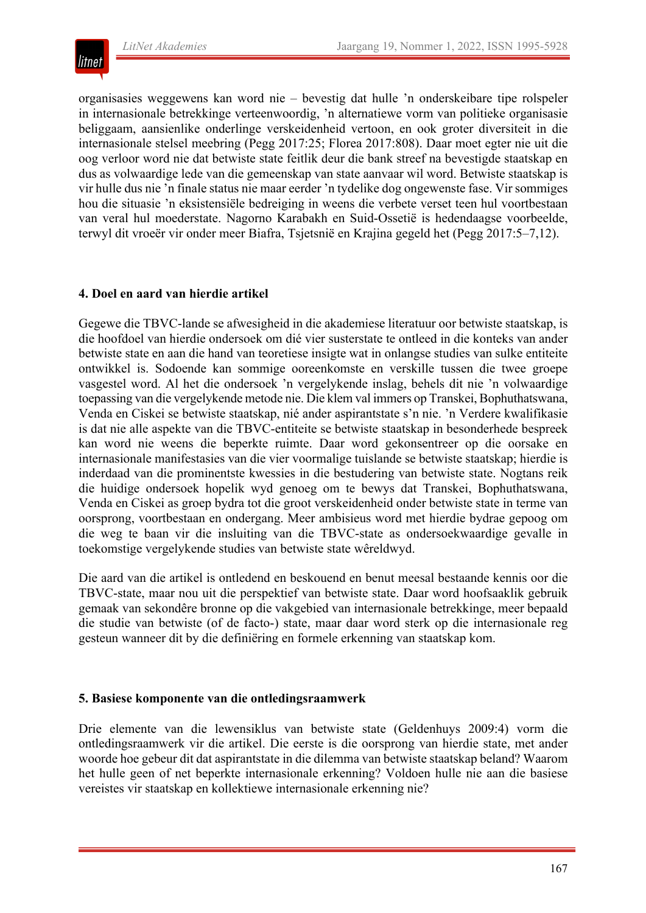organisasies weggewens kan word nie – bevestig dat hulle ’n onderskeibare tipe rolspeler in internasionale betrekkinge verteenwoordig, ’n alternatiewe vorm van politieke organisasie beliggaam, aansienlike onderlinge verskeidenheid vertoon, en ook groter diversiteit in die internasionale stelsel meebring (Pegg 2017:25; Florea 2017:808). Daar moet egter nie uit die oog verloor word nie dat betwiste state feitlik deur die bank streef na bevestigde staatskap en dus as volwaardige lede van die gemeenskap van state aanvaar wil word. Betwiste staatskap is vir hulle dus nie ’n finale status nie maar eerder ’n tydelike dog ongewenste fase. Vir sommiges hou die situasie ’n eksistensiële bedreiging in weens die verbete verset teen hul voortbestaan van veral hul moederstate. Nagorno Karabakh en Suid-Ossetië is hedendaagse voorbeelde, terwyl dit vroeër vir onder meer Biafra, Tsjetsnië en Krajina gegeld het (Pegg 2017:5–7,12).

## 4. Doel en aard van hierdie artikel

Gegewe die TBVC-lande se afwesigheid in die akademiese literatuur oor betwiste staatskap, is die hoofdoel van hierdie ondersoek om dié vier susterstate te ontleed in die konteks van ander betwiste state en aan die hand van teoretiese insigte wat in onlangse studies van sulke entiteite ontwikkel is. Sodoende kan sommige ooreenkomste en verskille tussen die twee groepe vasgestel word. Al het die ondersoek ’n vergelykende inslag, behels dit nie ’n volwaardige toepassing van die vergelykende metode nie. Die klem val immers op Transkei, Bophuthatswana, Venda en Ciskei se betwiste staatskap, nié ander aspirantstate s’n nie. ’n Verdere kwalifikasie is dat nie alle aspekte van die TBVC-entiteite se betwiste staatskap in besonderhede bespreek kan word nie weens die beperkte ruimte. Daar word gekonsentreer op die oorsake en internasionale manifestasies van die vier voormalige tuislande se betwiste staatskap; hierdie is inderdaad van die prominentste kwessies in die bestudering van betwiste state. Nogtans reik die huidige ondersoek hopelik wyd genoeg om te bewys dat Transkei, Bophuthatswana, Venda en Ciskei as groep bydra tot die groot verskeidenheid onder betwiste state in terme van oorsprong, voortbestaan en ondergang. Meer ambisieus word met hierdie bydrae gepoog om die weg te baan vir die insluiting van die TBVC-state as ondersoekwaardige gevalle in toekomstige vergelykende studies van betwiste state wêreldwyd.

Die aard van die artikel is ontledend en beskouend en benut meesal bestaande kennis oor die TBVC-state, maar nou uit die perspektief van betwiste state. Daar word hoofsaaklik gebruik gemaak van sekondêre bronne op die vakgebied van internasionale betrekkinge, meer bepaald die studie van betwiste (of de facto-) state, maar daar word sterk op die internasionale reg gesteun wanneer dit by die definiëring en formele erkenning van staatskap kom.

## 5. Basiese komponente van die ontledingsraamwerk

Drie elemente van die lewensiklus van betwiste state (Geldenhuys 2009:4) vorm die ontledingsraamwerk vir die artikel. Die eerste is die oorsprong van hierdie state, met ander woorde hoe gebeur dit dat aspirantstate in die dilemma van betwiste staatskap beland? Waarom het hulle geen of net beperkte internasionale erkenning? Voldoen hulle nie aan die basiese vereistes vir staatskap en kollektiewe internasionale erkenning nie?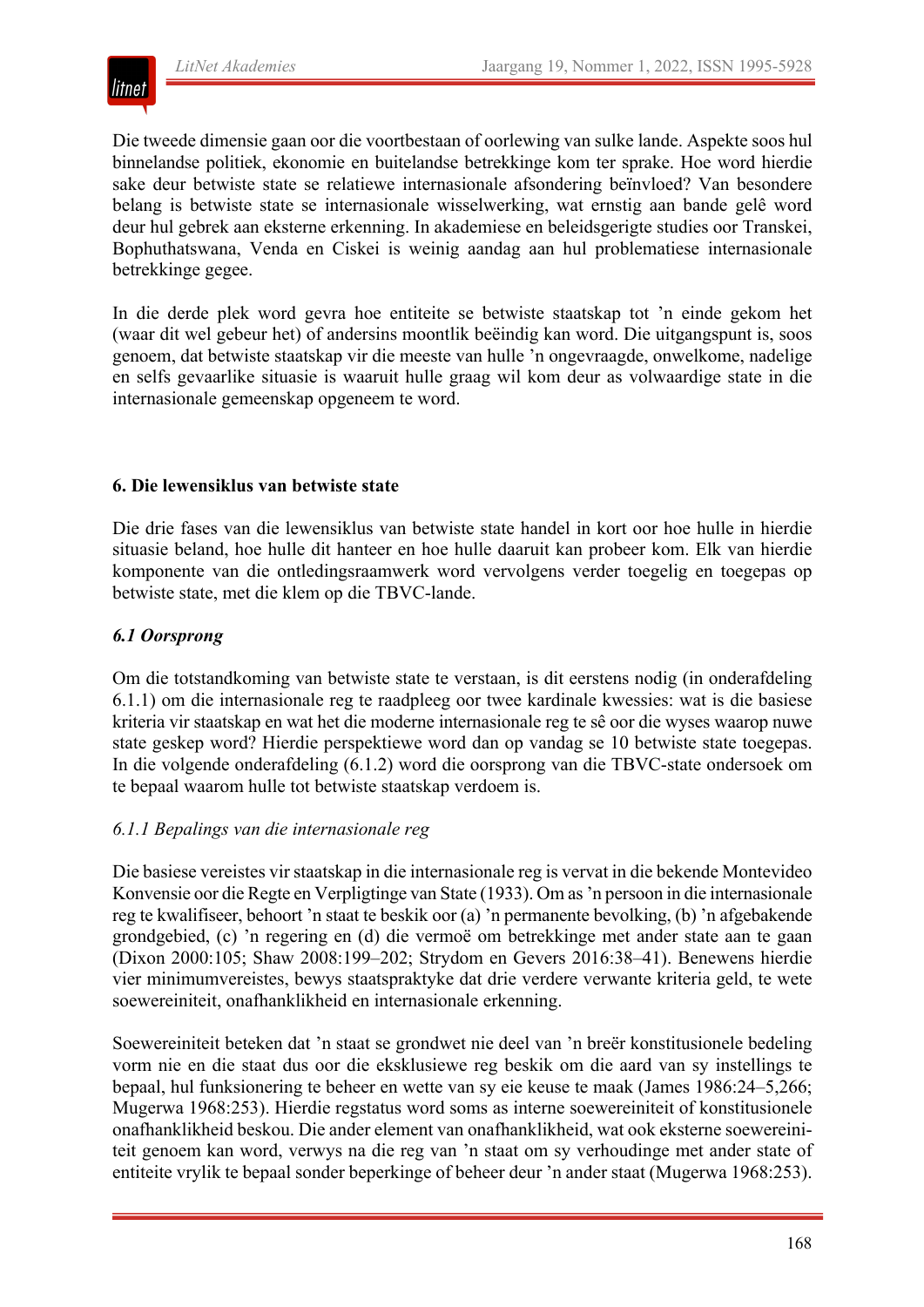Die tweede dimensie gaan oor die voortbestaan of oorlewing van sulke lande. Aspekte soos hul binnelandse politiek, ekonomie en buitelandse betrekkinge kom ter sprake. Hoe word hierdie sake deur betwiste state se relatiewe internasionale afsondering beïnvloed? Van besondere belang is betwiste state se internasionale wisselwerking, wat ernstig aan bande gelê word deur hul gebrek aan eksterne erkenning. In akademiese en beleidsgerigte studies oor Transkei, Bophuthatswana, Venda en Ciskei is weinig aandag aan hul problematiese internasionale betrekkinge gegee.

In die derde plek word gevra hoe entiteite se betwiste staatskap tot 'n einde gekom het (waar dit wel gebeur het) of andersins moontlik beëindig kan word. Die uitgangspunt is, soos genoem, dat betwiste staatskap vir die meeste van hulle 'n ongevraagde, onwelkome, nadelige en selfs gevaarlike situasie is waaruit hulle graag wil kom deur as volwaardige state in die internasionale gemeenskap opgeneem te word.

## 6. Die lewensiklus van betwiste state

Die drie fases van die lewensiklus van betwiste state handel in kort oor hoe hulle in hierdie situasie beland, hoe hulle dit hanteer en hoe hulle daaruit kan probeer kom. Elk van hierdie komponente van die ontledingsraamwerk word vervolgens verder toegelig en toegepas op betwiste state, met die klem op die TBVC-lande.

### *6.1 Oorsprong*

Om die totstandkoming van betwiste state te verstaan, is dit eerstens nodig (in onderafdeling 6.1.1) om die internasionale reg te raadpleeg oor twee kardinale kwessies: wat is die basiese kriteria vir staatskap en wat het die moderne internasionale reg te sê oor die wyses waarop nuwe state geskep word? Hierdie perspektiewe word dan op vandag se 10 betwiste state toegepas. In die volgende onderafdeling (6.1.2) word die oorsprong van die TBVC-state ondersoek om te bepaal waarom hulle tot betwiste staatskap verdoem is.

#### *6.1.1 Bepalings van die internasionale reg*

Die basiese vereistes vir staatskap in die internasionale reg is vervat in die bekende Montevideo Konvensie oor die Regte en Verpligtinge van State (1933). Om as 'n persoon in die internasionale reg te kwalifiseer, behoort 'n staat te beskik oor (a) 'n permanente bevolking, (b) 'n afgebakende grondgebied, (c) 'n regering en (d) die vermoë om betrekkinge met ander state aan te gaan (Dixon 2000:105; Shaw 2008:199–202; Strydom en Gevers 2016:38–41). Benewens hierdie vier minimumvereistes, bewys staatspraktyke dat drie verdere verwante kriteria geld, te wete soewereiniteit, onafhanklikheid en internasionale erkenning.

Soewereiniteit beteken dat 'n staat se grondwet nie deel van 'n breër konstitusionele bedeling vorm nie en die staat dus oor die eksklusiewe reg beskik om die aard van sy instellings te bepaal, hul funksionering te beheer en wette van sy eie keuse te maak (James 1986:24–5,266; Mugerwa 1968:253). Hierdie regstatus word soms as interne soewereiniteit of konstitusionele onafhanklikheid beskou. Die ander element van onafhanklikheid, wat ook eksterne soewereiniteit genoem kan word, verwys na die reg van 'n staat om sy verhoudinge met ander state of entiteite vrylik te bepaal sonder beperkinge of beheer deur 'n ander staat (Mugerwa 1968:253).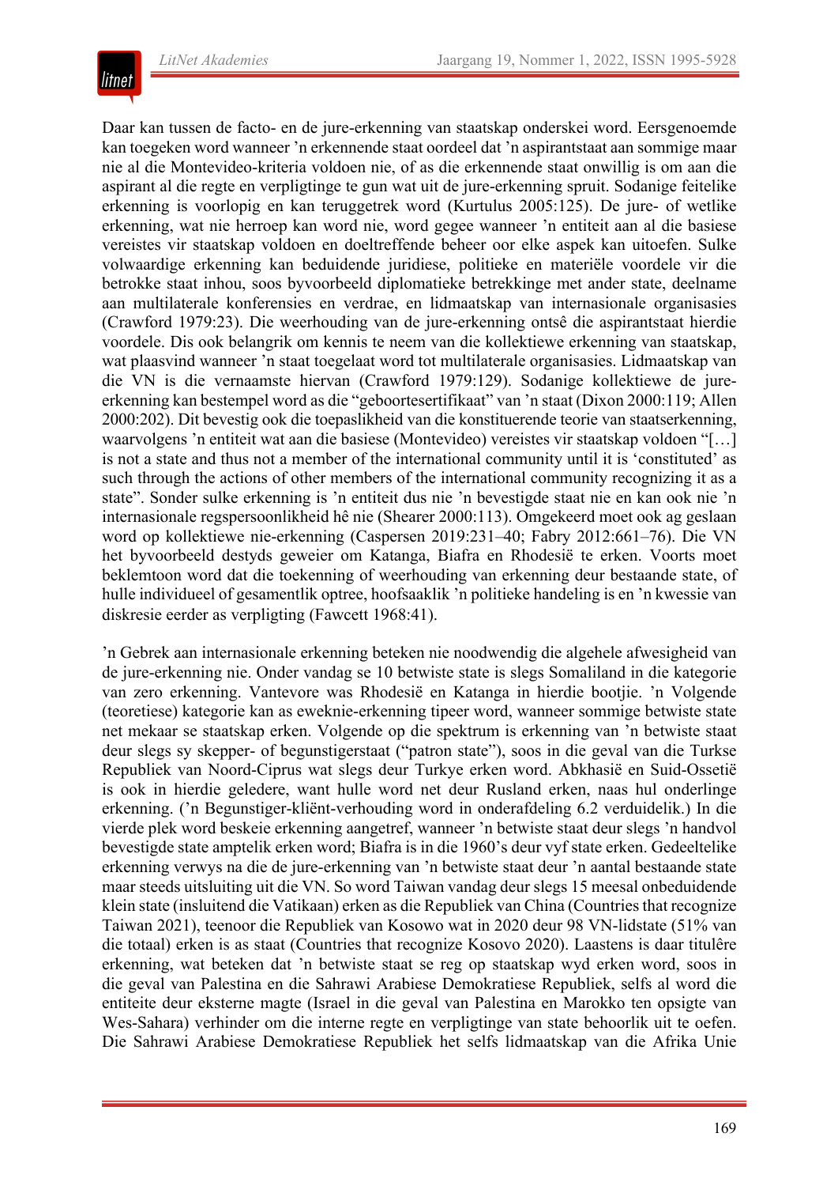Daar kan tussen de facto- en de jure-erkenning van staatskap onderskei word. Eersgenoemde kan toegeken word wanneer ’n erkennende staat oordeel dat ’n aspirantstaat aan sommige maar nie al die Montevideo-kriteria voldoen nie, of as die erkennende staat onwillig is om aan die aspirant al die regte en verpligtinge te gun wat uit de jure-erkenning spruit. Sodanige feitelike erkenning is voorlopig en kan teruggetrek word (Kurtulus 2005:125). De jure- of wetlike erkenning, wat nie herroep kan word nie, word gegee wanneer ’n entiteit aan al die basiese vereistes vir staatskap voldoen en doeltreffende beheer oor elke aspek kan uitoefen. Sulke volwaardige erkenning kan beduidende juridiese, politieke en materiële voordele vir die betrokke staat inhou, soos byvoorbeeld diplomatieke betrekkinge met ander state, deelname aan multilaterale konferensies en verdrae, en lidmaatskap van internasionale organisasies (Crawford 1979:23). Die weerhouding van de jure-erkenning ontsê die aspirantstaat hierdie voordele. Dis ook belangrik om kennis te neem van die kollektiewe erkenning van staatskap, wat plaasvind wanneer ’n staat toegelaat word tot multilaterale organisasies. Lidmaatskap van die VN is die vernaamste hiervan (Crawford 1979:129). Sodanige kollektiewe de jure-erkenning kan bestempel word as die “geboortesertifikaat” van ’n staat (Dixon 2000:119; Allen 2000:202). Dit bevestig ook die toepaslikheid van die konstituerende teorie van staatserkenning, waarvolgens ’n entiteit wat aan die basiese (Montevideo) vereistes vir staatskap voldoen “[…] is not a state and thus not a member of the international community until it is ‘constituted’ as such through the actions of other members of the international community recognizing it as a state”. Sonder sulke erkenning is ’n entiteit dus nie ’n bevestigde staat nie en kan ook nie ’n internasionale regspersoonlikheid hê nie (Shearer 2000:113). Omgekeerd moet ook ag geslaan word op kollektiewe nie-erkenning (Caspersen 2019:231–40; Fabry 2012:661–76). Die VN het byvoorbeeld destyds geweier om Katanga, Biafra en Rhodesië te erken. Voorts moet beklemtoon word dat die toekenning of weerhouding van erkenning deur bestaande state, of hulle individueel of gesamentlik optree, hoofsaaklik ’n politieke handeling is en ’n kwessie van diskresie eerder as verpligting (Fawcett 1968:41).

’n Gebrek aan internasionale erkenning beteken nie noodwendig die algehele afwesigheid van de jure-erkenning nie. Onder vandag se 10 betwiste state is slegs Somaliland in die kategorie van zero erkenning. Vantevore was Rhodesië en Katanga in hierdie bootjie. ’n Volgende (teoretiese) kategorie kan as eweknie-erkenning tipeer word, wanneer sommige betwiste state net mekaar se staatskap erken. Volgende op die spektrum is erkenning van ’n betwiste staat deur slegs sy skepper- of begunstigerstaat (“patron state”), soos in die geval van die Turkse Republiek van Noord-Ciprus wat slegs deur Turkye erken word. Abkhasië en Suid-Ossetië is ook in hierdie geledere, want hulle word net deur Rusland erken, naas hul onderlinge erkenning. (’n Begunstiger-kliënt-verhouding word in onderafdeling 6.2 verduidelik.) In die vierde plek word beskeie erkenning aangetref, wanneer ’n betwiste staat deur slegs ’n handvol bevestigde state amptelik erken word; Biafra is in die 1960’s deur vyf state erken. Gedeeltelike erkenning verwys na die de jure-erkenning van ’n betwiste staat deur ’n aantal bestaande state maar steeds uitsluiting uit die VN. So word Taiwan vandag deur slegs 15 meesal onbeduidende klein state (insluitend die Vatikaan) erken as die Republiek van China (Countries that recognize Taiwan 2021), teenoor die Republiek van Kosowo wat in 2020 deur 98 VN-lidstate (51% van die totaal) erken is as staat (Countries that recognize Kosovo 2020). Laastens is daar titulêre erkenning, wat beteken dat ’n betwiste staat se reg op staatskap wyd erken word, soos in die geval van Palestina en die Sahrawi Arabiese Demokratiese Republiek, selfs al word die entiteite deur eksterne magte (Israel in die geval van Palestina en Marokko ten opsigte van Wes-Sahara) verhinder om die interne regte en verpligtinge van state behoorlik uit te oefen. Die Sahrawi Arabiese Demokratiese Republiek het selfs lidmaatskap van die Afrika Unie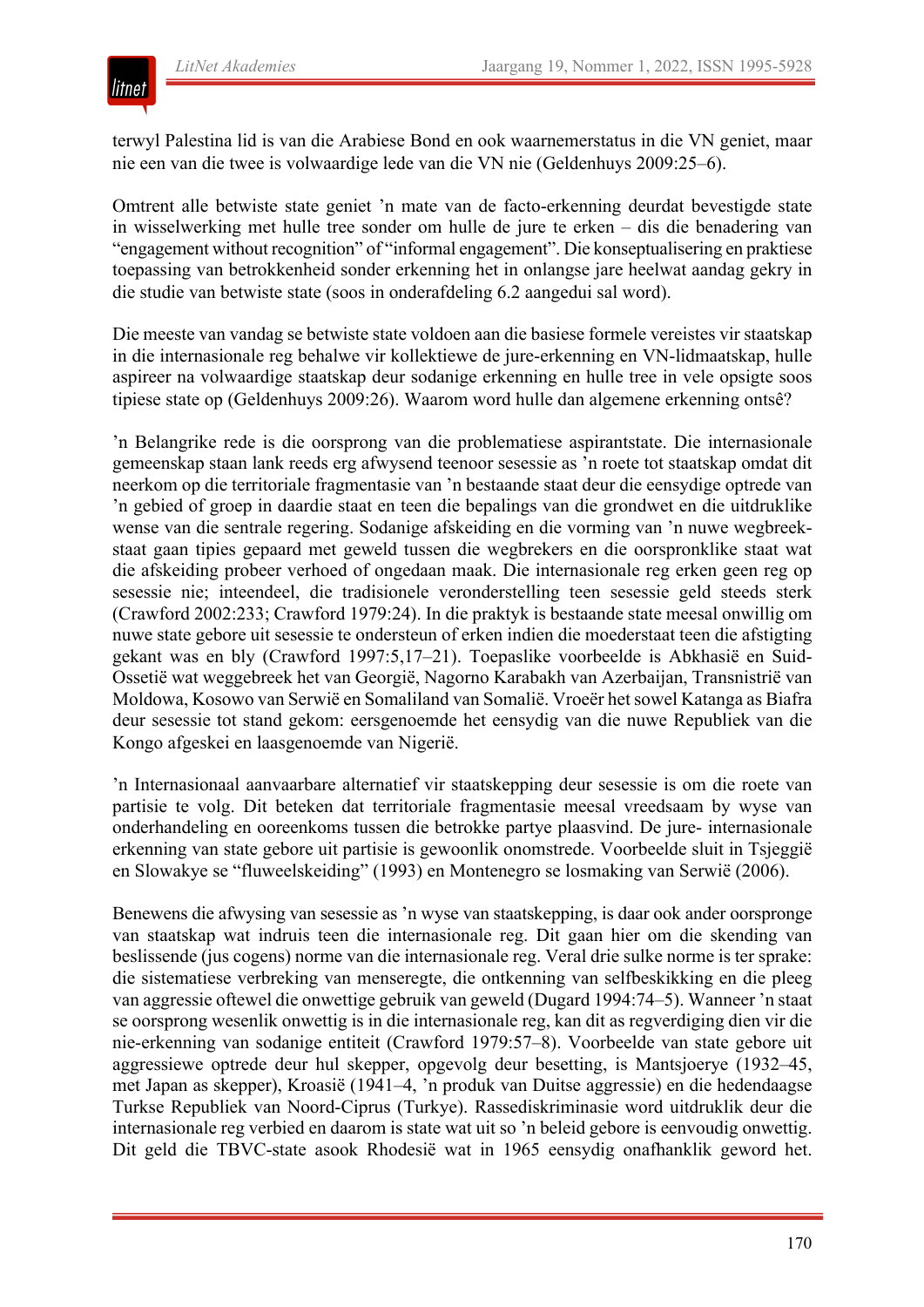terwyl Palestina lid is van die Arabiese Bond en ook waarnemerstatus in die VN geniet, maar nie een van die twee is volwaardige lede van die VN nie (Geldenhuys 2009:25–6).

Omtrent alle betwiste state geniet ’n mate van de facto-erkenning deurdat bevestigde state in wisselwerking met hulle tree sonder om hulle de jure te erken – dis die benadering van “engagement without recognition” of “informal engagement”. Die konseptualisering en praktiese toepassing van betrokkenheid sonder erkenning het in onlangse jare heelwat aandag gekry in die studie van betwiste state (soos in onderafdeling 6.2 aangedui sal word).

Die meeste van vandag se betwiste state voldoen aan die basiese formele vereistes vir staatskap in die internasionale reg behalwe vir kollektiewe de jure-erkenning en VN-lidmaatskap, hulle aspireer na volwaardige staatskap deur sodanige erkenning en hulle tree in vele opsigte soos tipiese state op (Geldenhuys 2009:26). Waarom word hulle dan algemene erkenning ontsê?

’n Belangrike rede is die oorsprong van die problematiese aspirantstate. Die internasionale gemeenskap staan lank reeds erg afwysend teenoor sesessie as ’n roete tot staatskap omdat dit neerkom op die territoriale fragmentasie van ’n bestaande staat deur die eensydige optrede van ’n gebied of groep in daardie staat en teen die bepalings van die grondwet en die uitdruklike wense van die sentrale regering. Sodanige afskeiding en die vorming van ’n nuwe wegbreekstaat gaan tipies gepaard met geweld tussen die wegbrekers en die oorspronklike staat wat die afskeiding probeer verhoed of ongedaan maak. Die internasionale reg erken geen reg op sesessie nie; inteendeel, die tradisionele veronderstelling teen sesessie geld steeds sterk (Crawford 2002:233; Crawford 1979:24). In die praktyk is bestaande state meesal onwillig om nuwe state gebore uit sesessie te ondersteun of erken indien die moederstaat teen die afstigting gekant was en bly (Crawford 1997:5,17–21). Toepaslike voorbeelde is Abkhasië en Suid-Ossetië wat weggebreek het van Georgië, Nagorno Karabakh van Azerbaijan, Transnistrië van Moldowa, Kosowo van Serwië en Somaliland van Somalië. Vroeër het sowel Katanga as Biafra deur sesessie tot stand gekom: eersgenoemde het eensydig van die nuwe Republiek van die Kongo afgeskei en laasgenoemde van Nigerië.

’n Internasionaal aanvaarbare alternatief vir staatskepping deur sesessie is om die roete van partisie te volg. Dit beteken dat territoriale fragmentasie meesal vreedsaam by wyse van onderhandeling en ooreenkoms tussen die betrokke partye plaasvind. De jure- internasionale erkenning van state gebore uit partisie is gewoonlik onomstrede. Voorbeelde sluit in Tsjeggië en Slowakye se “fluweelskeiding” (1993) en Montenegro se losmaking van Serwië (2006).

Benewens die afwysing van sesessie as ’n wyse van staatskepping, is daar ook ander oorspronge van staatskap wat indruis teen die internasionale reg. Dit gaan hier om die skending van beslissende (jus cogens) norme van die internasionale reg. Veral drie sulke norme is ter sprake: die sistematiese verbreking van menseregte, die ontkenning van selfbeskikking en die pleeg van aggressie oftewel die onwettige gebruik van geweld (Dugard 1994:74–5). Wanneer ’n staat se oorsprong wesenlik onwettig is in die internasionale reg, kan dit as regverdiging dien vir die nie-erkenning van sodanige entiteit (Crawford 1979:57–8). Voorbeelde van state gebore uit aggressiewe optrede deur hul skepper, opgevolg deur besetting, is Mantsjoerye (1932–45, met Japan as skepper), Kroasië (1941–4, ’n produk van Duitse aggressie) en die hedendaagse Turkse Republiek van Noord-Ciprus (Turkye). Rassediskriminasie word uitdruklik deur die internasionale reg verbied en daarom is state wat uit so ’n beleid gebore is eenvoudig onwettig. Dit geld die TBVC-state asook Rhodesië wat in 1965 eensydig onafhanklik geword het.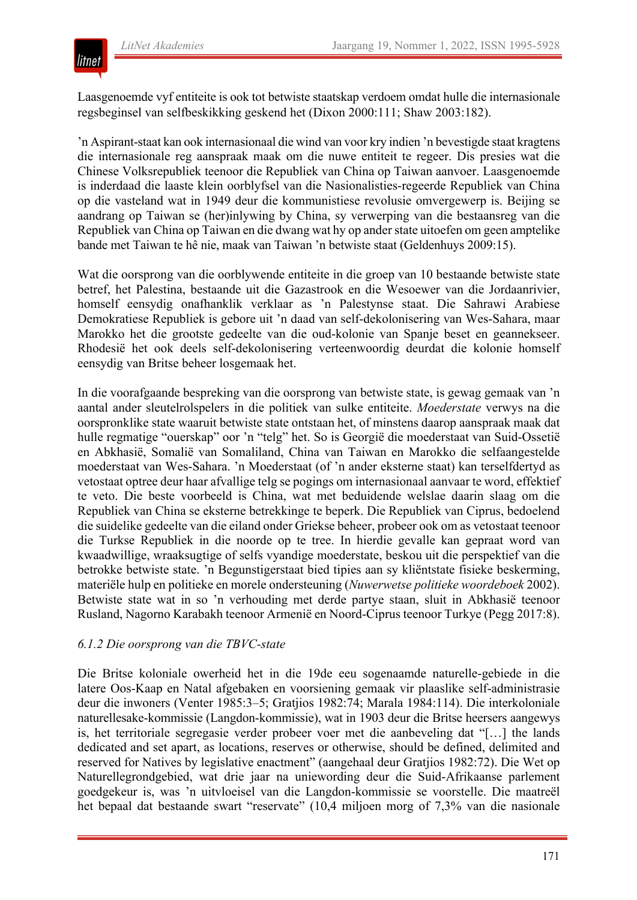Laasgenoemde vyf entiteite is ook tot betwiste staatskap verdoem omdat hulle die internasionale regsbeginsel van selfbeskikking geskend het (Dixon 2000:111; Shaw 2003:182).

’n Aspirant-staat kan ook internasionaal die wind van voor kry indien ’n bevestigde staat kragtens die internasionale reg aanspraak maak om die nuwe entiteit te regeer. Dis presies wat die Chinese Volksrepubliek teenoor die Republiek van China op Taiwan aanvoer. Laasgenoemde is inderdaad die laaste klein oorblyfsel van die Nasionalisties-regeerde Republiek van China op die vasteland wat in 1949 deur die kommunistiese revolusie omvergewerp is. Beijing se aandrang op Taiwan se (her)inlywing by China, sy verwerping van die bestaansreg van die Republiek van China op Taiwan en die dwang wat hy op ander state uitoefen om geen amptelike bande met Taiwan te hê nie, maak van Taiwan ’n betwiste staat (Geldenhuys 2009:15).

Wat die oorsprong van die oorblywende entiteite in die groep van 10 bestaande betwiste state betref, het Palestina, bestaande uit die Gazastrook en die Wesoewer van die Jordaanrivier, homself eensydig onafhanklik verklaar as ’n Palestynse staat. Die Sahrawi Arabiese Demokratiese Republiek is gebore uit ’n daad van self-dekolonisering van Wes-Sahara, maar Marokko het die grootste gedeelte van die oud-kolonie van Spanje beset en geannekseer. Rhodesië het ook deels self-dekolonisering verteenwoordig deurdat die kolonie homself eensydig van Britse beheer losgemaak het.

In die voorafgaande bespreking van die oorsprong van betwiste state, is gewag gemaak van ’n aantal ander sleutelrolspelers in die politiek van sulke entiteite. *Moederstate* verwys na die oorspronklike state waaruit betwiste state ontstaan het, of minstens daarop aanspraak maak dat hulle regmatige "ouerskap" oor ’n "telg" het. So is Georgië die moederstaat van Suid-Ossetië en Abkhasië, Somalië van Somaliland, China van Taiwan en Marokko die selfaangestelde moederstaat van Wes-Sahara. ’n Moederstaat (of ’n ander eksterne staat) kan terselfdertyd as vetostaat optree deur haar afvallige telg se pogings om internasionaal aanvaar te word, effektief te veto. Die beste voorbeeld is China, wat met beduidende welslae daarin slaag om die Republiek van China se eksterne betrekkinge te beperk. Die Republiek van Ciprus, bedoelend die suidelike gedeelte van die eiland onder Griekse beheer, probeer ook om as vetostaat teenoor die Turkse Republiek in die noorde op te tree. In hierdie gevalle kan gepraat word van kwaadwillige, wraaksugtige of selfs vyandige moederstate, beskou uit die perspektief van die betrokke betwiste state. ’n Begunstigerstaat bied tipies aan sy kliëntstate fisieke beskerming, materiële hulp en politieke en morele ondersteuning (*Nuwerwetse politieke woordeboek* 2002). Betwiste state wat in so ’n verhouding met derde partye staan, sluit in Abkhasië teenoor Rusland, Nagorno Karabakh teenoor Armenië en Noord-Ciprus teenoor Turkye (Pegg 2017:8).

### *6.1.2 Die oorsprong van die TBVC-state*

Die Britse koloniale owerheid het in die 19de eeu sogenaamde naturelle-gebiede in die latere Oos-Kaap en Natal afgebaken en voorsiening gemaak vir plaaslike self-administrasie deur die inwoners (Venter 1985:3–5; Gratjios 1982:74; Marala 1984:114). Die interkoloniale naturellesake-kommissie (Langdon-kommissie), wat in 1903 deur die Britse heersers aangewys is, het territoriale segregasie verder probeer voer met die aanbeveling dat "[…] the lands dedicated and set apart, as locations, reserves or otherwise, should be defined, delimited and reserved for Natives by legislative enactment" (aangehaal deur Gratjios 1982:72). Die Wet op Naturellegrondgebied, wat drie jaar na uniewording deur die Suid-Afrikaanse parlement goedgekeur is, was ’n uitvloeisel van die Langdon-kommissie se voorstelle. Die maatreël het bepaal dat bestaande swart "reservate" (10,4 miljoen morg of 7,3% van die nasionale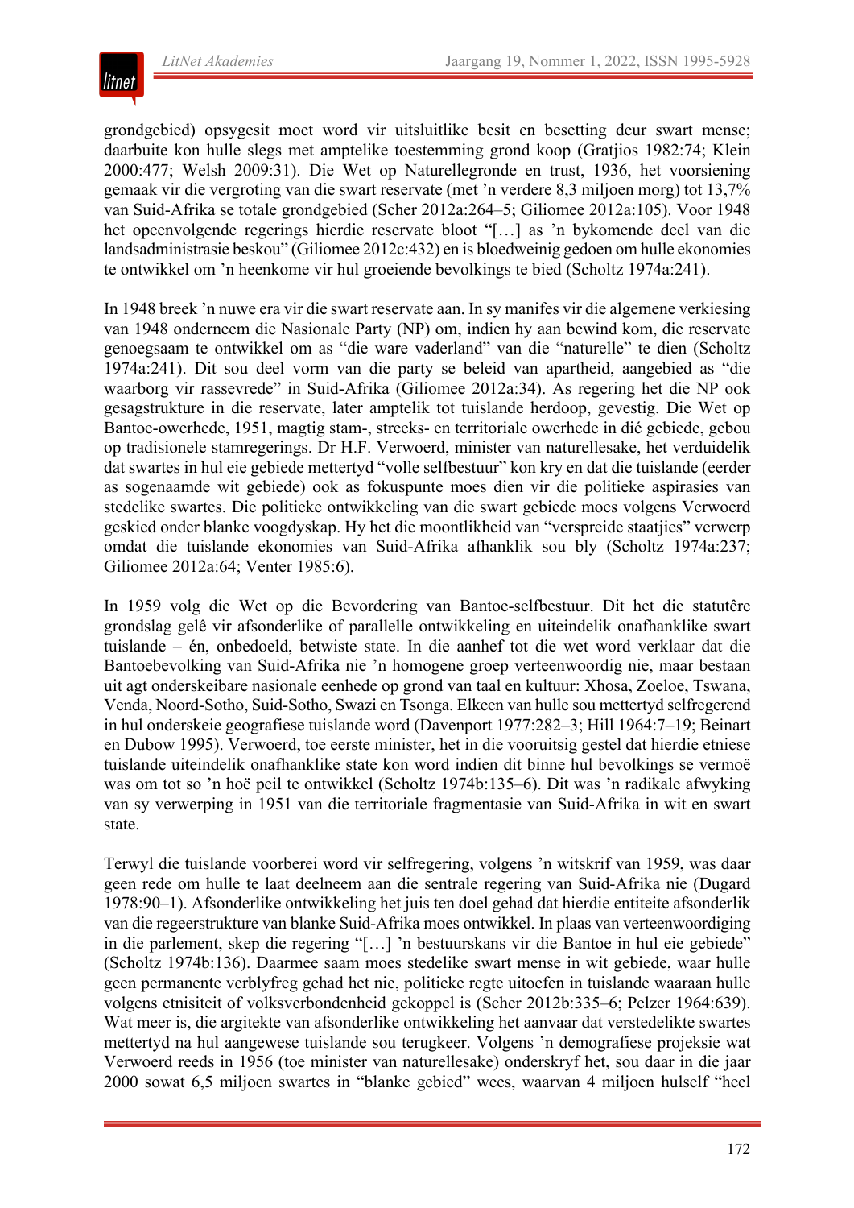grondgebied) opsygesit moet word vir uitsluitlike besit en besetting deur swart mense; daarbuite kon hulle slegs met amptelike toestemming grond koop (Gratjios 1982:74; Klein 2000:477; Welsh 2009:31). Die Wet op Naturellegronde en trust, 1936, het voorsiening gemaak vir die vergroting van die swart reservate (met 'n verdere 8,3 miljoen morg) tot 13,7% van Suid-Afrika se totale grondgebied (Scher 2012a:264–5; Giliomee 2012a:105). Voor 1948 het opeenvolgende regerings hierdie reservate bloot "[…] as 'n bykomende deel van die landsadministrasie beskou" (Giliomee 2012c:432) en is bloedweinig gedoen om hulle ekonomies te ontwikkel om 'n heenkome vir hul groeiende bevolkings te bied (Scholtz 1974a:241).

In 1948 breek 'n nuwe era vir die swart reservate aan. In sy manifes vir die algemene verkiesing van 1948 onderneem die Nasionale Party (NP) om, indien hy aan bewind kom, die reservate genoegsaam te ontwikkel om as "die ware vaderland" van die "naturelle" te dien (Scholtz 1974a:241). Dit sou deel vorm van die party se beleid van apartheid, aangebied as "die waarborg vir rassevrede" in Suid-Afrika (Giliomee 2012a:34). As regering het die NP ook gesagstrukture in die reservate, later amptelik tot tuislande herdoop, gevestig. Die Wet op Bantoe-owerhede, 1951, magtig stam-, streeks- en territoriale owerhede in dié gebiede, gebou op tradisionele stamregerings. Dr H.F. Verwoerd, minister van naturellesake, het verduidelik dat swartes in hul eie gebiede mettertyd "volle selfbestuur" kon kry en dat die tuislande (eerder as sogenaamde wit gebiede) ook as fokuspunte moes dien vir die politieke aspirasies van stedelike swartes. Die politieke ontwikkeling van die swart gebiede moes volgens Verwoerd geskied onder blanke voogdyskap. Hy het die moontlikheid van "verspreide staatjies" verwerp omdat die tuislande ekonomies van Suid-Afrika afhanklik sou bly (Scholtz 1974a:237; Giliomee 2012a:64; Venter 1985:6).

In 1959 volg die Wet op die Bevordering van Bantoe-selfbestuur. Dit het die statutêre grondslag gelê vir afsonderlike of parallelle ontwikkeling en uiteindelik onafhanklike swart tuislande – én, onbedoeld, betwiste state. In die aanhef tot die wet word verklaar dat die Bantoebevolking van Suid-Afrika nie 'n homogene groep verteenwoordig nie, maar bestaan uit agt onderskeibare nasionale eenhede op grond van taal en kultuur: Xhosa, Zoeloe, Tswana, Venda, Noord-Sotho, Suid-Sotho, Swazi en Tsonga. Elkeen van hulle sou mettertyd selfregerend in hul onderskeie geografiese tuislande word (Davenport 1977:282–3; Hill 1964:7–19; Beinart en Dubow 1995). Verwoerd, toe eerste minister, het in die vooruitsig gestel dat hierdie etniese tuislande uiteindelik onafhanklike state kon word indien dit binne hul bevolkings se vermoë was om tot so 'n hoë peil te ontwikkel (Scholtz 1974b:135–6). Dit was 'n radikale afwyking van sy verwerping in 1951 van die territoriale fragmentasie van Suid-Afrika in wit en swart state.

Terwyl die tuislande voorberei word vir selfregering, volgens 'n witskrif van 1959, was daar geen rede om hulle te laat deelneem aan die sentrale regering van Suid-Afrika nie (Dugard 1978:90–1). Afsonderlike ontwikkeling het juis ten doel gehad dat hierdie entiteite afsonderlik van die regeerstrukture van blanke Suid-Afrika moes ontwikkel. In plaas van verteenwoordiging in die parlement, skep die regering "[…] 'n bestuurskans vir die Bantoe in hul eie gebiede" (Scholtz 1974b:136). Daarmee saam moes stedelike swart mense in wit gebiede, waar hulle geen permanente verblyfreg gehad het nie, politieke regte uitoefen in tuislande waaraan hulle volgens etnisiteit of volksverbondenheid gekoppel is (Scher 2012b:335–6; Pelzer 1964:639). Wat meer is, die argitekte van afsonderlike ontwikkeling het aanvaar dat verstedelikte swartes mettertyd na hul aangewese tuislande sou terugkeer. Volgens 'n demografiese projeksie wat Verwoerd reeds in 1956 (toe minister van naturellesake) onderskryf het, sou daar in die jaar 2000 sowat 6,5 miljoen swartes in "blanke gebied" wees, waarvan 4 miljoen hulself "heel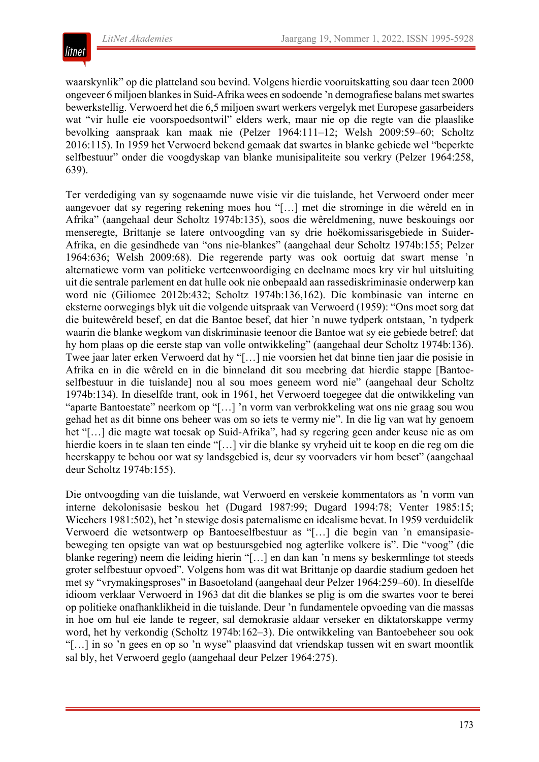waarskynlik" op die platteland sou bevind. Volgens hierdie vooruitskatting sou daar teen 2000 ongeveer 6 miljoen blankes in Suid-Afrika wees en sodoende 'n demografiese balans met swartes bewerkstellig. Verwoerd het die 6,5 miljoen swart werkers vergelyk met Europese gasarbeiders wat "vir hulle eie voorspoedsontwil" elders werk, maar nie op die regte van die plaaslike bevolking aanspraak kan maak nie (Pelzer 1964:111–12; Welsh 2009:59–60; Scholtz 2016:115). In 1959 het Verwoerd bekend gemaak dat swartes in blanke gebiede wel "beperkte selfbestuur" onder die voogdyskap van blanke munisipaliteite sou verkry (Pelzer 1964:258, 639).

Ter verdediging van sy sogenaamde nuwe visie vir die tuislande, het Verwoerd onder meer aangevoer dat sy regering rekening moes hou "[…] met die strominge in die wêreld en in Afrika" (aangehaal deur Scholtz 1974b:135), soos die wêreldmening, nuwe beskouings oor menseregte, Brittanje se latere ontvoogding van sy drie hoëkomissarisgebiede in Suider-Afrika, en die gesindhede van "ons nie-blankes" (aangehaal deur Scholtz 1974b:155; Pelzer 1964:636; Welsh 2009:68). Die regerende party was ook oortuig dat swart mense 'n alternatiewe vorm van politieke verteenwoordiging en deelname moes kry vir hul uitsluiting uit die sentrale parlement en dat hulle ook nie onbepaald aan rassediskriminasie onderwerp kan word nie (Giliomee 2012b:432; Scholtz 1974b:136,162). Die kombinasie van interne en eksterne oorwegings blyk uit die volgende uitspraak van Verwoerd (1959): "Ons moet sorg dat die buitewêreld besef, en dat die Bantoe besef, dat hier 'n nuwe tydperk ontstaan, 'n tydperk waarin die blanke wegkom van diskriminasie teenoor die Bantoe wat sy eie gebiede betref; dat hy hom plaas op die eerste stap van volle ontwikkeling" (aangehaal deur Scholtz 1974b:136). Twee jaar later erken Verwoerd dat hy "[…] nie voorsien het dat binne tien jaar die posisie in Afrika en in die wêreld en in die binneland dit sou meebring dat hierdie stappe [Bantoe-selfbestuur in die tuislande] nou al sou moes geneem word nie" (aangehaal deur Scholtz 1974b:134). In dieselfde trant, ook in 1961, het Verwoerd toegegee dat die ontwikkeling van "aparte Bantoestate" neerkom op "[…] 'n vorm van verbrokkeling wat ons nie graag sou wou gehad het as dit binne ons beheer was om so iets te vermy nie". In die lig van wat hy genoem het "[…] die magte wat toesak op Suid-Afrika", had sy regering geen ander keuse nie as om hierdie koers in te slaan ten einde "[…] vir die blanke sy vryheid uit te koop en die reg om die heerskappy te behou oor wat sy landsgebied is, deur sy voorvaders vir hom beset" (aangehaal deur Scholtz 1974b:155).

Die ontvoogding van die tuislande, wat Verwoerd en verskeie kommentators as 'n vorm van interne dekolonisasie beskou het (Dugard 1987:99; Dugard 1994:78; Venter 1985:15; Wiechers 1981:502), het 'n stewige dosis paternalisme en idealisme bevat. In 1959 verduidelik Verwoerd die wetsontwerp op Bantoeselfbestuur as "[…] die begin van 'n emansipasie-beweging ten opsigte van wat op bestuursgebied nog agterlike volkere is". Die "voog" (die blanke regering) neem die leiding hierin "[…] en dan kan 'n mens sy beskermlinge tot steeds groter selfbestuur opvoed". Volgens hom was dit wat Brittanje op daardie stadium gedoen het met sy "vrymakingsproses" in Basoetoland (aangehaal deur Pelzer 1964:259–60). In dieselfde idioom verklaar Verwoerd in 1963 dat dit die blankes se plig is om die swartes voor te berei op politieke onafhanklikheid in die tuislande. Deur 'n fundamentele opvoeding van die massas in hoe om hul eie lande te regeer, sal demokrasie aldaar verseker en diktatorskappe vermy word, het hy verkondig (Scholtz 1974b:162–3). Die ontwikkeling van Bantoebeheer sou ook "[…] in so 'n gees en op so 'n wyse" plaasvind dat vriendskap tussen wit en swart moontlik sal bly, het Verwoerd geglo (aangehaal deur Pelzer 1964:275).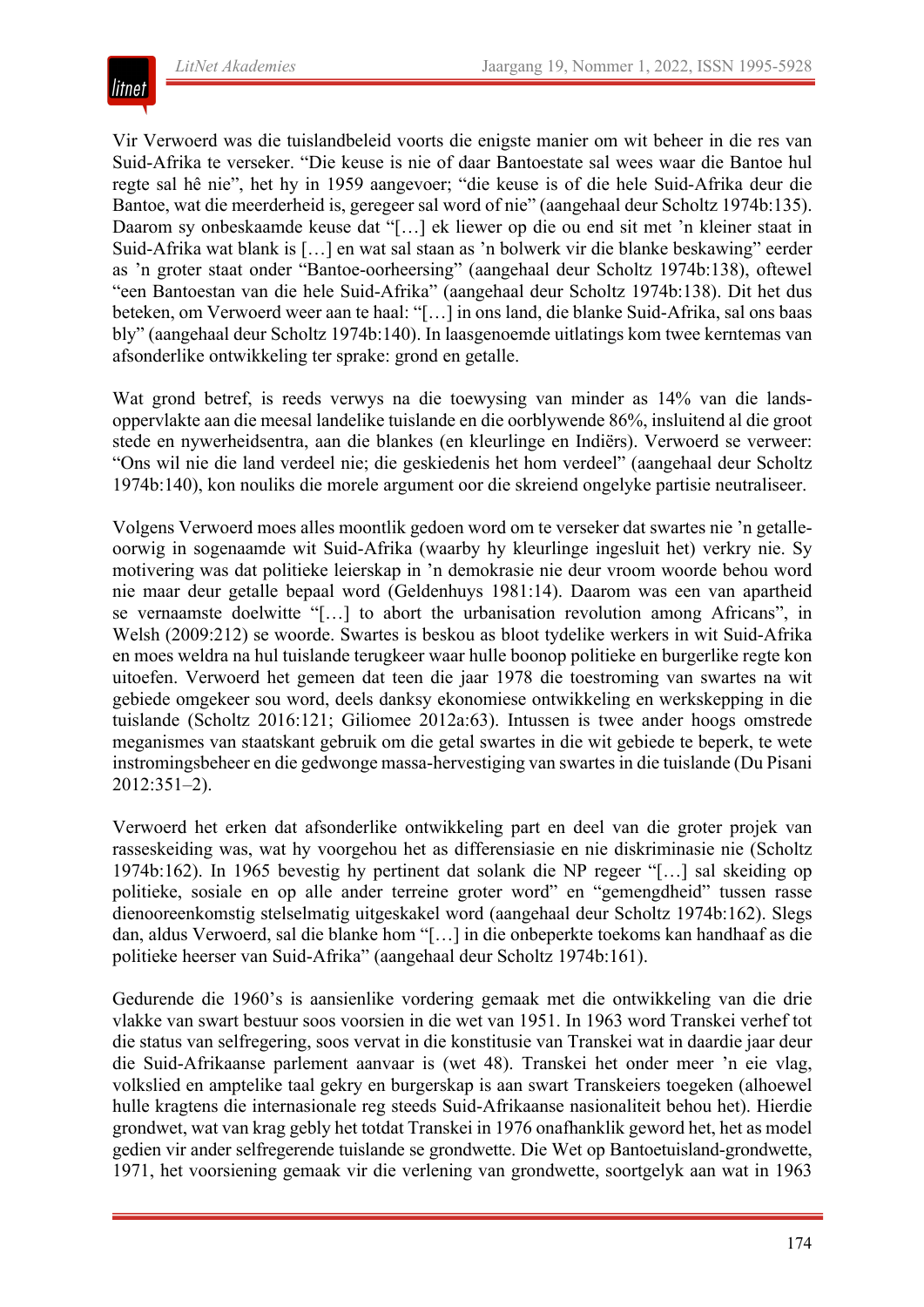Vir Verwoerd was die tuislandbeleid voorts die enigste manier om wit beheer in die res van Suid-Afrika te verseker. "Die keuse is nie of daar Bantoestate sal wees waar die Bantoe hul regte sal hê nie", het hy in 1959 aangevoer; "die keuse is of die hele Suid-Afrika deur die Bantoe, wat die meerderheid is, geregeer sal word of nie" (aangehaal deur Scholtz 1974b:135). Daarom sy onbeskaamde keuse dat "[…] ek liewer op die ou end sit met 'n kleiner staat in Suid-Afrika wat blank is […] en wat sal staan as 'n bolwerk vir die blanke beskawing" eerder as 'n groter staat onder "Bantoe-oorheersing" (aangehaal deur Scholtz 1974b:138), oftewel "een Bantoestan van die hele Suid-Afrika" (aangehaal deur Scholtz 1974b:138). Dit het dus beteken, om Verwoerd weer aan te haal: "[…] in ons land, die blanke Suid-Afrika, sal ons baas bly" (aangehaal deur Scholtz 1974b:140). In laasgenoemde uitlatings kom twee kerntemas van afsonderlike ontwikkeling ter sprake: grond en getalle.

Wat grond betref, is reeds verwys na die toewysing van minder as 14% van die landsoppervlakte aan die meesal landelike tuislande en die oorblywende 86%, insluitend al die groot stede en nywerheidsentra, aan die blankes (en kleurlinge en Indiërs). Verwoerd se verweer: "Ons wil nie die land verdeel nie; die geskiedenis het hom verdeel" (aangehaal deur Scholtz 1974b:140), kon nouliks die morele argument oor die skreiend ongelyke partisie neutraliseer.

Volgens Verwoerd moes alles moontlik gedoen word om te verseker dat swartes nie 'n getalleoorwig in sogenaamde wit Suid-Afrika (waarby hy kleurlinge ingesluit het) verkry nie. Sy motivering was dat politieke leierskap in 'n demokrasie nie deur vroom woorde behou word nie maar deur getalle bepaal word (Geldenhuys 1981:14). Daarom was een van apartheid se vernaamste doelwitte "[…] to abort the urbanisation revolution among Africans", in Welsh (2009:212) se woorde. Swartes is beskou as bloot tydelike werkers in wit Suid-Afrika en moes weldra na hul tuislande terugkeer waar hulle boonop politieke en burgerlike regte kon uitoefen. Verwoerd het gemeen dat teen die jaar 1978 die toestroming van swartes na wit gebiede omgekeer sou word, deels danksy ekonomiese ontwikkeling en werkskepping in die tuislande (Scholtz 2016:121; Giliomee 2012a:63). Intussen is twee ander hoogs omstrede meganismes van staatskant gebruik om die getal swartes in die wit gebiede te beperk, te wete instromingsbeheer en die gedwonge massa-hervestiging van swartes in die tuislande (Du Pisani 2012:351–2).

Verwoerd het erken dat afsonderlike ontwikkeling part en deel van die groter projek van rasseskeiding was, wat hy voorgehou het as differensiasie en nie diskriminasie nie (Scholtz 1974b:162). In 1965 bevestig hy pertinent dat solank die NP regeer "[…] sal skeiding op politieke, sosiale en op alle ander terreine groter word" en "gemengdheid" tussen rasse dienooreenkomstig stelselmatig uitgeskakel word (aangehaal deur Scholtz 1974b:162). Slegs dan, aldus Verwoerd, sal die blanke hom "[…] in die onbeperkte toekoms kan handhaaf as die politieke heerser van Suid-Afrika" (aangehaal deur Scholtz 1974b:161).

Gedurende die 1960's is aansienlike vordering gemaak met die ontwikkeling van die drie vlakke van swart bestuur soos voorsien in die wet van 1951. In 1963 word Transkei verhef tot die status van selfregering, soos vervat in die konstitusie van Transkei wat in daardie jaar deur die Suid-Afrikaanse parlement aanvaar is (wet 48). Transkei het onder meer 'n eie vlag, volkslied en amptelike taal gekry en burgerskap is aan swart Transkeiers toegeken (alhoewel hulle kragtens die internasionale reg steeds Suid-Afrikaanse nasionaliteit behou het). Hierdie grondwet, wat van krag gebly het totdat Transkei in 1976 onafhanklik geword het, het as model gedien vir ander selfregerende tuislande se grondwette. Die Wet op Bantoetuisland-grondwette, 1971, het voorsiening gemaak vir die verlening van grondwette, soortgelyk aan wat in 1963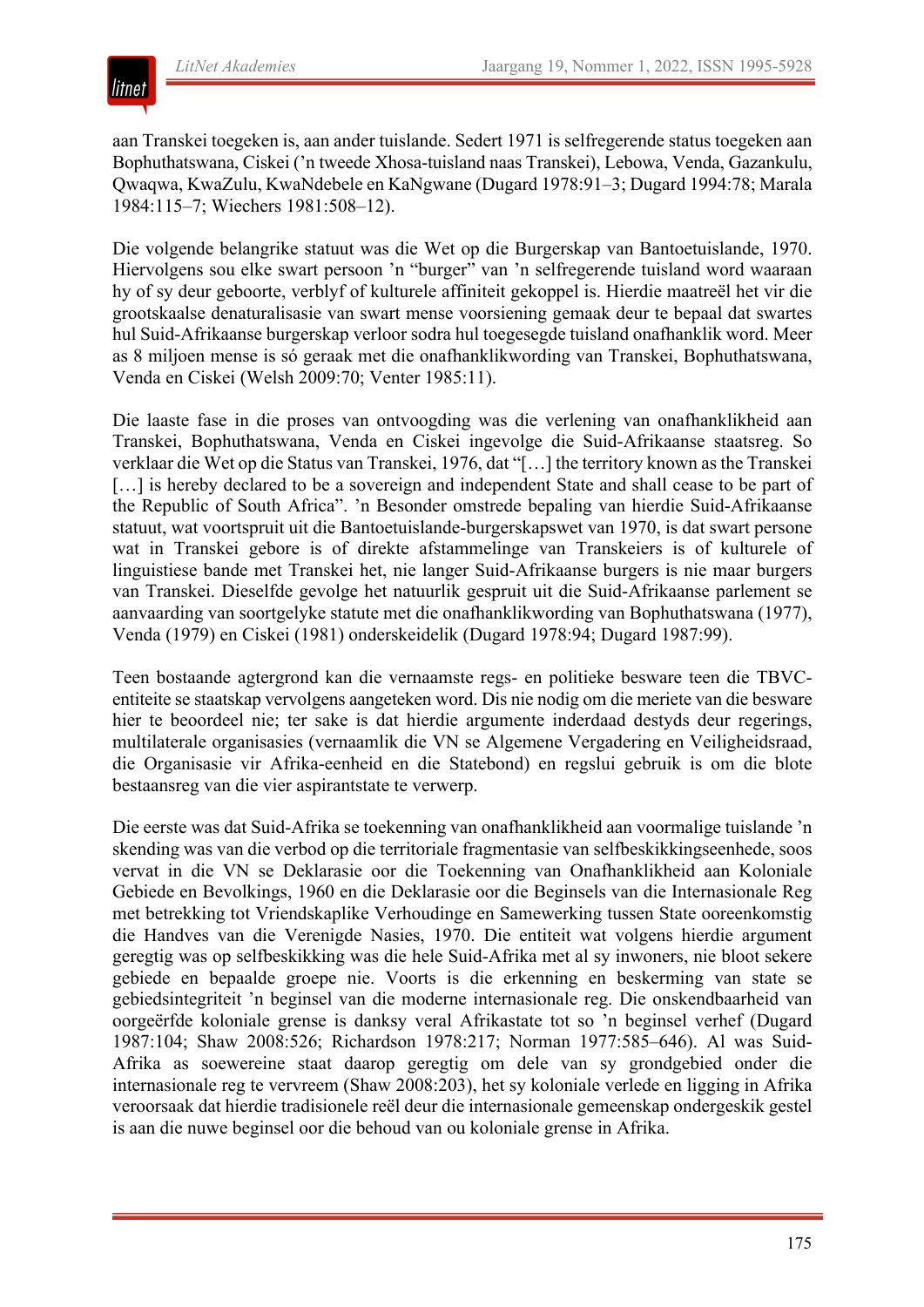aan Transkei toegeken is, aan ander tuislande. Sedert 1971 is selfregerende status toegeken aan Bophuthatswana, Ciskei ('n tweede Xhosa-tuisland naas Transkei), Lebowa, Venda, Gazankulu, Qwaqwa, KwaZulu, KwaNdebele en KaNgwane (Dugard 1978:91–3; Dugard 1994:78; Marala 1984:115–7; Wiechers 1981:508–12).

Die volgende belangrike statuut was die Wet op die Burgerskap van Bantoetuislande, 1970. Hiervolgens sou elke swart persoon 'n "burger" van 'n selfregerende tuisland word waaraan hy of sy deur geboorte, verblyf of kulturele affiniteit gekoppel is. Hierdie maatreël het vir die grootskaalse denaturalisasie van swart mense voorsiening gemaak deur te bepaal dat swartes hul Suid-Afrikaanse burgerskap verloor sodra hul toegesegde tuisland onafhanklik word. Meer as 8 miljoen mense is só geraak met die onafhanklikwording van Transkei, Bophuthatswana, Venda en Ciskei (Welsh 2009:70; Venter 1985:11).

Die laaste fase in die proses van ontvoogding was die verlening van onafhanklikheid aan Transkei, Bophuthatswana, Venda en Ciskei ingevolge die Suid-Afrikaanse staatsreg. So verklaar die Wet op die Status van Transkei, 1976, dat "[…] the territory known as the Transkei […] is hereby declared to be a sovereign and independent State and shall cease to be part of the Republic of South Africa". 'n Besonder omstrede bepaling van hierdie Suid-Afrikaanse statuut, wat voortspruit uit die Bantoetuislande-burgerskapswet van 1970, is dat swart persone wat in Transkei gebore is of direkte afstammelinge van Transkeiers is of kulturele of linguistiese bande met Transkei het, nie langer Suid-Afrikaanse burgers is nie maar burgers van Transkei. Dieselfde gevolge het natuurlik gespruit uit die Suid-Afrikaanse parlement se aanvaarding van soortgelyke statute met die onafhanklikwording van Bophuthatswana (1977), Venda (1979) en Ciskei (1981) onderskeidelik (Dugard 1978:94; Dugard 1987:99).

Teen bostaande agtergrond kan die vernaamste regs- en politieke besware teen die TBVC-entiteite se staatskap vervolgens aangeteken word. Dis nie nodig om die meriete van die besware hier te beoordeel nie; ter sake is dat hierdie argumente inderdaad destyds deur regerings, multilaterale organisasies (vernaamlik die VN se Algemene Vergadering en Veiligheidsraad, die Organisasie vir Afrika-eenheid en die Statebond) en regslui gebruik is om die blote bestaansreg van die vier aspirantstate te verwerp.

Die eerste was dat Suid-Afrika se toekenning van onafhanklikheid aan voormalige tuislande 'n skending was van die verbod op die territoriale fragmentasie van selfbeskikkingseenhede, soos vervat in die VN se Deklarasie oor die Toekenning van Onafhanklikheid aan Koloniale Gebiede en Bevolkings, 1960 en die Deklarasie oor die Beginsels van die Internasionale Reg met betrekking tot Vriendskaplike Verhoudinge en Samewerking tussen State ooreenkomstig die Handves van die Verenigde Nasies, 1970. Die entiteit wat volgens hierdie argument geregtig was op selfbeskikking was die hele Suid-Afrika met al sy inwoners, nie bloot sekere gebiede en bepaalde groepe nie. Voorts is die erkenning en beskerming van state se gebiedsintegriteit 'n beginsel van die moderne internasionale reg. Die onskendbaarheid van oorgeërfde koloniale grense is danksy veral Afrikastate tot so 'n beginsel verhef (Dugard 1987:104; Shaw 2008:526; Richardson 1978:217; Norman 1977:585–646). Al was Suid-Afrika as soewereine staat daarop geregtig om dele van sy grondgebied onder die internasionale reg te vervreem (Shaw 2008:203), het sy koloniale verlede en ligging in Afrika veroorsaak dat hierdie tradisionele reël deur die internasionale gemeenskap ondergeskik gestel is aan die nuwe beginsel oor die behoud van ou koloniale grense in Afrika.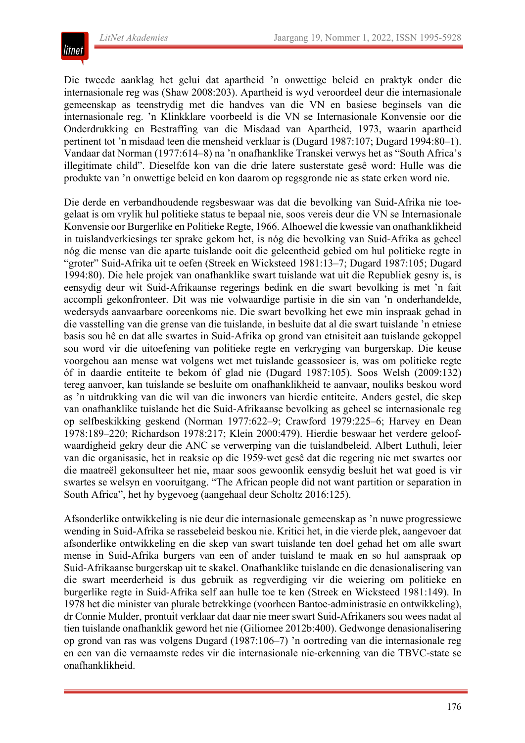Die tweede aanklag het gelui dat apartheid ’n onwettige beleid en praktyk onder die internasionale reg was (Shaw 2008:203). Apartheid is wyd veroordeel deur die internasionale gemeenskap as teenstrydig met die handves van die VN en basiese beginsels van die internasionale reg. ’n Klinkklare voorbeeld is die VN se Internasionale Konvensie oor die Onderdrukking en Bestraffing van die Misdaad van Apartheid, 1973, waarin apartheid pertinent tot ’n misdaad teen die mensheid verklaar is (Dugard 1987:107; Dugard 1994:80–1). Vandaar dat Norman (1977:614–8) na ’n onafhanklike Transkei verwys het as “South Africa’s illegitimate child”. Dieselfde kon van die drie latere susterstate gesê word: Hulle was die produkte van ’n onwettige beleid en kon daarom op regsgronde nie as state erken word nie.

Die derde en verbandhoudende regsbeswaar was dat die bevolking van Suid-Afrika nie toegelaat is om vrylik hul politieke status te bepaal nie, soos vereis deur die VN se Internasionale Konvensie oor Burgerlike en Politieke Regte, 1966. Alhoewel die kwessie van onafhanklikheid in tuislandverkiesings ter sprake gekom het, is nóg die bevolking van Suid-Afrika as geheel nóg die mense van die aparte tuislande ooit die geleentheid gebied om hul politieke regte in “groter” Suid-Afrika uit te oefen (Streek en Wicksteed 1981:13–7; Dugard 1987:105; Dugard 1994:80). Die hele projek van onafhanklike swart tuislande wat uit die Republiek gesny is, is eensydig deur wit Suid-Afrikaanse regerings bedink en die swart bevolking is met ’n fait accompli gekonfronteer. Dit was nie volwaardige partisie in die sin van ’n onderhandelde, wedersyds aanvaarbare ooreenkoms nie. Die swart bevolking het ewe min inspraak gehad in die vasstelling van die grense van die tuislande, in besluite dat al die swart tuislande ’n etniese basis sou hê en dat alle swartes in Suid-Afrika op grond van etnisiteit aan tuislande gekoppel sou word vir die uitoefening van politieke regte en verkryging van burgerskap. Die keuse voorgehou aan mense wat volgens wet met tuislande geassosieer is, was om politieke regte óf in daardie entiteit te bekom óf glad nie (Dugard 1987:105). Soos Welsh (2009:132) tereg aanvoer, kan tuislande se besluite om onafhanklikheid te aanvaar, nouliks beskou word as ’n uitdrukking van die wil van die inwoners van hierdie entiteite. Anders gestel, die skep van onafhanklike tuislande het die Suid-Afrikaanse bevolking as geheel se internasionale reg op selfbeskikking geskend (Norman 1977:622–9; Crawford 1979:225–6; Harvey en Dean 1978:189–220; Richardson 1978:217; Klein 2000:479). Hierdie beswaar het verdere geloofwaardigheid gekry deur die ANC se verwerping van die tuislandbeleid. Albert Luthuli, leier van die organisasie, het in reaksie op die 1959-wet gesê dat die regering nie met swartes oor die maatreël gekonsulteer het nie, maar soos gewoonlik eensydig besluit het wat goed is vir swartes se welsyn en vooruitgang. “The African people did not want partition or separation in South Africa”, het hy bygevoeg (aangehaal deur Scholtz 2016:125).

Afsonderlike ontwikkeling is nie deur die internasionale gemeenskap as ’n nuwe progressiewe wending in Suid-Afrika se rassebeleid beskou nie. Kritici het, in die vierde plek, aangevoer dat afsonderlike ontwikkeling en die skep van swart tuislande ten doel gehad het om alle swart mense in Suid-Afrika burgers van een of ander tuisland te maak en so hul aanspraak op Suid-Afrikaanse burgerskap uit te skakel. Onafhanklike tuislande en die denasionalisering van die swart meerderheid is dus gebruik as regverdiging vir die weiering om politieke en burgerlike regte in Suid-Afrika self aan hulle toe te ken (Streek en Wicksteed 1981:149). In 1978 het die minister van plurale betrekkinge (voorheen Bantoe-administrasie en ontwikkeling), dr Connie Mulder, prontuit verklaar dat daar nie meer swart Suid-Afrikaners sou wees nadat al tien tuislande onafhanklik geword het nie (Giliomee 2012b:400). Gedwonge denasionalisering op grond van ras was volgens Dugard (1987:106–7) ’n oortreding van die internasionale reg en een van die vernaamste redes vir die internasionale nie-erkenning van die TBVC-state se onafhanklikheid.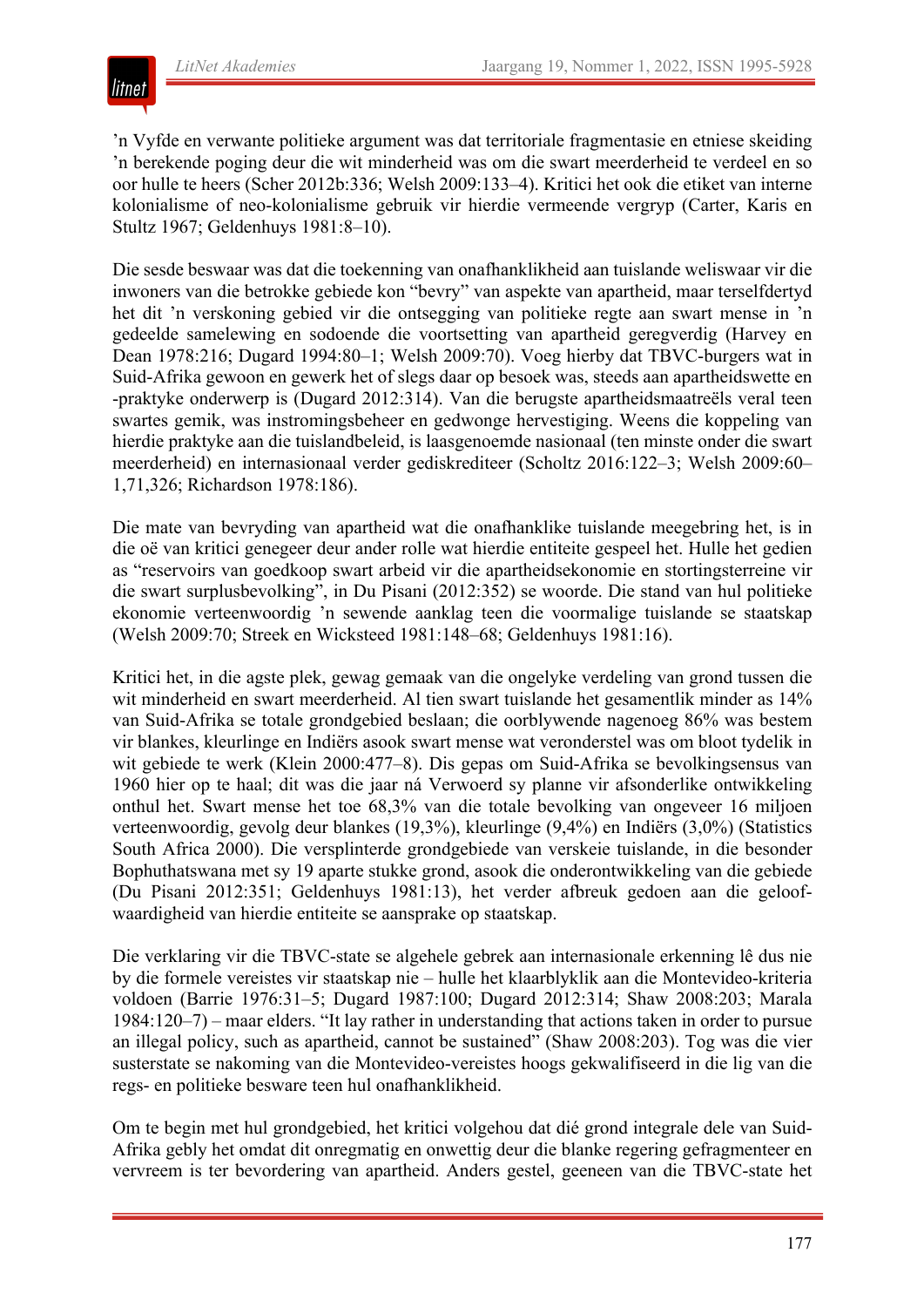’n Vyfde en verwante politieke argument was dat territoriale fragmentasie en etniese skeiding ’n berekende poging deur die wit minderheid was om die swart meerderheid te verdeel en so oor hulle te heers (Scher 2012b:336; Welsh 2009:133–4). Kritici het ook die etiket van interne kolonialisme of neo-kolonialisme gebruik vir hierdie vermeende vergryp (Carter, Karis en Stultz 1967; Geldenhuys 1981:8–10).

Die sesde beswaar was dat die toekenning van onafhanklikheid aan tuislande weliswaar vir die inwoners van die betrokke gebiede kon “bevry” van aspekte van apartheid, maar terselfdertyd het dit ’n verskoning gebied vir die ontsegging van politieke regte aan swart mense in ’n gedeelde samelewing en sodoende die voortsetting van apartheid geregverdig (Harvey en Dean 1978:216; Dugard 1994:80–1; Welsh 2009:70). Voeg hierby dat TBVC-burgers wat in Suid-Afrika gewoon en gewerk het of slegs daar op besoek was, steeds aan apartheidswette en -praktyke onderwerp is (Dugard 2012:314). Van die berugste apartheidsmaatreëls veral teen swartes gemik, was instromingsbeheer en gedwonge hervestiging. Weens die koppeling van hierdie praktyke aan die tuislandbeleid, is laasgenoemde nasionaal (ten minste onder die swart meerderheid) en internasionaal verder gediskrediteer (Scholtz 2016:122–3; Welsh 2009:60–1,71,326; Richardson 1978:186).

Die mate van bevryding van apartheid wat die onafhanklike tuislande meegebring het, is in die oë van kritici genegeer deur ander rolle wat hierdie entiteite gespeel het. Hulle het gedien as “reservoirs van goedkoop swart arbeid vir die apartheidsekonomie en stortingsterreine vir die swart surplusbevolking”, in Du Pisani (2012:352) se woorde. Die stand van hul politieke ekonomie verteenwoordig ’n sewende aanklag teen die voormalige tuislande se staatskap (Welsh 2009:70; Streek en Wicksteed 1981:148–68; Geldenhuys 1981:16).

Kritici het, in die agste plek, gewag gemaak van die ongelyke verdeling van grond tussen die wit minderheid en swart meerderheid. Al tien swart tuislande het gesamentlik minder as 14% van Suid-Afrika se totale grondgebied beslaan; die oorblywende nagenoeg 86% was bestem vir blankes, kleurlinge en Indiërs asook swart mense wat veronderstel was om bloot tydelik in wit gebiede te werk (Klein 2000:477–8). Dis gepas om Suid-Afrika se bevolkingsensus van 1960 hier op te haal; dit was die jaar ná Verwoerd sy planne vir afsonderlike ontwikkeling onthul het. Swart mense het toe 68,3% van die totale bevolking van ongeveer 16 miljoen verteenwoordig, gevolg deur blankes (19,3%), kleurlinge (9,4%) en Indiërs (3,0%) (Statistics South Africa 2000). Die versplinterde grondgebiede van verskeie tuislande, in die besonder Bophuthatswana met sy 19 aparte stukke grond, asook die onderontwikkeling van die gebiede (Du Pisani 2012:351; Geldenhuys 1981:13), het verder afbreuk gedoen aan die geloofwaardigheid van hierdie entiteite se aansprake op staatskap.

Die verklaring vir die TBVC-state se algehele gebrek aan internasionale erkenning lê dus nie by die formele vereistes vir staatskap nie – hulle het klaarblyklik aan die Montevideo-kriteria voldoen (Barrie 1976:31–5; Dugard 1987:100; Dugard 2012:314; Shaw 2008:203; Marala 1984:120–7) – maar elders. “It lay rather in understanding that actions taken in order to pursue an illegal policy, such as apartheid, cannot be sustained” (Shaw 2008:203). Tog was die vier susterstate se nakoming van die Montevideo-vereistes hoogs gekwalifiseerd in die lig van die regs- en politieke besware teen hul onafhanklikheid.

Om te begin met hul grondgebied, het kritici volgehou dat dié grond integrale dele van Suid-Afrika gebly het omdat dit onregmatig en onwettig deur die blanke regering gefragmenteer en vervreem is ter bevordering van apartheid. Anders gestel, geeneen van die TBVC-state het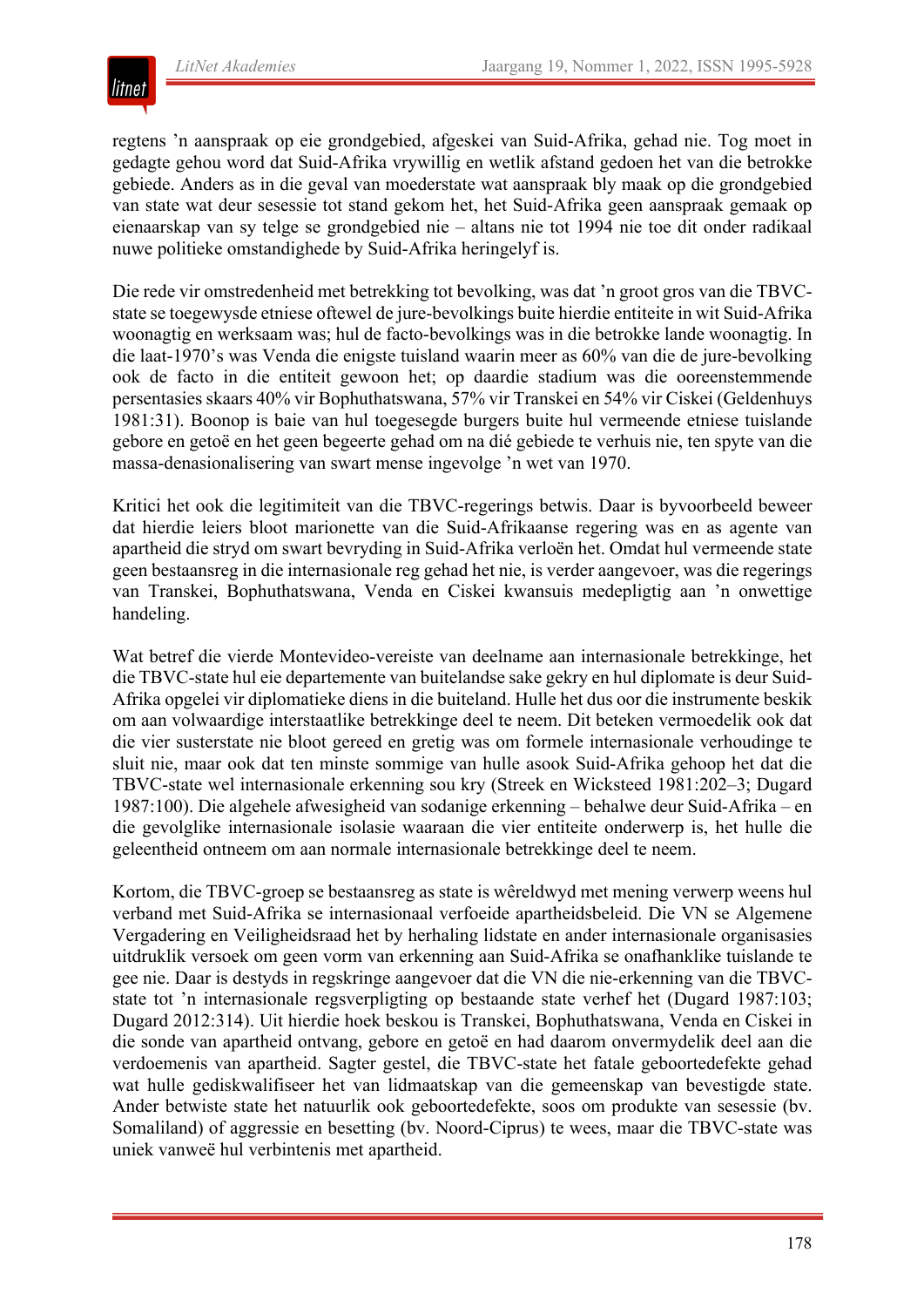regtens ’n aanspraak op eie grondgebied, afgeskei van Suid-Afrika, gehad nie. Tog moet in gedagte gehou word dat Suid-Afrika vrywillig en wetlik afstand gedoen het van die betrokke gebiede. Anders as in die geval van moederstate wat aanspraak bly maak op die grondgebied van state wat deur sesessie tot stand gekom het, het Suid-Afrika geen aanspraak gemaak op eienaarskap van sy telge se grondgebied nie – altans nie tot 1994 nie toe dit onder radikaal nuwe politieke omstandighede by Suid-Afrika heringelyf is.

Die rede vir omstredenheid met betrekking tot bevolking, was dat ’n groot gros van die TBVC-state se toegewysde etniese oftewel de jure-bevolkings buite hierdie entiteite in wit Suid-Afrika woonagtig en werksaam was; hul de facto-bevolkings was in die betrokke lande woonagtig. In die laat-1970’s was Venda die enigste tuisland waarin meer as 60% van die de jure-bevolking ook de facto in die entiteit gewoon het; op daardie stadium was die ooreenstemmende persentasies skaars 40% vir Bophuthatswana, 57% vir Transkei en 54% vir Ciskei (Geldenhuys 1981:31). Boonop is baie van hul toegesegde burgers buite hul vermeende etniese tuislande gebore en getoë en het geen begeerte gehad om na dié gebiede te verhuis nie, ten spyte van die massa-denasionalisering van swart mense ingevolge ’n wet van 1970.

Kritici het ook die legitimiteit van die TBVC-regerings betwis. Daar is byvoorbeeld beweer dat hierdie leiers bloot marionette van die Suid-Afrikaanse regering was en as agente van apartheid die stryd om swart bevryding in Suid-Afrika verloën het. Omdat hul vermeende state geen bestaansreg in die internasionale reg gehad het nie, is verder aangevoer, was die regerings van Transkei, Bophuthatswana, Venda en Ciskei kwansuis medepligtig aan ’n onwettige handeling.

Wat betref die vierde Montevideo-vereiste van deelname aan internasionale betrekkinge, het die TBVC-state hul eie departemente van buitelandse sake gekry en hul diplomate is deur Suid-Afrika opgelei vir diplomatieke diens in die buiteland. Hulle het dus oor die instrumente beskik om aan volwaardige interstaatlike betrekkinge deel te neem. Dit beteken vermoedelik ook dat die vier susterstate nie bloot gereed en gretig was om formele internasionale verhoudinge te sluit nie, maar ook dat ten minste sommige van hulle asook Suid-Afrika gehoop het dat die TBVC-state wel internasionale erkenning sou kry (Streek en Wicksteed 1981:202–3; Dugard 1987:100). Die algehele afwesigheid van sodanige erkenning – behalwe deur Suid-Afrika – en die gevolglike internasionale isolasie waaraan die vier entiteite onderwerp is, het hulle die geleentheid ontneem om aan normale internasionale betrekkinge deel te neem.

Kortom, die TBVC-groep se bestaansreg as state is wêreldwyd met mening verwerp weens hul verband met Suid-Afrika se internasionaal verfoeide apartheidsbeleid. Die VN se Algemene Vergadering en Veiligheidsraad het by herhaling lidstate en ander internasionale organisasies uitdruklik versoek om geen vorm van erkenning aan Suid-Afrika se onafhanklike tuislande te gee nie. Daar is destyds in regskringe aangevoer dat die VN die nie-erkenning van die TBVC-state tot ’n internasionale regsverpligting op bestaande state verhef het (Dugard 1987:103; Dugard 2012:314). Uit hierdie hoek beskou is Transkei, Bophuthatswana, Venda en Ciskei in die sonde van apartheid ontvang, gebore en getoë en had daarom onvermydelik deel aan die verdoemenis van apartheid. Sagter gestel, die TBVC-state het fatale geboortedefekte gehad wat hulle gediskwalifiseer het van lidmaatskap van die gemeenskap van bevestigde state. Ander betwiste state het natuurlik ook geboortedefekte, soos om produkte van sesessie (bv. Somaliland) of aggressie en besetting (bv. Noord-Ciprus) te wees, maar die TBVC-state was uniek vanweë hul verbintenis met apartheid.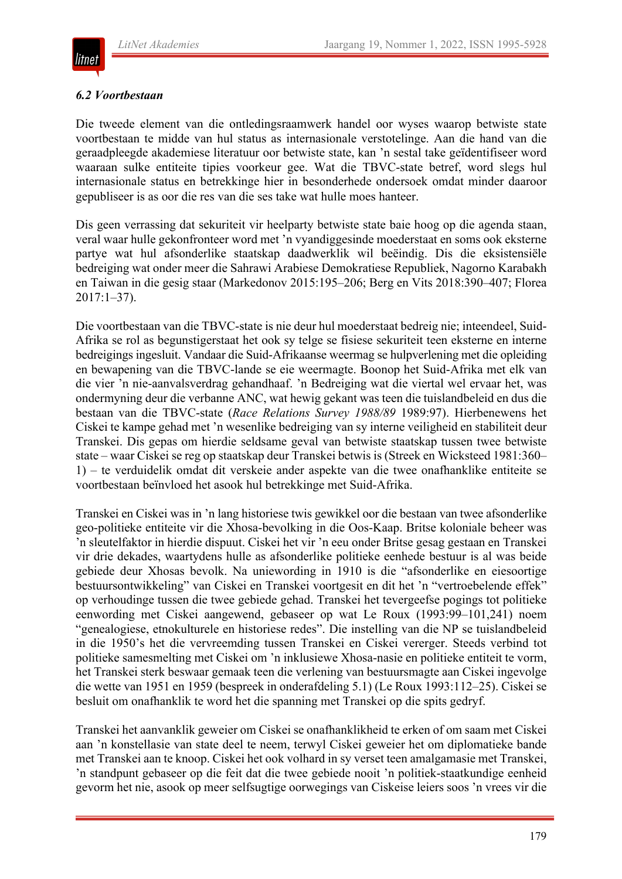### *6.2 Voortbestaan*

Die tweede element van die ontledingsraamwerk handel oor wyses waarop betwiste state voortbestaan te midde van hul status as internasionale verstotelinge. Aan die hand van die geraadpleegde akademiese literatuur oor betwiste state, kan ’n sestal take geïdentifiseer word waaraan sulke entiteite tipies voorkeur gee. Wat die TBVC-state betref, word slegs hul internasionale status en betrekkinge hier in besonderhede ondersoek omdat minder daaroor gepubliseer is as oor die res van die ses take wat hulle moes hanteer.

Dis geen verrassing dat sekuriteit vir heelparty betwiste state baie hoog op die agenda staan, veral waar hulle gekonfronteer word met ’n vyandiggesinde moederstaat en soms ook eksterne partye wat hul afsonderlike staatskap daadwerklik wil beëindig. Dis die eksistensiële bedreiging wat onder meer die Sahrawi Arabiese Demokratiese Republiek, Nagorno Karabakh en Taiwan in die gesig staar (Markedonov 2015:195–206; Berg en Vits 2018:390–407; Florea 2017:1–37).

Die voortbestaan van die TBVC-state is nie deur hul moederstaat bedreig nie; inteendeel, Suid-Afrika se rol as begunstigerstaat het ook sy telge se fisiese sekuriteit teen eksterne en interne bedreigings ingesluit. Vandaar die Suid-Afrikaanse weermag se hulpverlening met die opleiding en bewapening van die TBVC-lande se eie weermagte. Boonop het Suid-Afrika met elk van die vier ’n nie-aanvalsverdrag gehandhaaf. ’n Bedreiging wat die viertal wel ervaar het, was ondermyning deur die verbanne ANC, wat hewig gekant was teen die tuislandbeleid en dus die bestaan van die TBVC-state (*Race Relations Survey 1988/89* 1989:97). Hierbenewens het Ciskei te kampe gehad met ’n wesenlike bedreiging van sy interne veiligheid en stabiliteit deur Transkei. Dis gepas om hierdie seldsame geval van betwiste staatskap tussen twee betwiste state – waar Ciskei se reg op staatskap deur Transkei betwis is (Streek en Wicksteed 1981:360–1) – te verduidelik omdat dit verskeie ander aspekte van die twee onafhanklike entiteite se voortbestaan beïnvloed het asook hul betrekkinge met Suid-Afrika.

Transkei en Ciskei was in ’n lang historiese twis gewikkel oor die bestaan van twee afsonderlike geo-politieke entiteite vir die Xhosa-bevolking in die Oos-Kaap. Britse koloniale beheer was ’n sleutelfaktor in hierdie dispuut. Ciskei het vir ’n eeu onder Britse gesag gestaan en Transkei vir drie dekades, waartydens hulle as afsonderlike politieke eenhede bestuur is al was beide gebiede deur Xhosas bevolk. Na uniewording in 1910 is die “afsonderlike en eiesoortige bestuursontwikkeling” van Ciskei en Transkei voortgesit en dit het ’n “vertroebelende effek” op verhoudinge tussen die twee gebiede gehad. Transkei het tevergeefse pogings tot politieke eenwording met Ciskei aangewend, gebaseer op wat Le Roux (1993:99–101,241) noem “genealogiese, etnokulturele en historiese redes”. Die instelling van die NP se tuislandbeleid in die 1950’s het die vervreemding tussen Transkei en Ciskei vererger. Steeds verbind tot politieke samesmelting met Ciskei om ’n inklusiewe Xhosa-nasie en politieke entiteit te vorm, het Transkei sterk beswaar gemaak teen die verlening van bestuursmagte aan Ciskei ingevolge die wette van 1951 en 1959 (bespreek in onderafdeling 5.1) (Le Roux 1993:112–25). Ciskei se besluit om onafhanklik te word het die spanning met Transkei op die spits gedryf.

Transkei het aanvanklik geweier om Ciskei se onafhanklikheid te erken of om saam met Ciskei aan ’n konstellasie van state deel te neem, terwyl Ciskei geweier het om diplomatieke bande met Transkei aan te knoop. Ciskei het ook volhard in sy verset teen amalgamasie met Transkei, ’n standpunt gebaseer op die feit dat die twee gebiede nooit ’n politiek-staatkundige eenheid gevorm het nie, asook op meer selfsugtige oorwegings van Ciskeise leiers soos ’n vrees vir die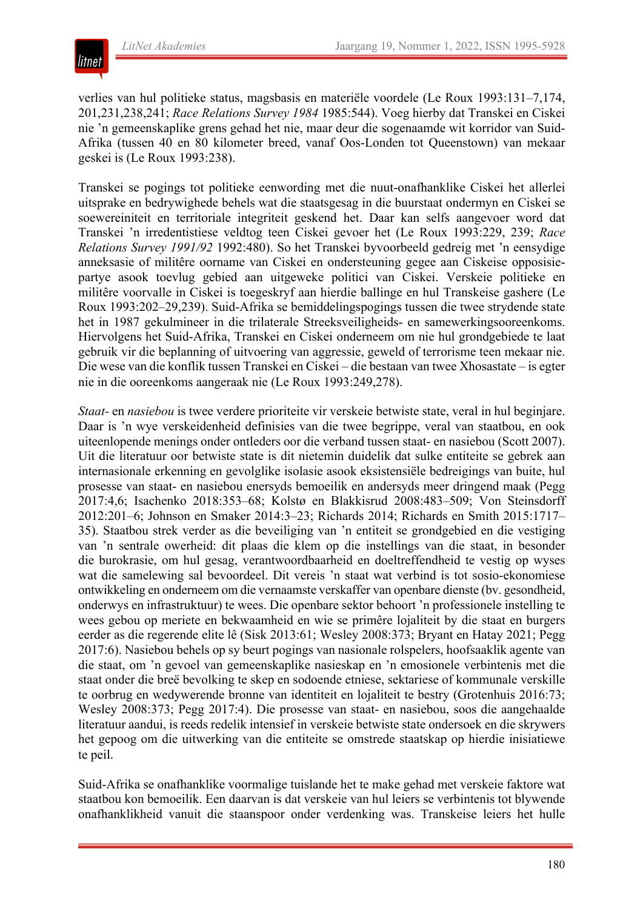verlies van hul politieke status, magsbasis en materiële voordele (Le Roux 1993:131–7,174, 201,231,238,241; *Race Relations Survey 1984* 1985:544). Voeg hierby dat Transkei en Ciskei nie 'n gemeenskaplike grens gehad het nie, maar deur die sogenaamde wit korridor van Suid-Afrika (tussen 40 en 80 kilometer breed, vanaf Oos-Londen tot Queenstown) van mekaar geskei is (Le Roux 1993:238).

Transkei se pogings tot politieke eenwording met die nuut-onafhanklike Ciskei het allerlei uitsprake en bedrywighede behels wat die staatsgesag in die buurstaat ondermyn en Ciskei se soewereiniteit en territoriale integriteit geskend het. Daar kan selfs aangevoer word dat Transkei 'n irredentistiese veldtog teen Ciskei gevoer het (Le Roux 1993:229, 239; *Race Relations Survey 1991/92* 1992:480). So het Transkei byvoorbeeld gedreig met 'n eensydige anneksasie of militêre oorname van Ciskei en ondersteuning gegee aan Ciskeise opposisie-partye asook toevlug gebied aan uitgeweke politici van Ciskei. Verskeie politieke en militêre voorvalle in Ciskei is toegeskryf aan hierdie ballinge en hul Transkeise gashere (Le Roux 1993:202–29,239). Suid-Afrika se bemiddelingspogings tussen die twee strydende state het in 1987 gekulmineer in die trilaterale Streeksveiligheids- en samewerkingsooreenkoms. Hiervolgens het Suid-Afrika, Transkei en Ciskei onderneem om nie hul grondgebiede te laat gebruik vir die beplanning of uitvoering van aggressie, geweld of terrorisme teen mekaar nie. Die wese van die konflik tussen Transkei en Ciskei – die bestaan van twee Xhosastate – is egter nie in die ooreenkoms aangeraak nie (Le Roux 1993:249,278).

*Staat*- en *nasiebou* is twee verdere prioriteite vir verskeie betwiste state, veral in hul beginjare. Daar is 'n wye verskeidenheid definisies van die twee begrippe, veral van staatbou, en ook uiteenlopende menings onder ontleders oor die verband tussen staat- en nasiebou (Scott 2007). Uit die literatuur oor betwiste state is dit nietemin duidelik dat sulke entiteite se gebrek aan internasionale erkenning en gevolglike isolasie asook eksistensiële bedreigings van buite, hul prosesse van staat- en nasiebou enersyds bemoeilik en andersyds meer dringend maak (Pegg 2017:4,6; Isachenko 2018:353–68; Kolstø en Blakkisrud 2008:483–509; Von Steinsdorff 2012:201–6; Johnson en Smaker 2014:3–23; Richards 2014; Richards en Smith 2015:1717–35). Staatbou strek verder as die beveiliging van 'n entiteit se grondgebied en die vestiging van 'n sentrale owerheid: dit plaas die klem op die instellings van die staat, in besonder die burokrasie, om hul gesag, verantwoordbaarheid en doeltreffendheid te vestig op wyses wat die samelewing sal bevoordeel. Dit vereis 'n staat wat verbind is tot sosio-ekonomiese ontwikkeling en onderneem om die vernaamste verskaffer van openbare dienste (bv. gesondheid, onderwys en infrastruktuur) te wees. Die openbare sektor behoort 'n professionele instelling te wees gebou op meriete en bekwaamheid en wie se primêre lojaliteit by die staat en burgers eerder as die regerende elite lê (Sisk 2013:61; Wesley 2008:373; Bryant en Hatay 2021; Pegg 2017:6). Nasiebou behels op sy beurt pogings van nasionale rolspelers, hoofsaaklik agente van die staat, om 'n gevoel van gemeenskaplike nasieskap en 'n emosionele verbintenis met die staat onder die breë bevolking te skep en sodoende etniese, sektariese of kommunale verskille te oorbrug en wedywerende bronne van identiteit en lojaliteit te bestry (Grotenhuis 2016:73; Wesley 2008:373; Pegg 2017:4). Die prosesse van staat- en nasiebou, soos die aangehaalde literatuur aandui, is reeds redelik intensief in verskeie betwiste state ondersoek en die skrywers het gepoog om die uitwerking van die entiteite se omstrede staatskap op hierdie inisiatiewe te peil.

Suid-Afrika se onafhanklike voormalige tuislande het te make gehad met verskeie faktore wat staatbou kon bemoeilik. Een daarvan is dat verskeie van hul leiers se verbintenis tot blywende onafhanklikheid vanuit die staanspoor onder verdenking was. Transkeise leiers het hulle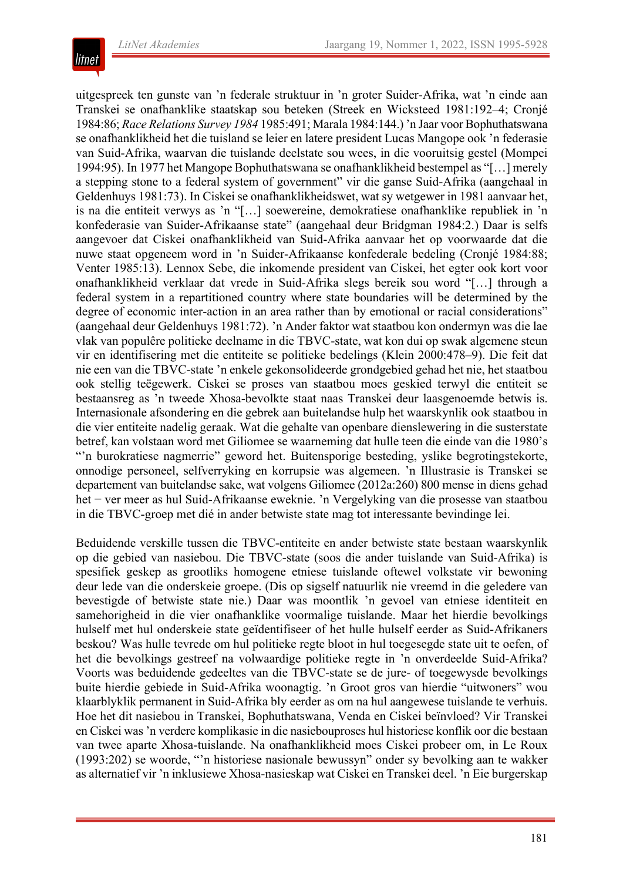uitgespreek ten gunste van 'n federale struktuur in 'n groter Suider-Afrika, wat 'n einde aan Transkei se onafhanklike staatskap sou beteken (Streek en Wicksteed 1981:192–4; Cronjé 1984:86; *Race Relations Survey 1984* 1985:491; Marala 1984:144.) 'n Jaar voor Bophuthatswana se onafhanklikheid het die tuisland se leier en latere president Lucas Mangope ook 'n federasie van Suid-Afrika, waarvan die tuislande deelstate sou wees, in die vooruitsig gestel (Mompei 1994:95). In 1977 het Mangope Bophuthatswana se onafhanklikheid bestempel as "[…] merely a stepping stone to a federal system of government" vir die ganse Suid-Afrika (aangehaal in Geldenhuys 1981:73). In Ciskei se onafhanklikheidswet, wat sy wetgewer in 1981 aanvaar het, is na die entiteit verwys as 'n "[…] soewereine, demokratiese onafhanklike republiek in 'n konfederasie van Suider-Afrikaanse state" (aangehaal deur Bridgman 1984:2.) Daar is selfs aangevoer dat Ciskei onafhanklikheid van Suid-Afrika aanvaar het op voorwaarde dat die nuwe staat opgeneem word in 'n Suider-Afrikaanse konfederale bedeling (Cronjé 1984:88; Venter 1985:13). Lennox Sebe, die inkomende president van Ciskei, het egter ook kort voor onafhanklikheid verklaar dat vrede in Suid-Afrika slegs bereik sou word "[…] through a federal system in a repartitioned country where state boundaries will be determined by the degree of economic inter-action in an area rather than by emotional or racial considerations" (aangehaal deur Geldenhuys 1981:72). 'n Ander faktor wat staatbou kon ondermyn was die lae vlak van populêre politieke deelname in die TBVC-state, wat kon dui op swak algemene steun vir en identifisering met die entiteite se politieke bedelings (Klein 2000:478–9). Die feit dat nie een van die TBVC-state 'n enkele gekonsolideerde grondgebied gehad het nie, het staatbou ook stellig teëgewerk. Ciskei se proses van staatbou moes geskied terwyl die entiteit se bestaansreg as 'n tweede Xhosa-bevolkte staat naas Transkei deur laasgenoemde betwis is. Internasionale afsondering en die gebrek aan buitelandse hulp het waarskynlik ook staatbou in die vier entiteite nadelig geraak. Wat die gehalte van openbare dienslewering in die susterstate betref, kan volstaan word met Giliomee se waarneming dat hulle teen die einde van die 1980's "'n burokratiese nagmerrie" geword het. Buitensporige besteding, yslike begrotingstekorte, onnodige personeel, selfverryking en korrupsie was algemeen. 'n Illustrasie is Transkei se departement van buitelandse sake, wat volgens Giliomee (2012a:260) 800 mense in diens gehad het − ver meer as hul Suid-Afrikaanse eweknie. 'n Vergelyking van die prosesse van staatbou in die TBVC-groep met dié in ander betwiste state mag tot interessante bevindinge lei.

Beduidende verskille tussen die TBVC-entiteite en ander betwiste state bestaan waarskynlik op die gebied van nasiebou. Die TBVC-state (soos die ander tuislande van Suid-Afrika) is spesifiek geskep as grootliks homogene etniese tuislande oftewel volkstate vir bewoning deur lede van die onderskeie groepe. (Dis op sigself natuurlik nie vreemd in die geledere van bevestigde of betwiste state nie.) Daar was moontlik 'n gevoel van etniese identiteit en samehorigheid in die vier onafhanklike voormalige tuislande. Maar het hierdie bevolkings hulself met hul onderskeie state geïdentifiseer of het hulle hulself eerder as Suid-Afrikaners beskou? Was hulle tevrede om hul politieke regte bloot in hul toegesegde state uit te oefen, of het die bevolkings gestreef na volwaardige politieke regte in 'n onverdeelde Suid-Afrika? Voorts was beduidende gedeeltes van die TBVC-state se de jure- of toegewysde bevolkings buite hierdie gebiede in Suid-Afrika woonagtig. 'n Groot gros van hierdie "uitwoners" wou klaarblyklik permanent in Suid-Afrika bly eerder as om na hul aangewese tuislande te verhuis. Hoe het dit nasiebou in Transkei, Bophuthatswana, Venda en Ciskei beïnvloed? Vir Transkei en Ciskei was 'n verdere komplikasie in die nasiebouproses hul historiese konflik oor die bestaan van twee aparte Xhosa-tuislande. Na onafhanklikheid moes Ciskei probeer om, in Le Roux (1993:202) se woorde, "'n historiese nasionale bewussyn" onder sy bevolking aan te wakker as alternatief vir 'n inklusiewe Xhosa-nasieskap wat Ciskei en Transkei deel. 'n Eie burgerskap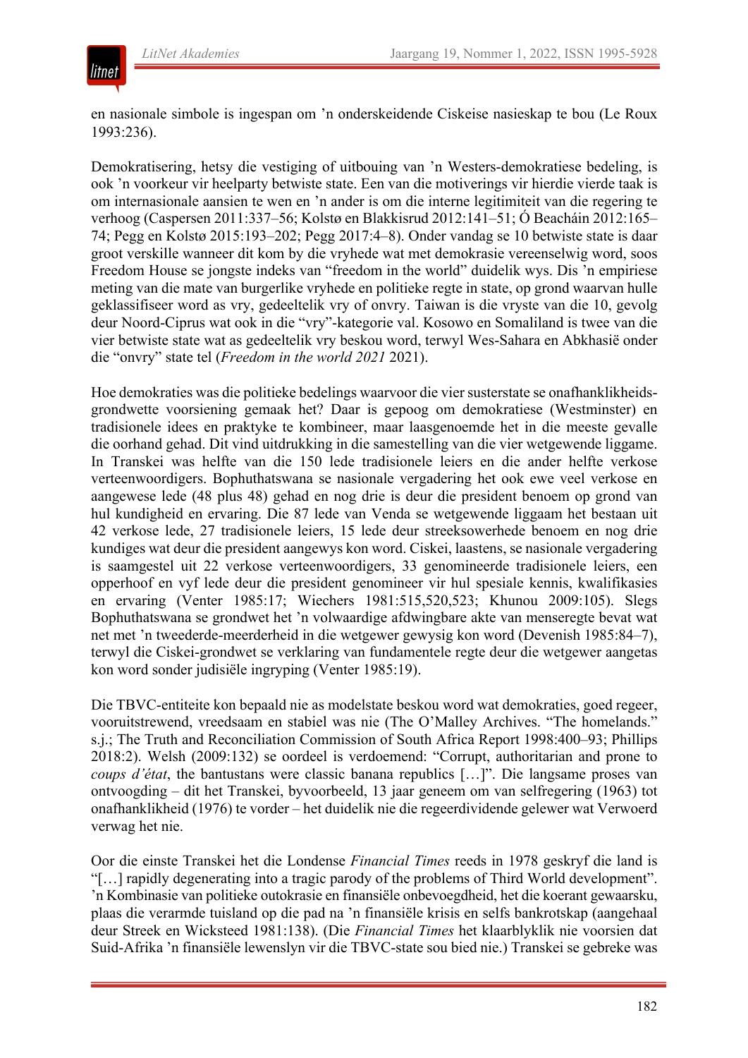en nasionale simbole is ingespan om 'n onderskeidende Ciskeise nasieskap te bou (Le Roux 1993:236).

Demokratisering, hetsy die vestiging of uitbouing van 'n Westers-demokratiese bedeling, is ook 'n voorkeur vir heelparty betwiste state. Een van die motiverings vir hierdie vierde taak is om internasionale aansien te wen en 'n ander is om die interne legitimiteit van die regering te verhoog (Caspersen 2011:337–56; Kolstø en Blakkisrud 2012:141–51; Ó Beacháin 2012:165–74; Pegg en Kolstø 2015:193–202; Pegg 2017:4–8). Onder vandag se 10 betwiste state is daar groot verskille wanneer dit kom by die vryhede wat met demokrasie vereenselwig word, soos Freedom House se jongste indeks van "freedom in the world" duidelik wys. Dis 'n empiriese meting van die mate van burgerlike vryhede en politieke regte in state, op grond waarvan hulle geklassifiseer word as vry, gedeeltelik vry of onvry. Taiwan is die vryste van die 10, gevolg deur Noord-Ciprus wat ook in die "vry"-kategorie val. Kosowo en Somaliland is twee van die vier betwiste state wat as gedeeltelik vry beskou word, terwyl Wes-Sahara en Abkhasië onder die "onvry" state tel (*Freedom in the world 2021* 2021).

Hoe demokraties was die politieke bedelings waarvoor die vier susterstate se onafhanklikheidsgrondwette voorsiening gemaak het? Daar is gepoog om demokratiese (Westminster) en tradisionele idees en praktyke te kombineer, maar laasgenoemde het in die meeste gevalle die oorhand gehad. Dit vind uitdrukking in die samestelling van die vier wetgewende liggame. In Transkei was helfte van die 150 lede tradisionele leiers en die ander helfte verkose verteenwoordigers. Bophuthatswana se nasionale vergadering het ook ewe veel verkose en aangewese lede (48 plus 48) gehad en nog drie is deur die president benoem op grond van hul kundigheid en ervaring. Die 87 lede van Venda se wetgewende liggaam het bestaan uit 42 verkose lede, 27 tradisionele leiers, 15 lede deur streeksowerhede benoem en nog drie kundiges wat deur die president aangewys kon word. Ciskei, laastens, se nasionale vergadering is saamgestel uit 22 verkose verteenwoordigers, 33 genomineerde tradisionele leiers, een opperhoof en vyf lede deur die president genomineer vir hul spesiale kennis, kwalifikasies en ervaring (Venter 1985:17; Wiechers 1981:515,520,523; Khunou 2009:105). Slegs Bophuthatswana se grondwet het 'n volwaardige afdwingbare akte van menseregte bevat wat net met 'n tweederde-meerderheid in die wetgewer gewysig kon word (Devenish 1985:84–7), terwyl die Ciskei-grondwet se verklaring van fundamentele regte deur die wetgewer aangetas kon word sonder judisiële ingryping (Venter 1985:19).

Die TBVC-entiteite kon bepaald nie as modelstate beskou word wat demokraties, goed regeer, vooruitstrewend, vreedsaam en stabiel was nie (The O'Malley Archives. "The homelands." s.j.; The Truth and Reconciliation Commission of South Africa Report 1998:400–93; Phillips 2018:2). Welsh (2009:132) se oordeel is verdoemend: "Corrupt, authoritarian and prone to *coups d'état*, the bantustans were classic banana republics […]". Die langsame proses van ontvoogding – dit het Transkei, byvoorbeeld, 13 jaar geneem om van selfregering (1963) tot onafhanklikheid (1976) te vorder – het duidelik nie die regeerdividende gelewer wat Verwoerd verwag het nie.

Oor die einste Transkei het die Londense *Financial Times* reeds in 1978 geskryf die land is "[…] rapidly degenerating into a tragic parody of the problems of Third World development". 'n Kombinasie van politieke outokrasie en finansiële onbevoegdheid, het die koerant gewaarsku, plaas die verarmde tuisland op die pad na 'n finansiële krisis en selfs bankrotskap (aangehaal deur Streek en Wicksteed 1981:138). (Die *Financial Times* het klaarblyklik nie voorsien dat Suid-Afrika 'n finansiële lewenslyn vir die TBVC-state sou bied nie.) Transkei se gebreke was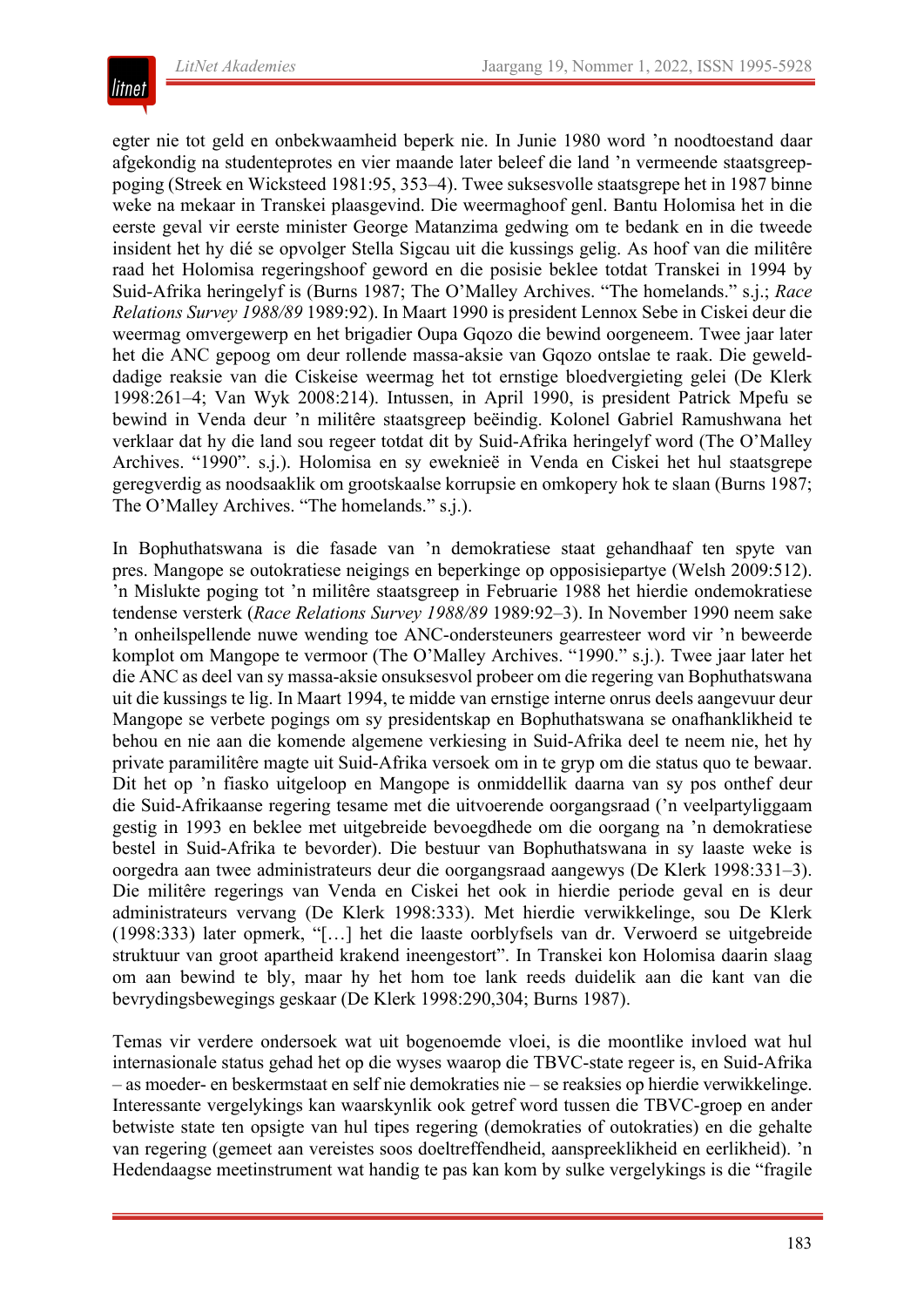egter nie tot geld en onbekwaamheid beperk nie. In Junie 1980 word ’n noodtoestand daar afgekondig na studenteprotes en vier maande later beleef die land ’n vermeende staatsgreep­poging (Streek en Wicksteed 1981:95, 353–4). Twee suksesvolle staatsgrepe het in 1987 binne weke na mekaar in Transkei plaasgevind. Die weermaghoof genl. Bantu Holomisa het in die eerste geval vir eerste minister George Matanzima gedwing om te bedank en in die tweede insident het hy dié se opvolger Stella Sigcau uit die kussings gelig. As hoof van die militêre raad het Holomisa regeringshoof geword en die posisie beklee totdat Transkei in 1994 by Suid-Afrika heringelyf is (Burns 1987; The O’Malley Archives. “The homelands.” s.j.; *Race Relations Survey 1988/89* 1989:92). In Maart 1990 is president Lennox Sebe in Ciskei deur die weermag omvergewerp en het brigadier Oupa Gqozo die bewind oorgeneem. Twee jaar later het die ANC gepoog om deur rollende massa-aksie van Gqozo ontslae te raak. Die geweld­dadige reaksie van die Ciskeise weermag het tot ernstige bloedvergieting gelei (De Klerk 1998:261–4; Van Wyk 2008:214). Intussen, in April 1990, is president Patrick Mpefu se bewind in Venda deur ’n militêre staatsgreep beëindig. Kolonel Gabriel Ramushwana het verklaar dat hy die land sou regeer totdat dit by Suid-Afrika heringelyf word (The O’Malley Archives. “1990”. s.j.). Holomisa en sy eweknieë in Venda en Ciskei het hul staatsgrepe geregverdig as noodsaaklik om grootskaalse korrupsie en omkopery hok te slaan (Burns 1987; The O’Malley Archives. “The homelands.” s.j.).

In Bophuthatswana is die fasade van ’n demokratiese staat gehandhaaf ten spyte van pres. Mangope se outokratiese neigings en beperkinge op opposisiepartye (Welsh 2009:512). ’n Mislukte poging tot ’n militêre staatsgreep in Februarie 1988 het hierdie ondemokratiese tendense versterk (*Race Relations Survey 1988/89* 1989:92–3). In November 1990 neem sake ’n onheilspellende nuwe wending toe ANC-ondersteuners gearresteer word vir ’n beweerde komplot om Mangope te vermoor (The O’Malley Archives. “1990.” s.j.). Twee jaar later het die ANC as deel van sy massa-aksie onsuksesvol probeer om die regering van Bophuthatswana uit die kussings te lig. In Maart 1994, te midde van ernstige interne onrus deels aangevuur deur Mangope se verbete pogings om sy presidentskap en Bophuthatswana se onafhanklikheid te behou en nie aan die komende algemene verkiesing in Suid-Afrika deel te neem nie, het hy private paramilitêre magte uit Suid-Afrika versoek om in te gryp om die status quo te bewaar. Dit het op ’n fiasko uitgeloop en Mangope is onmiddellik daarna van sy pos onthef deur die Suid-Afrikaanse regering tesame met die uitvoerende oorgangsraad (’n veelpartyliggaam gestig in 1993 en beklee met uitgebreide bevoegdhede om die oorgang na ’n demokratiese bestel in Suid-Afrika te bevorder). Die bestuur van Bophuthatswana in sy laaste weke is oorgedra aan twee administrateurs deur die oorgangsraad aangewys (De Klerk 1998:331–3). Die militêre regerings van Venda en Ciskei het ook in hierdie periode geval en is deur administrateurs vervang (De Klerk 1998:333). Met hierdie verwikkelinge, sou De Klerk (1998:333) later opmerk, “[…] het die laaste oorblyfsels van dr. Verwoerd se uitgebreide struktuur van groot apartheid krakend ineengestort”. In Transkei kon Holomisa daarin slaag om aan bewind te bly, maar hy het hom toe lank reeds duidelik aan die kant van die bevrydingsbewegings geskaar (De Klerk 1998:290,304; Burns 1987).

Temas vir verdere ondersoek wat uit bogenoemde vloei, is die moontlike invloed wat hul internasionale status gehad het op die wyses waarop die TBVC-state regeer is, en Suid-Afrika – as moeder- en beskermstaat en self nie demokraties nie – se reaksies op hierdie verwikkelinge. Interessante vergelykings kan waarskynlik ook getref word tussen die TBVC-groep en ander betwiste state ten opsigte van hul tipes regering (demokraties of outokraties) en die gehalte van regering (gemeet aan vereistes soos doeltreffendheid, aanspreeklikheid en eerlikheid). ’n Hedendaagse meetinstrument wat handig te pas kan kom by sulke vergelykings is die “fragile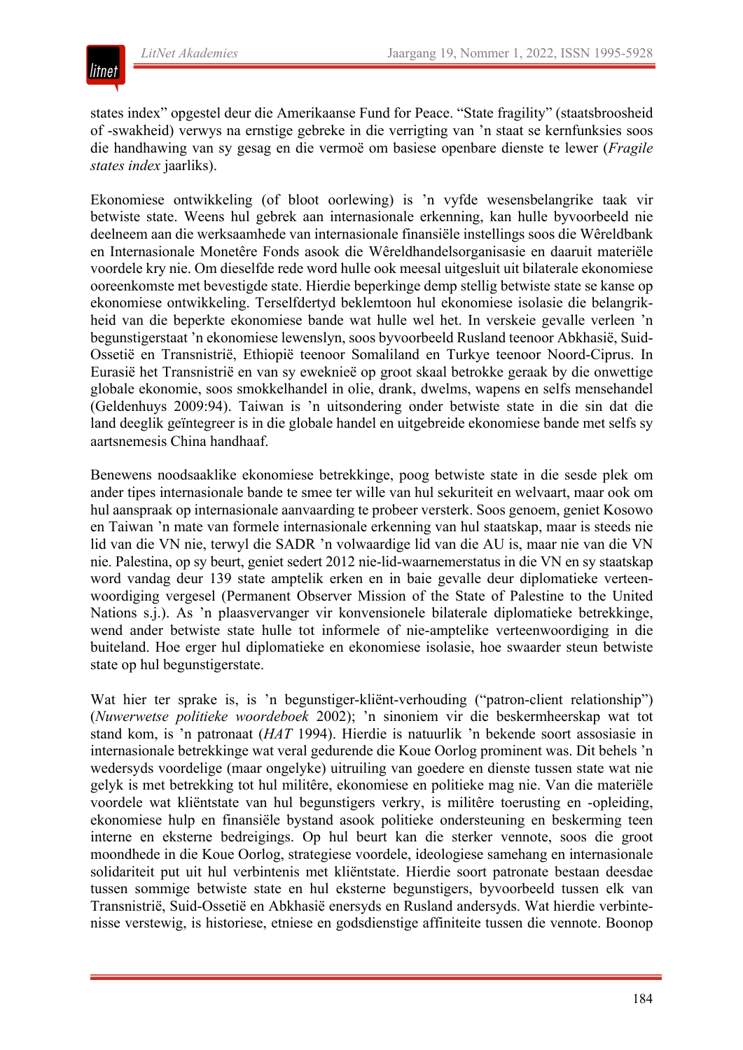states index" opgestel deur die Amerikaanse Fund for Peace. "State fragility" (staatsbroosheid of -swakheid) verwys na ernstige gebreke in die verrigting van 'n staat se kernfunksies soos die handhawing van sy gesag en die vermoë om basiese openbare dienste te lewer (*Fragile states index* jaarliks).

Ekonomiese ontwikkeling (of bloot oorlewing) is 'n vyfde wesensbelangrike taak vir betwiste state. Weens hul gebrek aan internasionale erkenning, kan hulle byvoorbeeld nie deelneem aan die werksaamhede van internasionale finansiële instellings soos die Wêreldbank en Internasionale Monetêre Fonds asook die Wêreldhandelsorganisasie en daaruit materiële voordele kry nie. Om dieselfde rede word hulle ook meesal uitgesluit uit bilaterale ekonomiese ooreenkomste met bevestigde state. Hierdie beperkinge demp stellig betwiste state se kanse op ekonomiese ontwikkeling. Terselfdertyd beklemtoon hul ekonomiese isolasie die belangrikheid van die beperkte ekonomiese bande wat hulle wel het. In verskeie gevalle verleen 'n begunstigerstaat 'n ekonomiese lewenslyn, soos byvoorbeeld Rusland teenoor Abkhasië, Suid-Ossetië en Transnistrië, Ethiopië teenoor Somaliland en Turkye teenoor Noord-Ciprus. In Eurasië het Transnistrië en van sy eweknieë op groot skaal betrokke geraak by die onwettige globale ekonomie, soos smokkelhandel in olie, drank, dwelms, wapens en selfs mensehandel (Geldenhuys 2009:94). Taiwan is 'n uitsondering onder betwiste state in die sin dat die land deeglik geïntegreer is in die globale handel en uitgebreide ekonomiese bande met selfs sy aartsnemesis China handhaaf.

Benewens noodsaaklike ekonomiese betrekkinge, poog betwiste state in die sesde plek om ander tipes internasionale bande te smee ter wille van hul sekuriteit en welvaart, maar ook om hul aanspraak op internasionale aanvaarding te probeer versterk. Soos genoem, geniet Kosowo en Taiwan 'n mate van formele internasionale erkenning van hul staatskap, maar is steeds nie lid van die VN nie, terwyl die SADR 'n volwaardige lid van die AU is, maar nie van die VN nie. Palestina, op sy beurt, geniet sedert 2012 nie-lid-waarnemerstatus in die VN en sy staatskap word vandag deur 139 state amptelik erken en in baie gevalle deur diplomatieke verteenwoordiging vergesel (Permanent Observer Mission of the State of Palestine to the United Nations s.j.). As 'n plaasvervanger vir konvensionele bilaterale diplomatieke betrekkinge, wend ander betwiste state hulle tot informele of nie-amptelike verteenwoordiging in die buiteland. Hoe erger hul diplomatieke en ekonomiese isolasie, hoe swaarder steun betwiste state op hul begunstigerstate.

Wat hier ter sprake is, is 'n begunstiger-kliënt-verhouding ("patron-client relationship") (*Nuwerwetse politieke woordeboek* 2002); 'n sinoniem vir die beskermheerskap wat tot stand kom, is 'n patronaat (*HAT* 1994). Hierdie is natuurlik 'n bekende soort assosiasie in internasionale betrekkinge wat veral gedurende die Koue Oorlog prominent was. Dit behels 'n wedersyds voordelige (maar ongelyke) uitruiling van goedere en dienste tussen state wat nie gelyk is met betrekking tot hul militêre, ekonomiese en politieke mag nie. Van die materiële voordele wat kliëntstate van hul begunstigers verkry, is militêre toerusting en -opleiding, ekonomiese hulp en finansiële bystand asook politieke ondersteuning en beskerming teen interne en eksterne bedreigings. Op hul beurt kan die sterker vennote, soos die groot moondhede in die Koue Oorlog, strategiese voordele, ideologiese samehang en internasionale solidariteit put uit hul verbintenis met kliëntstate. Hierdie soort patronate bestaan deesdae tussen sommige betwiste state en hul eksterne begunstigers, byvoorbeeld tussen elk van Transnistrië, Suid-Ossetië en Abkhasië enersyds en Rusland andersyds. Wat hierdie verbintenisse verstewig, is historiese, etniese en godsdienstige affiniteite tussen die vennote. Boonop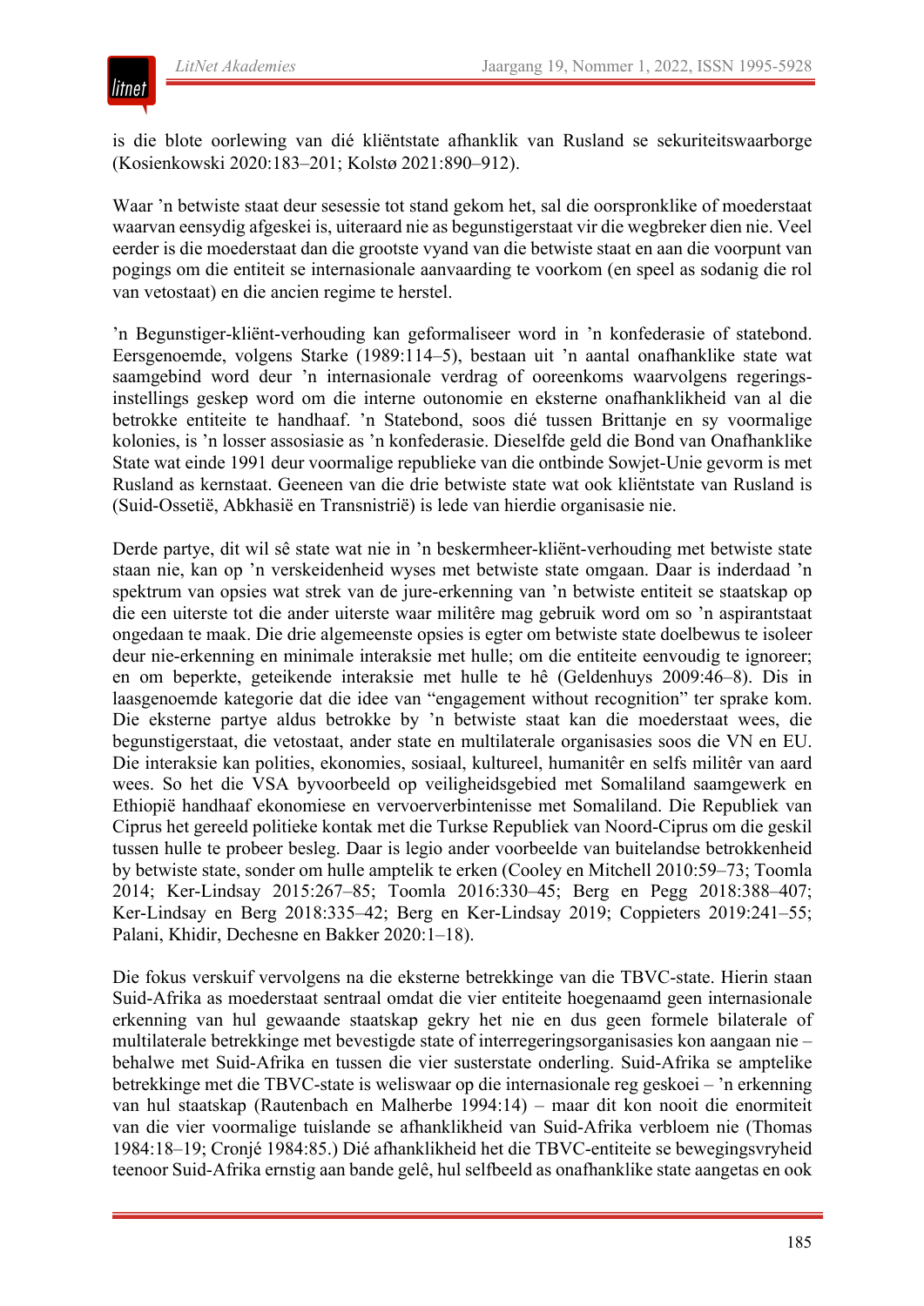is die blote oorlewing van dié kliëntstate afhanklik van Rusland se sekuriteitswaarborge (Kosienkowski 2020:183–201; Kolstø 2021:890–912).

Waar ’n betwiste staat deur sesessie tot stand gekom het, sal die oorspronklike of moederstaat waarvan eensydig afgeskei is, uiteraard nie as begunstigerstaat vir die wegbreker dien nie. Veel eerder is die moederstaat dan die grootste vyand van die betwiste staat en aan die voorpunt van pogings om die entiteit se internasionale aanvaarding te voorkom (en speel as sodanig die rol van vetostaat) en die ancien regime te herstel.

’n Begunstiger-kliënt-verhouding kan geformaliseer word in ’n konfederasie of statebond. Eersgenoemde, volgens Starke (1989:114–5), bestaan uit ’n aantal onafhanklike state wat saamgebind word deur ’n internasionale verdrag of ooreenkoms waarvolgens regerings-instellings geskep word om die interne outonomie en eksterne onafhanklikheid van al die betrokke entiteite te handhaaf. ’n Statebond, soos dié tussen Brittanje en sy voormalige kolonies, is ’n losser assosiasie as ’n konfederasie. Dieselfde geld die Bond van Onafhanklike State wat einde 1991 deur voormalige republieke van die ontbinde Sowjet-Unie gevorm is met Rusland as kernstaat. Geeneen van die drie betwiste state wat ook kliëntstate van Rusland is (Suid-Ossetië, Abkhasië en Transnistrië) is lede van hierdie organisasie nie.

Derde partye, dit wil sê state wat nie in ’n beskermheer-kliënt-verhouding met betwiste state staan nie, kan op ’n verskeidenheid wyses met betwiste state omgaan. Daar is inderdaad ’n spektrum van opsies wat strek van de jure-erkenning van ’n betwiste entiteit se staatskap op die een uiterste tot die ander uiterste waar militêre mag gebruik word om so ’n aspirantstaat ongedaan te maak. Die drie algemeenste opsies is egter om betwiste state doelbewus te isoleer deur nie-erkenning en minimale interaksie met hulle; om die entiteite eenvoudig te ignoreer; en om beperkte, geteikende interaksie met hulle te hê (Geldenhuys 2009:46–8). Dis in laasgenoemde kategorie dat die idee van “engagement without recognition” ter sprake kom. Die eksterne partye aldus betrokke by ’n betwiste staat kan die moederstaat wees, die begunstigerstaat, die vetostaat, ander state en multilaterale organisasies soos die VN en EU. Die interaksie kan polities, ekonomies, sosiaal, kultureel, humanitêr en selfs militêr van aard wees. So het die VSA byvoorbeeld op veiligheidsgebied met Somaliland saamgewerk en Ethiopië handhaaf ekonomiese en vervoerverbintenisse met Somaliland. Die Republiek van Ciprus het gereeld politieke kontak met die Turkse Republiek van Noord-Ciprus om die geskil tussen hulle te probeer besleg. Daar is legio ander voorbeelde van buitelandse betrokkenheid by betwiste state, sonder om hulle amptelik te erken (Cooley en Mitchell 2010:59–73; Toomla 2014; Ker-Lindsay 2015:267–85; Toomla 2016:330–45; Berg en Pegg 2018:388–407; Ker-Lindsay en Berg 2018:335–42; Berg en Ker-Lindsay 2019; Coppieters 2019:241–55; Palani, Khidir, Dechesne en Bakker 2020:1–18).

Die fokus verskuif vervolgens na die eksterne betrekkinge van die TBVC-state. Hierin staan Suid-Afrika as moederstaat sentraal omdat die vier entiteite hoegenaamd geen internasionale erkenning van hul gewaande staatskap gekry het nie en dus geen formele bilaterale of multilaterale betrekkinge met bevestigde state of interregeringsorganisasies kon aangaan nie – behalwe met Suid-Afrika en tussen die vier susterstate onderling. Suid-Afrika se amptelike betrekkinge met die TBVC-state is weliswaar op die internasionale reg geskoei – ’n erkenning van hul staatskap (Rautenbach en Malherbe 1994:14) – maar dit kon nooit die enormiteit van die vier voormalige tuislande se afhanklikheid van Suid-Afrika verbloem nie (Thomas 1984:18–19; Cronjé 1984:85.) Dié afhanklikheid het die TBVC-entiteite se bewegingsvryheid teenoor Suid-Afrika ernstig aan bande gelê, hul selfbeeld as onafhanklike state aangetas en ook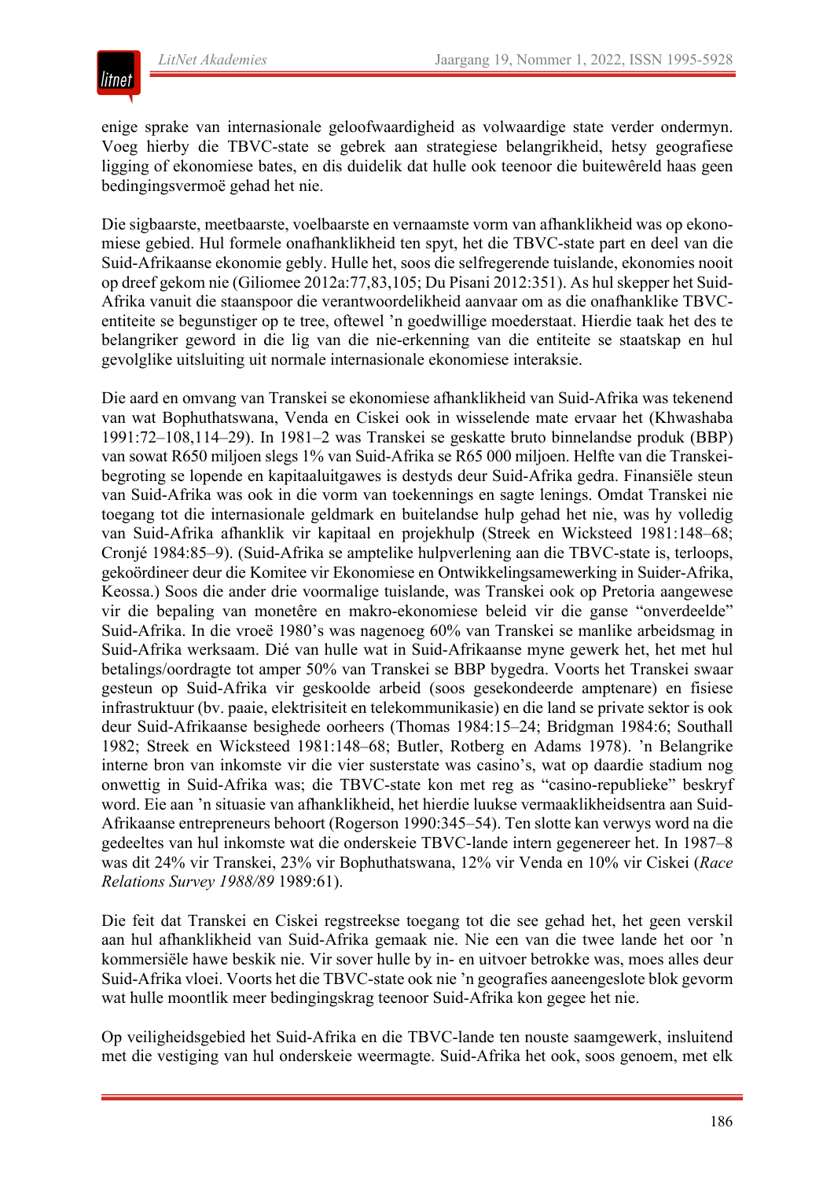enige sprake van internasionale geloofwaardigheid as volwaardige state verder ondermyn. Voeg hierby die TBVC-state se gebrek aan strategiese belangrikheid, hetsy geografiese ligging of ekonomiese bates, en dis duidelik dat hulle ook teenoor die buitewêreld haas geen bedingingsvermoë gehad het nie.

Die sigbaarste, meetbaarste, voelbaarste en vernaamste vorm van afhanklikheid was op ekonomiese gebied. Hul formele onafhanklikheid ten spyt, het die TBVC-state part en deel van die Suid-Afrikaanse ekonomie gebly. Hulle het, soos die selfregerende tuislande, ekonomies nooit op dreef gekom nie (Giliomee 2012a:77,83,105; Du Pisani 2012:351). As hul skepper het Suid-Afrika vanuit die staanspoor die verantwoordelikheid aanvaar om as die onafhanklike TBVC-entiteite se begunstiger op te tree, oftewel 'n goedwillige moederstaat. Hierdie taak het des te belangriker geword in die lig van die nie-erkenning van die entiteite se staatskap en hul gevolglike uitsluiting uit normale internasionale ekonomiese interaksie.

Die aard en omvang van Transkei se ekonomiese afhanklikheid van Suid-Afrika was tekenend van wat Bophuthatswana, Venda en Ciskei ook in wisselende mate ervaar het (Khwashaba 1991:72–108,114–29). In 1981–2 was Transkei se geskatte bruto binnelandse produk (BBP) van sowat R650 miljoen slegs 1% van Suid-Afrika se R65 000 miljoen. Helfte van die Transkei-begroting se lopende en kapitaaluitgawes is destyds deur Suid-Afrika gedra. Finansiële steun van Suid-Afrika was ook in die vorm van toekennings en sagte lenings. Omdat Transkei nie toegang tot die internasionale geldmark en buitelandse hulp gehad het nie, was hy volledig van Suid-Afrika afhanklik vir kapitaal en projekhulp (Streek en Wicksteed 1981:148–68; Cronjé 1984:85–9). (Suid-Afrika se amptelike hulpverlening aan die TBVC-state is, terloops, gekoördineer deur die Komitee vir Ekonomiese en Ontwikkelingsamewerking in Suider-Afrika, Keossa.) Soos die ander drie voormalige tuislande, was Transkei ook op Pretoria aangewese vir die bepaling van monetêre en makro-ekonomiese beleid vir die ganse "onverdeelde" Suid-Afrika. In die vroeë 1980's was nagenoeg 60% van Transkei se manlike arbeidsmag in Suid-Afrika werksaam. Dié van hulle wat in Suid-Afrikaanse myne gewerk het, het met hul betalings/oordragte tot amper 50% van Transkei se BBP bygedra. Voorts het Transkei swaar gesteun op Suid-Afrika vir geskoolde arbeid (soos gesekondeerde amptenare) en fisiese infrastruktuur (bv. paaie, elektrisiteit en telekommunikasie) en die land se private sektor is ook deur Suid-Afrikaanse besighede oorheers (Thomas 1984:15–24; Bridgman 1984:6; Southall 1982; Streek en Wicksteed 1981:148–68; Butler, Rotberg en Adams 1978). 'n Belangrike interne bron van inkomste vir die vier susterstate was casino's, wat op daardie stadium nog onwettig in Suid-Afrika was; die TBVC-state kon met reg as "casino-republieke" beskryf word. Eie aan 'n situasie van afhanklikheid, het hierdie luukse vermaaklikheidsentra aan Suid-Afrikaanse entrepreneurs behoort (Rogerson 1990:345–54). Ten slotte kan verwys word na die gedeeltes van hul inkomste wat die onderskeie TBVC-lande intern gegenereer het. In 1987–8 was dit 24% vir Transkei, 23% vir Bophuthatswana, 12% vir Venda en 10% vir Ciskei (*Race Relations Survey 1988/89* 1989:61).

Die feit dat Transkei en Ciskei regstreekse toegang tot die see gehad het, het geen verskil aan hul afhanklikheid van Suid-Afrika gemaak nie. Nie een van die twee lande het oor 'n kommersiële hawe beskik nie. Vir sover hulle by in- en uitvoer betrokke was, moes alles deur Suid-Afrika vloei. Voorts het die TBVC-state ook nie 'n geografies aaneengeslote blok gevorm wat hulle moontlik meer bedingingskrag teenoor Suid-Afrika kon gegee het nie.

Op veiligheidsgebied het Suid-Afrika en die TBVC-lande ten nouste saamgewerk, insluitend met die vestiging van hul onderskeie weermagte. Suid-Afrika het ook, soos genoem, met elk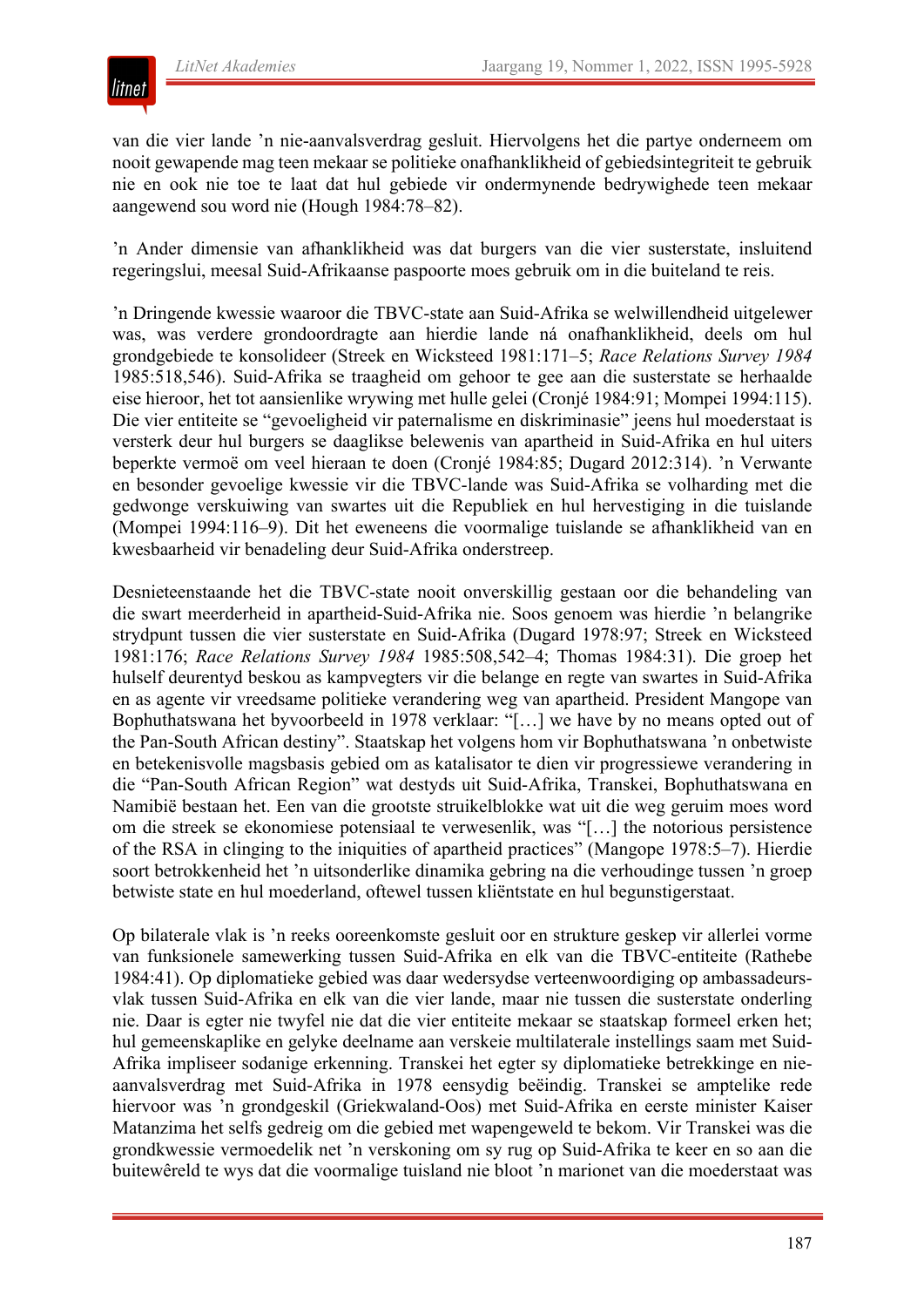van die vier lande 'n nie-aanvalsverdrag gesluit. Hiervolgens het die partye onderneem om nooit gewapende mag teen mekaar se politieke onafhanklikheid of gebiedsintegriteit te gebruik nie en ook nie toe te laat dat hul gebiede vir ondermynende bedrywighede teen mekaar aangewend sou word nie (Hough 1984:78–82).

'n Ander dimensie van afhanklikheid was dat burgers van die vier susterstate, insluitend regeringslui, meesal Suid-Afrikaanse paspoorte moes gebruik om in die buiteland te reis.

'n Dringende kwessie waaroor die TBVC-state aan Suid-Afrika se welwillendheid uitgelewer was, was verdere grondoordragte aan hierdie lande ná onafhanklikheid, deels om hul grondgebiede te konsolideer (Streek en Wicksteed 1981:171–5; *Race Relations Survey 1984* 1985:518,546). Suid-Afrika se traagheid om gehoor te gee aan die susterstate se herhaalde eise hieroor, het tot aansienlike wrywing met hulle gelei (Cronjé 1984:91; Mompei 1994:115). Die vier entiteite se "gevoeligheid vir paternalisme en diskriminasie" jeens hul moederstaat is versterk deur hul burgers se daaglikse belewenis van apartheid in Suid-Afrika en hul uiters beperkte vermoë om veel hieraan te doen (Cronjé 1984:85; Dugard 2012:314). 'n Verwante en besonder gevoelige kwessie vir die TBVC-lande was Suid-Afrika se volharding met die gedwonge verskuiwing van swartes uit die Republiek en hul hervestiging in die tuislande (Mompei 1994:116–9). Dit het eweneens die voormalige tuislande se afhanklikheid van en kwesbaarheid vir benadeling deur Suid-Afrika onderstreep.

Desnieteenstaande het die TBVC-state nooit onverskillig gestaan oor die behandeling van die swart meerderheid in apartheid-Suid-Afrika nie. Soos genoem was hierdie 'n belangrike strydpunt tussen die vier susterstate en Suid-Afrika (Dugard 1978:97; Streek en Wicksteed 1981:176; *Race Relations Survey 1984* 1985:508,542–4; Thomas 1984:31). Die groep het hulself deurentyd beskou as kampvegters vir die belange en regte van swartes in Suid-Afrika en as agente vir vreedsame politieke verandering weg van apartheid. President Mangope van Bophuthatswana het byvoorbeeld in 1978 verklaar: "[…] we have by no means opted out of the Pan-South African destiny". Staatskap het volgens hom vir Bophuthatswana 'n onbetwiste en betekenisvolle magsbasis gebied om as katalisator te dien vir progressiewe verandering in die "Pan-South African Region" wat destyds uit Suid-Afrika, Transkei, Bophuthatswana en Namibië bestaan het. Een van die grootste struikelblokke wat uit die weg geruim moes word om die streek se ekonomiese potensiaal te verwesenlik, was "[…] the notorious persistence of the RSA in clinging to the iniquities of apartheid practices" (Mangope 1978:5–7). Hierdie soort betrokkenheid het 'n uitsonderlike dinamika gebring na die verhoudinge tussen 'n groep betwiste state en hul moederland, oftewel tussen kliëntstate en hul begunstigerstaat.

Op bilaterale vlak is 'n reeks ooreenkomste gesluit oor en strukture geskep vir allerlei vorme van funksionele samewerking tussen Suid-Afrika en elk van die TBVC-entiteite (Rathebe 1984:41). Op diplomatieke gebied was daar wedersydse verteenwoordiging op ambassadeursvlak tussen Suid-Afrika en elk van die vier lande, maar nie tussen die susterstate onderling nie. Daar is egter nie twyfel nie dat die vier entiteite mekaar se staatskap formeel erken het; hul gemeenskaplike en gelyke deelname aan verskeie multilaterale instellings saam met Suid-Afrika impliseer sodanige erkenning. Transkei het egter sy diplomatieke betrekkinge en nie-aanvalsverdrag met Suid-Afrika in 1978 eensydig beëindig. Transkei se amptelike rede hiervoor was 'n grondgeskil (Griekwaland-Oos) met Suid-Afrika en eerste minister Kaiser Matanzima het selfs gedreig om die gebied met wapengeweld te bekom. Vir Transkei was die grondkwessie vermoedelik net 'n verskoning om sy rug op Suid-Afrika te keer en so aan die buitewêreld te wys dat die voormalige tuisland nie bloot 'n marionet van die moederstaat was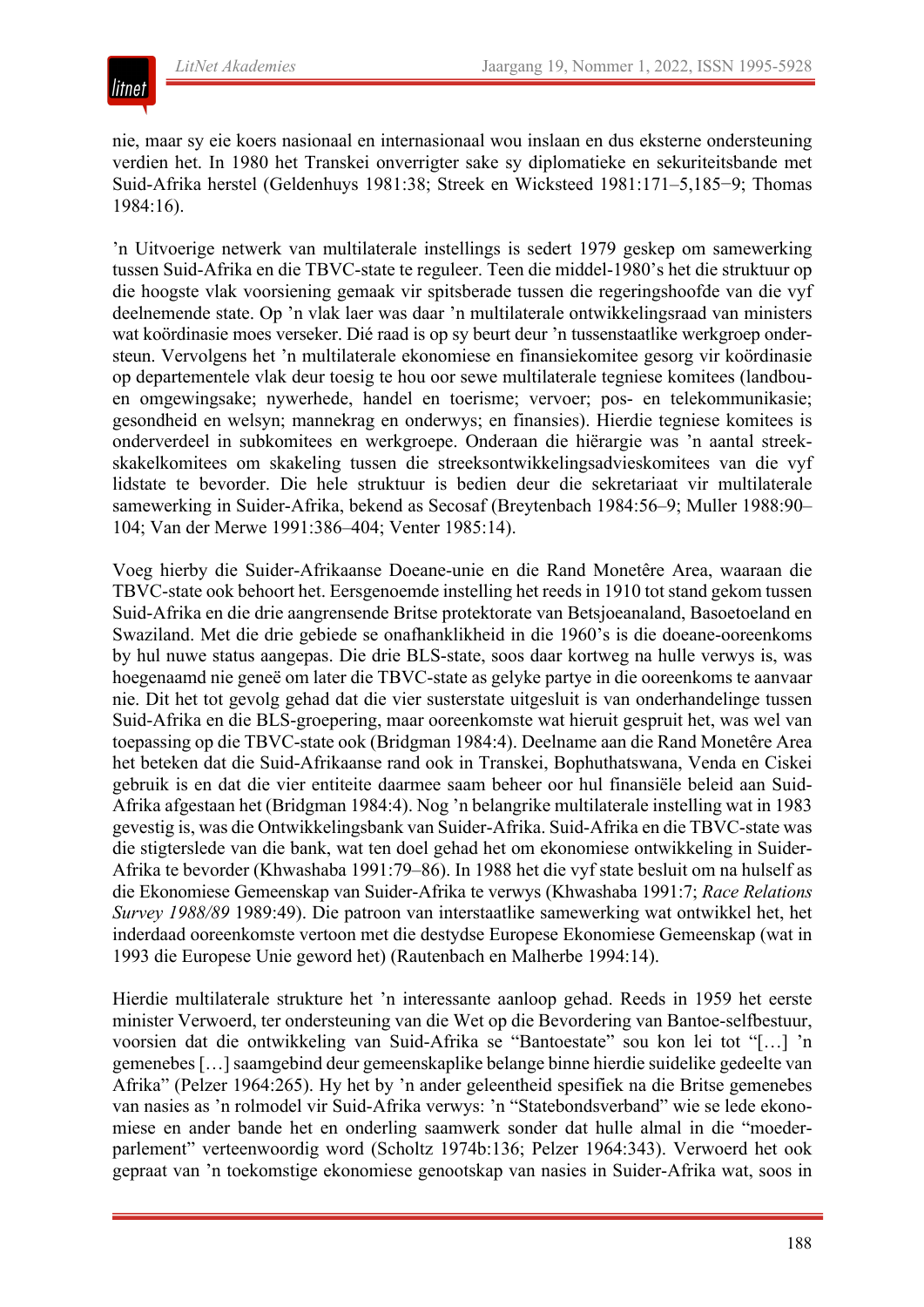nie, maar sy eie koers nasionaal en internasionaal wou inslaan en dus eksterne ondersteuning verdien het. In 1980 het Transkei onverrigter sake sy diplomatieke en sekuriteitsbande met Suid-Afrika herstel (Geldenhuys 1981:38; Streek en Wicksteed 1981:171–5,185−9; Thomas 1984:16).

ʼn Uitvoerige netwerk van multilaterale instellings is sedert 1979 geskep om samewerking tussen Suid-Afrika en die TBVC-state te reguleer. Teen die middel-1980's het die struktuur op die hoogste vlak voorsiening gemaak vir spitsberade tussen die regeringshoofde van die vyf deelnemende state. Op ʼn vlak laer was daar ʼn multilaterale ontwikkelingsraad van ministers wat koördinasie moes verseker. Dié raad is op sy beurt deur ʼn tussenstaatlike werkgroep ondersteun. Vervolgens het ʼn multilaterale ekonomiese en finansiekomitee gesorg vir koördinasie op departementele vlak deur toesig te hou oor sewe multilaterale tegniese komitees (landbou- en omgewingsake; nywerhede, handel en toerisme; vervoer; pos- en telekommunikasie; gesondheid en welsyn; mannekrag en onderwys; en finansies). Hierdie tegniese komitees is onderverdeel in subkomitees en werkgroepe. Onderaan die hiërargie was ʼn aantal streekskakelkomitees om skakeling tussen die streeksontwikkelingsadvieskomitees van die vyf lidstate te bevorder. Die hele struktuur is bedien deur die sekretariaat vir multilaterale samewerking in Suider-Afrika, bekend as Secosaf (Breytenbach 1984:56–9; Muller 1988:90–104; Van der Merwe 1991:386–404; Venter 1985:14).

Voeg hierby die Suider-Afrikaanse Doeane-unie en die Rand Monetêre Area, waaraan die TBVC-state ook behoort het. Eersgenoemde instelling het reeds in 1910 tot stand gekom tussen Suid-Afrika en die drie aangrensende Britse protektorate van Betsjoeanaland, Basoetoeland en Swaziland. Met die drie gebiede se onafhanklikheid in die 1960's is die doeane-ooreenkoms by hul nuwe status aangepas. Die drie BLS-state, soos daar kortweg na hulle verwys is, was hoegenaamd nie geneë om later die TBVC-state as gelyke partye in die ooreenkoms te aanvaar nie. Dit het tot gevolg gehad dat die vier susterstate uitgesluit is van onderhandelinge tussen Suid-Afrika en die BLS-groepering, maar ooreenkomste wat hieruit gespruit het, was wel van toepassing op die TBVC-state ook (Bridgman 1984:4). Deelname aan die Rand Monetêre Area het beteken dat die Suid-Afrikaanse rand ook in Transkei, Bophuthatswana, Venda en Ciskei gebruik is en dat die vier entiteite daarmee saam beheer oor hul finansiële beleid aan Suid-Afrika afgestaan het (Bridgman 1984:4). Nog ʼn belangrike multilaterale instelling wat in 1983 gevestig is, was die Ontwikkelingsbank van Suider-Afrika. Suid-Afrika en die TBVC-state was die stigterslede van die bank, wat ten doel gehad het om ekonomiese ontwikkeling in Suider-Afrika te bevorder (Khwashaba 1991:79–86). In 1988 het die vyf state besluit om na hulself as die Ekonomiese Gemeenskap van Suider-Afrika te verwys (Khwashaba 1991:7; *Race Relations Survey 1988/89* 1989:49). Die patroon van interstaatlike samewerking wat ontwikkel het, het inderdaad ooreenkomste vertoon met die destydse Europese Ekonomiese Gemeenskap (wat in 1993 die Europese Unie geword het) (Rautenbach en Malherbe 1994:14).

Hierdie multilaterale strukture het ʼn interessante aanloop gehad. Reeds in 1959 het eerste minister Verwoerd, ter ondersteuning van die Wet op die Bevordering van Bantoe-selfbestuur, voorsien dat die ontwikkeling van Suid-Afrika se "Bantoestate" sou kon lei tot "[…] ʼn gemenebes […] saamgebind deur gemeenskaplike belange binne hierdie suidelike gedeelte van Afrika" (Pelzer 1964:265). Hy het by ʼn ander geleentheid spesifiek na die Britse gemenebes van nasies as ʼn rolmodel vir Suid-Afrika verwys: ʼn "Statebondsverband" wie se lede ekonomiese en ander bande het en onderling saamwerk sonder dat hulle almal in die "moederparlement" verteenwoordig word (Scholtz 1974b:136; Pelzer 1964:343). Verwoerd het ook gepraat van ʼn toekomstige ekonomiese genootskap van nasies in Suider-Afrika wat, soos in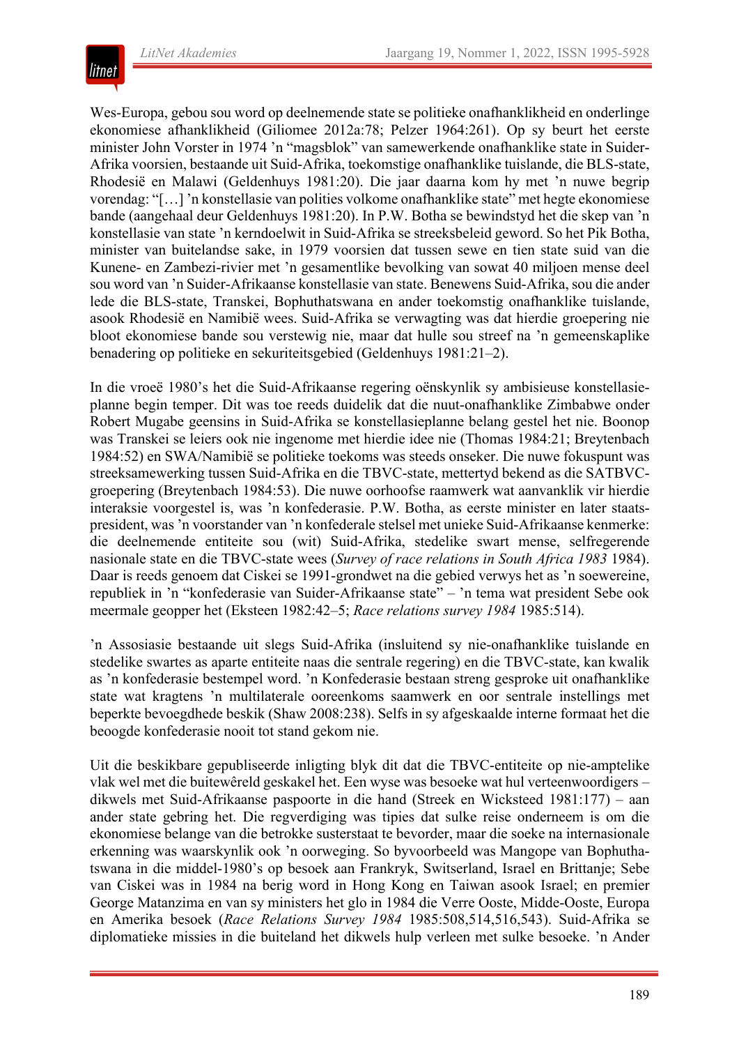Wes-Europa, gebou sou word op deelnemende state se politieke onafhanklikheid en onderlinge ekonomiese afhanklikheid (Giliomee 2012a:78; Pelzer 1964:261). Op sy beurt het eerste minister John Vorster in 1974 ’n “magsblok” van samewerkende onafhanklike state in Suider-Afrika voorsien, bestaande uit Suid-Afrika, toekomstige onafhanklike tuislande, die BLS-state, Rhodesië en Malawi (Geldenhuys 1981:20). Die jaar daarna kom hy met ’n nuwe begrip vorendag: “[…] ’n konstellasie van polities volkome onafhanklike state” met hegte ekonomiese bande (aangehaal deur Geldenhuys 1981:20). In P.W. Botha se bewindstyd het die skep van ’n konstellasie van state ’n kerndoelwit in Suid-Afrika se streeksbeleid geword. So het Pik Botha, minister van buitelandse sake, in 1979 voorsien dat tussen sewe en tien state suid van die Kunene- en Zambezi-rivier met ’n gesamentlike bevolking van sowat 40 miljoen mense deel sou word van ’n Suider-Afrikaanse konstellasie van state. Benewens Suid-Afrika, sou die ander lede die BLS-state, Transkei, Bophuthatswana en ander toekomstig onafhanklike tuislande, asook Rhodesië en Namibië wees. Suid-Afrika se verwagting was dat hierdie groepering nie bloot ekonomiese bande sou verstewig nie, maar dat hulle sou streef na ’n gemeenskaplike benadering op politieke en sekuriteitsgebied (Geldenhuys 1981:21–2).

In die vroeë 1980’s het die Suid-Afrikaanse regering oënskynlik sy ambisieuse konstellasie-planne begin temper. Dit was toe reeds duidelik dat die nuut-onafhanklike Zimbabwe onder Robert Mugabe geensins in Suid-Afrika se konstellasieplanne belang gestel het nie. Boonop was Transkei se leiers ook nie ingenome met hierdie idee nie (Thomas 1984:21; Breytenbach 1984:52) en SWA/Namibië se politieke toekoms was steeds onseker. Die nuwe fokuspunt was streeksamewerking tussen Suid-Afrika en die TBVC-state, mettertyd bekend as die SATBVC-groepering (Breytenbach 1984:53). Die nuwe oorhoofse raamwerk wat aanvanklik vir hierdie interaksie voorgestel is, was ’n konfederasie. P.W. Botha, as eerste minister en later staats-president, was ’n voorstander van ’n konfederale stelsel met unieke Suid-Afrikaanse kenmerke: die deelnemende entiteite sou (wit) Suid-Afrika, stedelike swart mense, selfregerende nasionale state en die TBVC-state wees (*Survey of race relations in South Africa 1983* 1984). Daar is reeds genoem dat Ciskei se 1991-grondwet na die gebied verwys het as ’n soewereine, republiek in ’n “konfederasie van Suider-Afrikaanse state” – ’n tema wat president Sebe ook meermale geopper het (Eksteen 1982:42–5; *Race relations survey 1984* 1985:514).

’n Assosiasie bestaande uit slegs Suid-Afrika (insluitend sy nie-onafhanklike tuislande en stedelike swartes as aparte entiteite naas die sentrale regering) en die TBVC-state, kan kwalik as ’n konfederasie bestempel word. ’n Konfederasie bestaan streng gesproke uit onafhanklike state wat kragtens ’n multilaterale ooreenkoms saamwerk en oor sentrale instellings met beperkte bevoegdhede beskik (Shaw 2008:238). Selfs in sy afgeskaalde interne formaat het die beoogde konfederasie nooit tot stand gekom nie.

Uit die beskikbare gepubliseerde inligting blyk dit dat die TBVC-entiteite op nie-amptelike vlak wel met die buitewêreld geskakel het. Een wyse was besoeke wat hul verteenwoordigers – dikwels met Suid-Afrikaanse paspoorte in die hand (Streek en Wicksteed 1981:177) – aan ander state gebring het. Die regverdiging was tipies dat sulke reise onderneem is om die ekonomiese belange van die betrokke susterstaat te bevorder, maar die soeke na internasionale erkenning was waarskynlik ook ’n oorweging. So byvoorbeeld was Mangope van Bophuthatswana in die middel-1980’s op besoek aan Frankryk, Switserland, Israel en Brittanje; Sebe van Ciskei was in 1984 na berig word in Hong Kong en Taiwan asook Israel; en premier George Matanzima en van sy ministers het glo in 1984 die Verre Ooste, Midde-Ooste, Europa en Amerika besoek (*Race Relations Survey 1984* 1985:508,514,516,543). Suid-Afrika se diplomatieke missies in die buiteland het dikwels hulp verleen met sulke besoeke. ’n Ander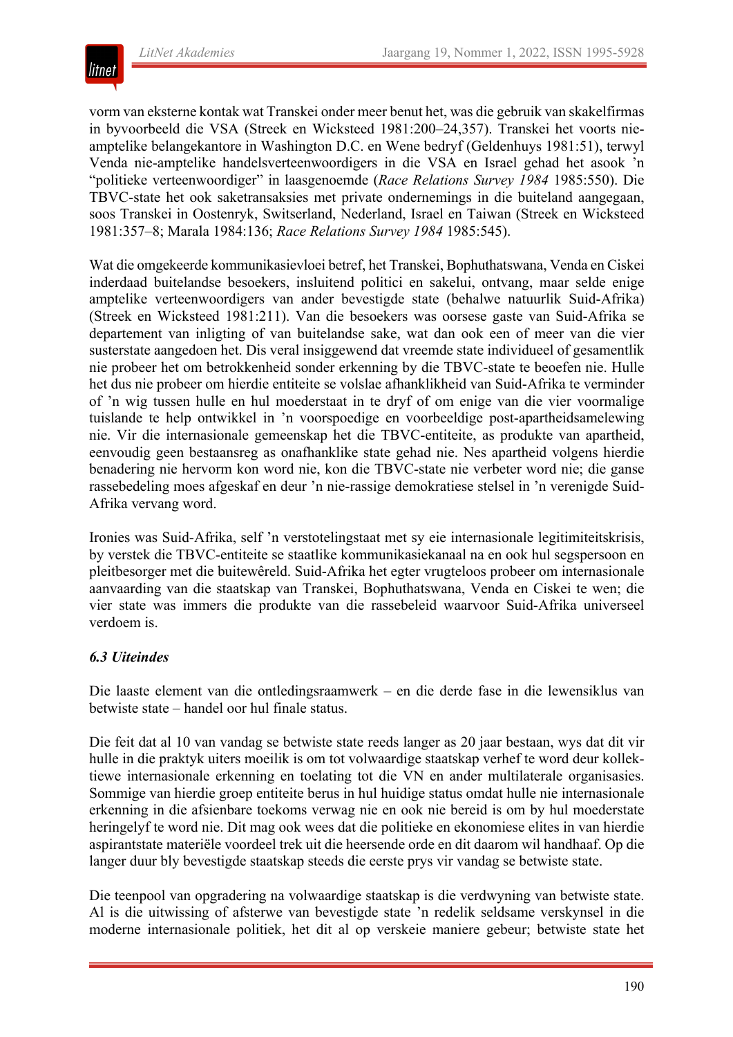vorm van eksterne kontak wat Transkei onder meer benut het, was die gebruik van skakelfirmas in byvoorbeeld die VSA (Streek en Wicksteed 1981:200–24,357). Transkei het voorts nie-amptelike belangekantore in Washington D.C. en Wene bedryf (Geldenhuys 1981:51), terwyl Venda nie-amptelike handelsverteenwoordigers in die VSA en Israel gehad het asook 'n "politieke verteenwoordiger" in laasgenoemde (*Race Relations Survey 1984* 1985:550). Die TBVC-state het ook saketransaksies met private ondernemings in die buiteland aangegaan, soos Transkei in Oostenryk, Switserland, Nederland, Israel en Taiwan (Streek en Wicksteed 1981:357–8; Marala 1984:136; *Race Relations Survey 1984* 1985:545).

Wat die omgekeerde kommunikasievloei betref, het Transkei, Bophuthatswana, Venda en Ciskei inderdaad buitelandse besoekers, insluitend politici en sakelui, ontvang, maar selde enige amptelike verteenwoordigers van ander bevestigde state (behalwe natuurlik Suid-Afrika) (Streek en Wicksteed 1981:211). Van die besoekers was oorsese gaste van Suid-Afrika se departement van inligting of van buitelandse sake, wat dan ook een of meer van die vier susterstate aangedoen het. Dis veral insiggewend dat vreemde state individueel of gesamentlik nie probeer het om betrokkenheid sonder erkenning by die TBVC-state te beoefen nie. Hulle het dus nie probeer om hierdie entiteite se volslae afhanklikheid van Suid-Afrika te verminder of 'n wig tussen hulle en hul moederstaat in te dryf of om enige van die vier voormalige tuislande te help ontwikkel in 'n voorspoedige en voorbeeldige post-apartheidsamelewing nie. Vir die internasionale gemeenskap het die TBVC-entiteite, as produkte van apartheid, eenvoudig geen bestaansreg as onafhanklike state gehad nie. Nes apartheid volgens hierdie benadering nie hervorm kon word nie, kon die TBVC-state nie verbeter word nie; die ganse rassebedeling moes afgeskaf en deur 'n nie-rassige demokratiese stelsel in 'n verenigde Suid-Afrika vervang word.

Ironies was Suid-Afrika, self 'n verstotelingstaat met sy eie internasionale legitimiteitskrisis, by verstek die TBVC-entiteite se staatlike kommunikasiekanaal na en ook hul segspersoon en pleitbesorger met die buitewêreld. Suid-Afrika het egter vrugteloos probeer om internasionale aanvaarding van die staatskap van Transkei, Bophuthatswana, Venda en Ciskei te wen; die vier state was immers die produkte van die rassebeleid waarvoor Suid-Afrika universeel verdoem is.

### *6.3 Uiteindes*

Die laaste element van die ontledingsraamwerk – en die derde fase in die lewensiklus van betwiste state – handel oor hul finale status.

Die feit dat al 10 van vandag se betwiste state reeds langer as 20 jaar bestaan, wys dat dit vir hulle in die praktyk uiters moeilik is om tot volwaardige staatskap verhef te word deur kollektiewe internasionale erkenning en toelating tot die VN en ander multilaterale organisasies. Sommige van hierdie groep entiteite berus in hul huidige status omdat hulle nie internasionale erkenning in die afsienbare toekoms verwag nie en ook nie bereid is om by hul moederstate heringelyf te word nie. Dit mag ook wees dat die politieke en ekonomiese elites in van hierdie aspirantstate materiële voordeel trek uit die heersende orde en dit daarom wil handhaaf. Op die langer duur bly bevestigde staatskap steeds die eerste prys vir vandag se betwiste state.

Die teenpool van opgradering na volwaardige staatskap is die verdwyning van betwiste state. Al is die uitwissing of afsterwe van bevestigde state 'n redelik seldsame verskynsel in die moderne internasionale politiek, het dit al op verskeie maniere gebeur; betwiste state het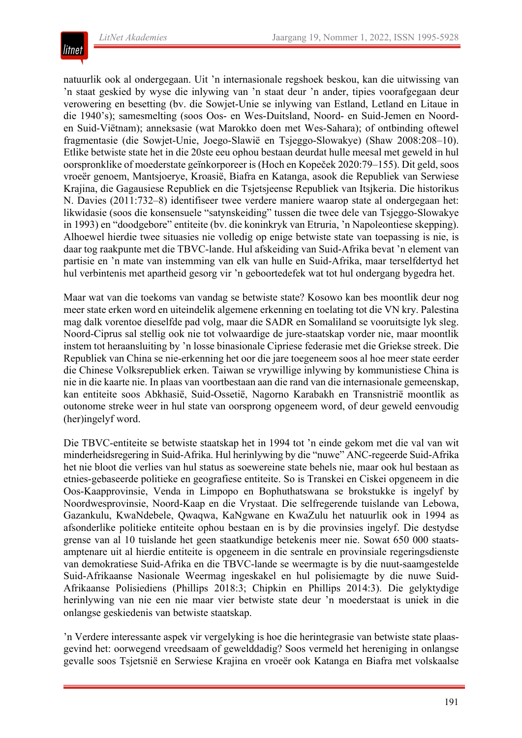natuurlik ook al ondergegaan. Uit ’n internasionale regshoek beskou, kan die uitwissing van ’n staat geskied by wyse die inlywing van ’n staat deur ’n ander, tipies voorafgegaan deur verowering en besetting (bv. die Sowjet-Unie se inlywing van Estland, Letland en Litaue in die 1940’s); samesmelting (soos Oos- en Wes-Duitsland, Noord- en Suid-Jemen en Noord- en Suid-Viëtnam); anneksasie (wat Marokko doen met Wes-Sahara); of ontbinding oftewel fragmentasie (die Sowjet-Unie, Joego-Slawië en Tsjeggo-Slowakye) (Shaw 2008:208–10). Etlike betwiste state het in die 20ste eeu ophou bestaan deurdat hulle meesal met geweld in hul oorspronklike of moederstate geïnkorporeer is (Hoch en Kopeček 2020:79–155). Dit geld, soos vroeër genoem, Mantsjoerye, Kroasië, Biafra en Katanga, asook die Republiek van Serwiese Krajina, die Gagausiese Republiek en die Tsjetsjeense Republiek van Itsjkeria. Die historikus N. Davies (2011:732–8) identifiseer twee verdere maniere waarop state al ondergegaan het: likwidasie (soos die konsensuele “satynskeiding” tussen die twee dele van Tsjeggo-Slowakye in 1993) en “doodgebore” entiteite (bv. die koninkryk van Etruria, ’n Napoleontiese skepping). Alhoewel hierdie twee situasies nie volledig op enige betwiste state van toepassing is nie, is daar tog raakpunte met die TBVC-lande. Hul afskeiding van Suid-Afrika bevat ’n element van partisie en ’n mate van instemming van elk van hulle en Suid-Afrika, maar terselfdertyd het hul verbintenis met apartheid gesorg vir ’n geboortedefek wat tot hul ondergang bygedra het.

Maar wat van die toekoms van vandag se betwiste state? Kosowo kan bes moontlik deur nog meer state erken word en uiteindelik algemene erkenning en toelating tot die VN kry. Palestina mag dalk vorentoe dieselfde pad volg, maar die SADR en Somaliland se vooruitsigte lyk sleg. Noord-Ciprus sal stellig ook nie tot volwaardige de jure-staatskap vorder nie, maar moontlik instem tot heraansluiting by ’n losse binasionale Cipriese federasie met die Griekse streek. Die Republiek van China se nie-erkenning het oor die jare toegeneem soos al hoe meer state eerder die Chinese Volksrepubliek erken. Taiwan se vrywillige inlywing by kommunistiese China is nie in die kaarte nie. In plaas van voortbestaan aan die rand van die internasionale gemeenskap, kan entiteite soos Abkhasië, Suid-Ossetië, Nagorno Karabakh en Transnistrië moontlik as outonome streke weer in hul state van oorsprong opgeneem word, of deur geweld eenvoudig (her)ingelyf word.

Die TBVC-entiteite se betwiste staatskap het in 1994 tot ’n einde gekom met die val van wit minderheidsregering in Suid-Afrika. Hul herinlywing by die “nuwe” ANC-regeerde Suid-Afrika het nie bloot die verlies van hul status as soewereine state behels nie, maar ook hul bestaan as etnies-gebaseerde politieke en geografiese entiteite. So is Transkei en Ciskei opgeneem in die Oos-Kaapprovinsie, Venda in Limpopo en Bophuthatswana se brokstukke is ingelyf by Noordwesprovinsie, Noord-Kaap en die Vrystaat. Die selfregerende tuislande van Lebowa, Gazankulu, KwaNdebele, Qwaqwa, KaNgwane en KwaZulu het natuurlik ook in 1994 as afsonderlike politieke entiteite ophou bestaan en is by die provinsies ingelyf. Die destydse grense van al 10 tuislande het geen staatkundige betekenis meer nie. Sowat 650 000 staatsamptenare uit al hierdie entiteite is opgeneem in die sentrale en provinsiale regeringsdienste van demokratiese Suid-Afrika en die TBVC-lande se weermagte is by die nuut-saamgestelde Suid-Afrikaanse Nasionale Weermag ingeskakel en hul polisiemagte by die nuwe Suid-Afrikaanse Polisiediens (Phillips 2018:3; Chipkin en Phillips 2014:3). Die gelyktydige herinlywing van nie een nie maar vier betwiste state deur ’n moederstaat is uniek in die onlangse geskiedenis van betwiste staatskap.

’n Verdere interessante aspek vir vergelyking is hoe die herintegrasie van betwiste state plaasgevind het: oorwegend vreedsaam of gewelddadig? Soos vermeld het hereniging in onlangse gevalle soos Tsjetsnië en Serwiese Krajina en vroeër ook Katanga en Biafra met volskaalse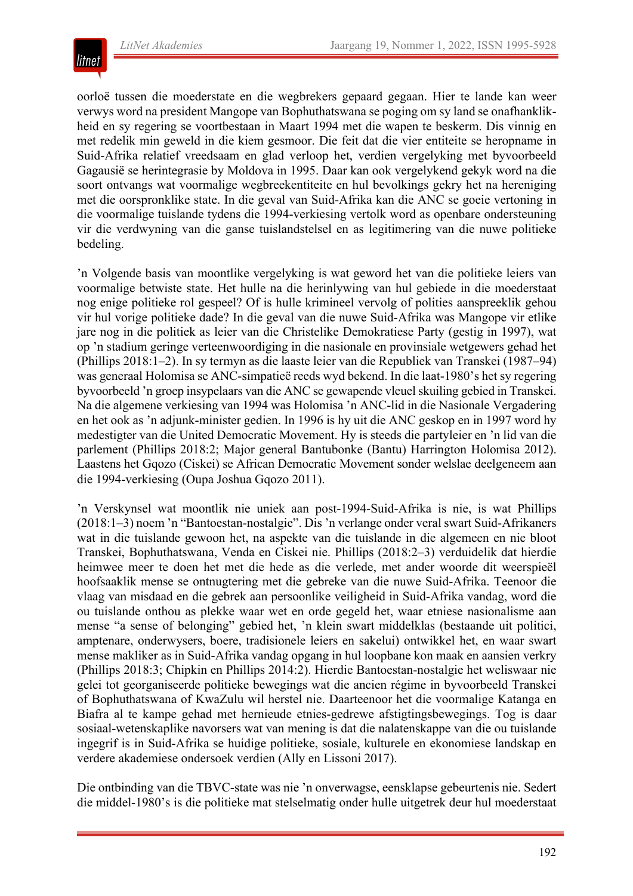oorloë tussen die moederstate en die wegbrekers gepaard gegaan. Hier te lande kan weer verwys word na president Mangope van Bophuthatswana se poging om sy land se onafhanklikheid en sy regering se voortbestaan in Maart 1994 met die wapen te beskerm. Dis vinnig en met redelik min geweld in die kiem gesmoor. Die feit dat die vier entiteite se heropname in Suid-Afrika relatief vreedsaam en glad verloop het, verdien vergelyking met byvoorbeeld Gagausië se herintegrasie by Moldova in 1995. Daar kan ook vergelykend gekyk word na die soort ontvangs wat voormalige wegbreekentiteite en hul bevolkings gekry het na hereniging met die oorspronklike state. In die geval van Suid-Afrika kan die ANC se goeie vertoning in die voormalige tuislande tydens die 1994-verkiesing vertolk word as openbare ondersteuning vir die verdwyning van die ganse tuislandstelsel en as legitimering van die nuwe politieke bedeling.

'n Volgende basis van moontlike vergelyking is wat geword het van die politieke leiers van voormalige betwiste state. Het hulle na die herinlywing van hul gebiede in die moederstaat nog enige politieke rol gespeel? Of is hulle krimineel vervolg of polities aanspreeklik gehou vir hul vorige politieke dade? In die geval van die nuwe Suid-Afrika was Mangope vir etlike jare nog in die politiek as leier van die Christelike Demokratiese Party (gestig in 1997), wat op 'n stadium geringe verteenwoordiging in die nasionale en provinsiale wetgewers gehad het (Phillips 2018:1–2). In sy termyn as die laaste leier van die Republiek van Transkei (1987–94) was generaal Holomisa se ANC-simpatieë reeds wyd bekend. In die laat-1980's het sy regering byvoorbeeld 'n groep insypelaars van die ANC se gewapende vleuel skuiling gebied in Transkei. Na die algemene verkiesing van 1994 was Holomisa 'n ANC-lid in die Nasionale Vergadering en het ook as 'n adjunk-minister gedien. In 1996 is hy uit die ANC geskop en in 1997 word hy medestigter van die United Democratic Movement. Hy is steeds die partyleier en 'n lid van die parlement (Phillips 2018:2; Major general Bantubonke (Bantu) Harrington Holomisa 2012). Laastens het Gqozo (Ciskei) se African Democratic Movement sonder welslae deelgeneem aan die 1994-verkiesing (Oupa Joshua Gqozo 2011).

'n Verskynsel wat moontlik nie uniek aan post-1994-Suid-Afrika is nie, is wat Phillips (2018:1–3) noem 'n "Bantoestan-nostalgie". Dis 'n verlange onder veral swart Suid-Afrikaners wat in die tuislande gewoon het, na aspekte van die tuislande in die algemeen en nie bloot Transkei, Bophuthatswana, Venda en Ciskei nie. Phillips (2018:2–3) verduidelik dat hierdie heimwee meer te doen het met die hede as die verlede, met ander woorde dit weerspieël hoofsaaklik mense se ontnugtering met die gebreke van die nuwe Suid-Afrika. Teenoor die vlaag van misdaad en die gebrek aan persoonlike veiligheid in Suid-Afrika vandag, word die ou tuislande onthou as plekke waar wet en orde gegeld het, waar etniese nasionalisme aan mense "a sense of belonging" gebied het, 'n klein swart middelklas (bestaande uit politici, amptenare, onderwysers, boere, tradisionele leiers en sakelui) ontwikkel het, en waar swart mense makliker as in Suid-Afrika vandag opgang in hul loopbane kon maak en aansien verkry (Phillips 2018:3; Chipkin en Phillips 2014:2). Hierdie Bantoestan-nostalgie het weliswaar nie gelei tot georganiseerde politieke bewegings wat die ancien régime in byvoorbeeld Transkei of Bophuthatswana of KwaZulu wil herstel nie. Daarteenoor het die voormalige Katanga en Biafra al te kampe gehad met hernieude etnies-gedrewe afstigtingsbewegings. Tog is daar sosiaal-wetenskaplike navorsers wat van mening is dat die nalatenskappe van die ou tuislande ingegrif is in Suid-Afrika se huidige politieke, sosiale, kulturele en ekonomiese landskap en verdere akademiese ondersoek verdien (Ally en Lissoni 2017).

Die ontbinding van die TBVC-state was nie 'n onverwagse, eensklapse gebeurtenis nie. Sedert die middel-1980's is die politieke mat stelselmatig onder hulle uitgetrek deur hul moederstaat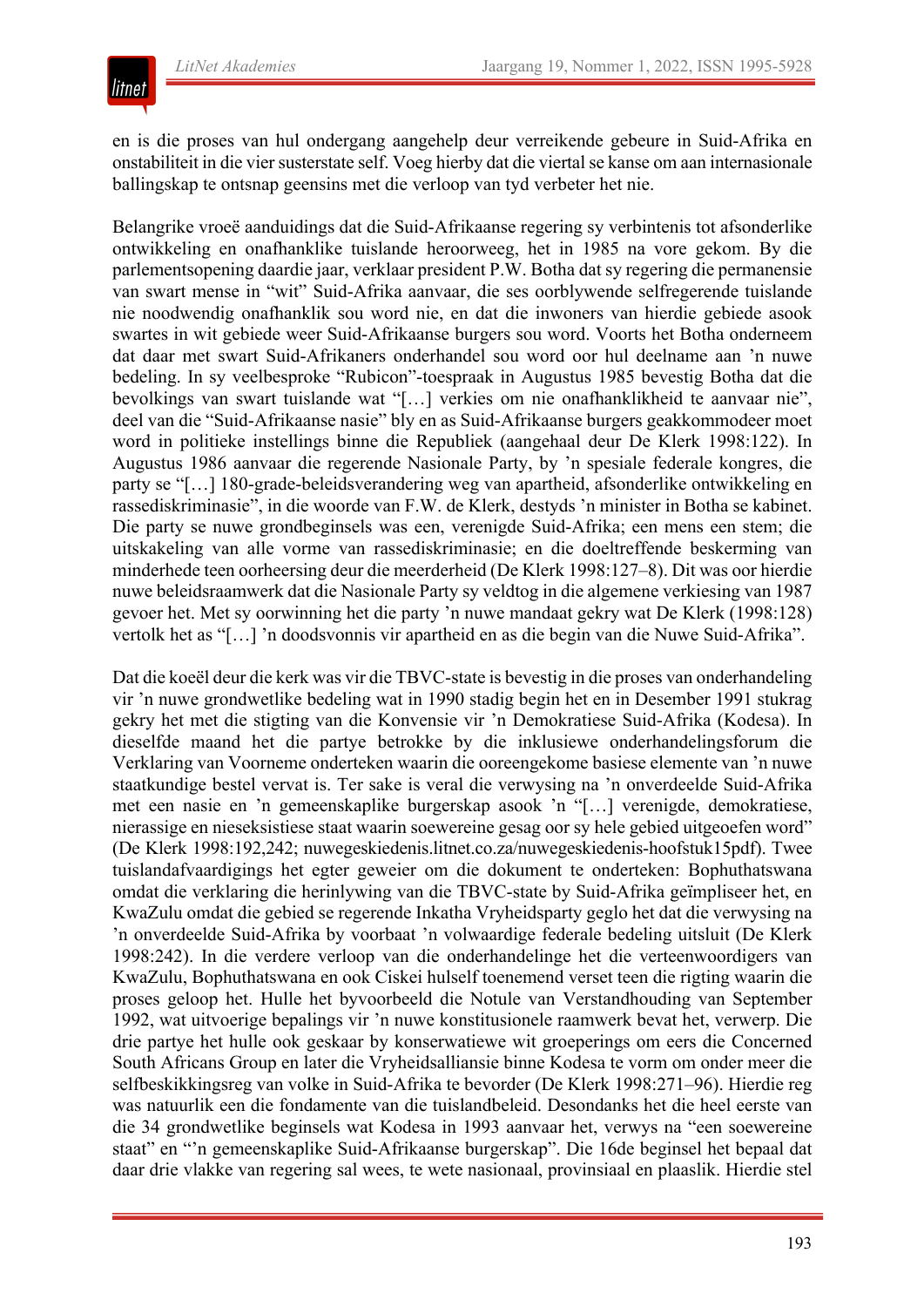en is die proses van hul ondergang aangehelp deur verreikende gebeure in Suid-Afrika en onstabiliteit in die vier susterstate self. Voeg hierby dat die viertal se kanse om aan internasionale ballingskap te ontsnap geensins met die verloop van tyd verbeter het nie.

Belangrike vroeë aanduidings dat die Suid-Afrikaanse regering sy verbintenis tot afsonderlike ontwikkeling en onafhanklike tuislande heroorweeg, het in 1985 na vore gekom. By die parlementsopening daardie jaar, verklaar president P.W. Botha dat sy regering die permanensie van swart mense in "wit" Suid-Afrika aanvaar, die ses oorblywende selfregerende tuislande nie noodwendig onafhanklik sou word nie, en dat die inwoners van hierdie gebiede asook swartes in wit gebiede weer Suid-Afrikaanse burgers sou word. Voorts het Botha onderneem dat daar met swart Suid-Afrikaners onderhandel sou word oor hul deelname aan 'n nuwe bedeling. In sy veelbesproke "Rubicon"-toespraak in Augustus 1985 bevestig Botha dat die bevolkings van swart tuislande wat "[…] verkies om nie onafhanklikheid te aanvaar nie", deel van die "Suid-Afrikaanse nasie" bly en as Suid-Afrikaanse burgers geakkommodeer moet word in politieke instellings binne die Republiek (aangehaal deur De Klerk 1998:122). In Augustus 1986 aanvaar die regerende Nasionale Party, by 'n spesiale federale kongres, die party se "[…] 180-grade-beleidsverandering weg van apartheid, afsonderlike ontwikkeling en rassediskriminasie", in die woorde van F.W. de Klerk, destyds 'n minister in Botha se kabinet. Die party se nuwe grondbeginsels was een, verenigde Suid-Afrika; een mens een stem; die uitskakeling van alle vorme van rassediskriminasie; en die doeltreffende beskerming van minderhede teen oorheersing deur die meerderheid (De Klerk 1998:127–8). Dit was oor hierdie nuwe beleidsraamwerk dat die Nasionale Party sy veldtog in die algemene verkiesing van 1987 gevoer het. Met sy oorwinning het die party 'n nuwe mandaat gekry wat De Klerk (1998:128) vertolk het as "[…] 'n doodsvonnis vir apartheid en as die begin van die Nuwe Suid-Afrika".

Dat die koeël deur die kerk was vir die TBVC-state is bevestig in die proses van onderhandeling vir 'n nuwe grondwetlike bedeling wat in 1990 stadig begin het en in Desember 1991 stukrag gekry het met die stigting van die Konvensie vir 'n Demokratiese Suid-Afrika (Kodesa). In dieselfde maand het die partye betrokke by die inklusiewe onderhandelingsforum die Verklaring van Voorneme onderteken waarin die ooreengekome basiese elemente van 'n nuwe staatkundige bestel vervat is. Ter sake is veral die verwysing na 'n onverdeelde Suid-Afrika met een nasie en 'n gemeenskaplike burgerskap asook 'n "[…] verenigde, demokratiese, nierassige en nieseksistiese staat waarin soewereine gesag oor sy hele gebied uitgeoefen word" (De Klerk 1998:192,242; nuwegeskiedenis.litnet.co.za/nuwegeskiedenis-hoofstuk15pdf). Twee tuislandafvaardigings het egter geweier om die dokument te onderteken: Bophuthatswana omdat die verklaring die herinlywing van die TBVC-state by Suid-Afrika geïmpliseer het, en KwaZulu omdat die gebied se regerende Inkatha Vryheidsparty geglo het dat die verwysing na 'n onverdeelde Suid-Afrika by voorbaat 'n volwaardige federale bedeling uitsluit (De Klerk 1998:242). In die verdere verloop van die onderhandelinge het die verteenwoordigers van KwaZulu, Bophuthatswana en ook Ciskei hulself toenemend verset teen die rigting waarin die proses geloop het. Hulle het byvoorbeeld die Notule van Verstandhouding van September 1992, wat uitvoerige bepalings vir 'n nuwe konstitusionele raamwerk bevat het, verwerp. Die drie partye het hulle ook geskaar by konserwatiewe wit groeperings om eers die Concerned South Africans Group en later die Vryheidsalliansie binne Kodesa te vorm om onder meer die selfbeskikkingsreg van volke in Suid-Afrika te bevorder (De Klerk 1998:271–96). Hierdie reg was natuurlik een die fondamente van die tuislandbeleid. Desondanks het die heel eerste van die 34 grondwetlike beginsels wat Kodesa in 1993 aanvaar het, verwys na "een soewereine staat" en "'n gemeenskaplike Suid-Afrikaanse burgerskap". Die 16de beginsel het bepaal dat daar drie vlakke van regering sal wees, te wete nasionaal, provinsiaal en plaaslik. Hierdie stel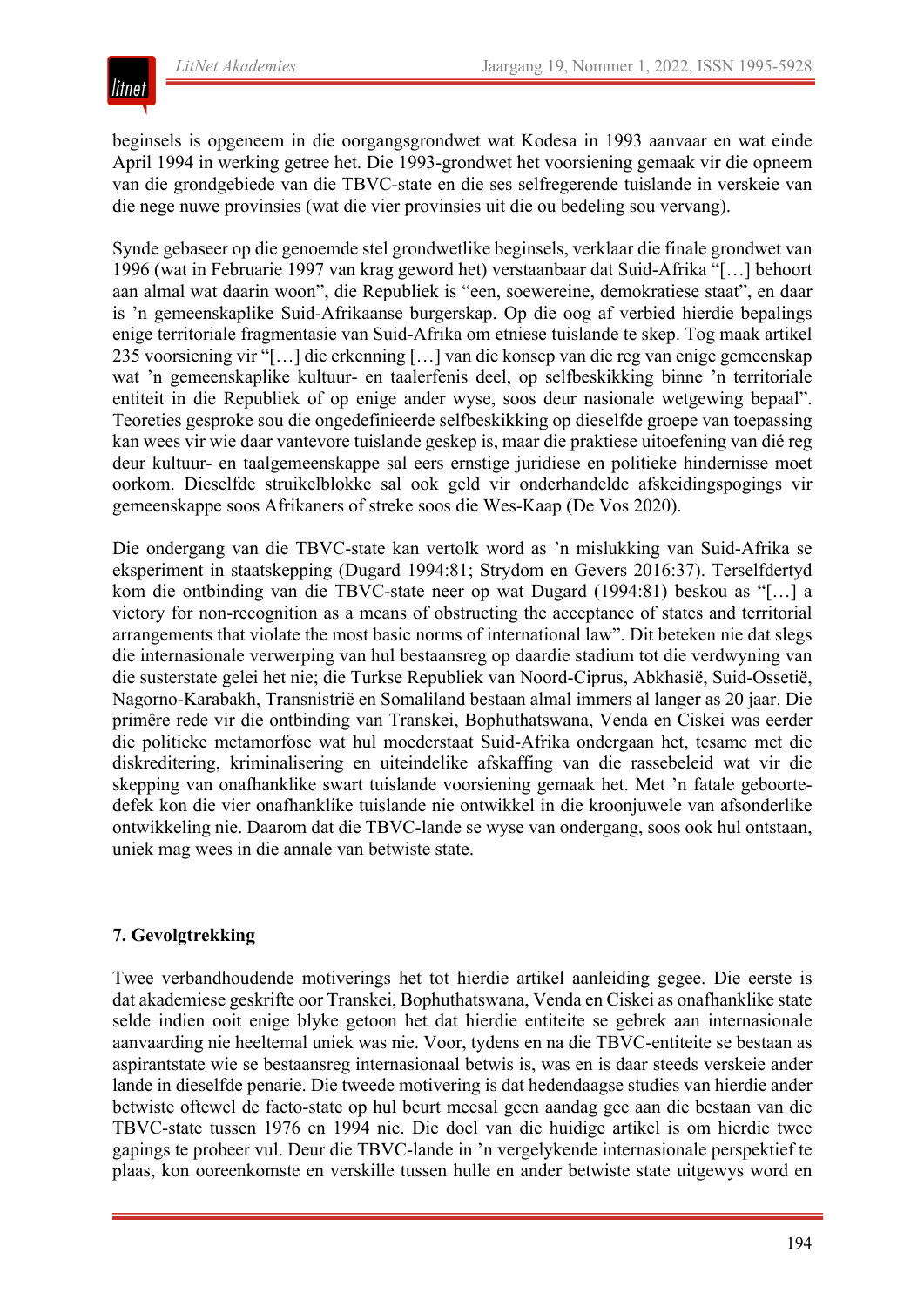beginsels is opgeneem in die oorgangsgrondwet wat Kodesa in 1993 aanvaar en wat einde April 1994 in werking getree het. Die 1993-grondwet het voorsiening gemaak vir die opneem van die grondgebiede van die TBVC-state en die ses selfregerende tuislande in verskeie van die nege nuwe provinsies (wat die vier provinsies uit die ou bedeling sou vervang).

Synde gebaseer op die genoemde stel grondwetlike beginsels, verklaar die finale grondwet van 1996 (wat in Februarie 1997 van krag geword het) verstaanbaar dat Suid-Afrika "[…] behoort aan almal wat daarin woon", die Republiek is "een, soewereine, demokratiese staat", en daar is 'n gemeenskaplike Suid-Afrikaanse burgerskap. Op die oog af verbied hierdie bepalings enige territoriale fragmentasie van Suid-Afrika om etniese tuislande te skep. Tog maak artikel 235 voorsiening vir "[…] die erkenning […] van die konsep van die reg van enige gemeenskap wat 'n gemeenskaplike kultuur- en taalerfenis deel, op selfbeskikking binne 'n territoriale entiteit in die Republiek of op enige ander wyse, soos deur nasionale wetgewing bepaal". Teoreties gesproke sou die ongedefinieerde selfbeskikking op dieselfde groepe van toepassing kan wees vir wie daar vantevore tuislande geskep is, maar die praktiese uitoefening van dié reg deur kultuur- en taalgemeenskappe sal eers ernstige juridiese en politieke hindernisse moet oorkom. Dieselfde struikelblokke sal ook geld vir onderhandelde afskeidingspogings vir gemeenskappe soos Afrikaners of streke soos die Wes-Kaap (De Vos 2020).

Die ondergang van die TBVC-state kan vertolk word as 'n mislukking van Suid-Afrika se eksperiment in staatskepping (Dugard 1994:81; Strydom en Gevers 2016:37). Terselfdertyd kom die ontbinding van die TBVC-state neer op wat Dugard (1994:81) beskou as "[…] a victory for non-recognition as a means of obstructing the acceptance of states and territorial arrangements that violate the most basic norms of international law". Dit beteken nie dat slegs die internasionale verwerping van hul bestaansreg op daardie stadium tot die verdwyning van die susterstate gelei het nie; die Turkse Republiek van Noord-Ciprus, Abkhasië, Suid-Ossetië, Nagorno-Karabakh, Transnistrië en Somaliland bestaan almal immers al langer as 20 jaar. Die primêre rede vir die ontbinding van Transkei, Bophuthatswana, Venda en Ciskei was eerder die politieke metamorfose wat hul moederstaat Suid-Afrika ondergaan het, tesame met die diskreditering, kriminalisering en uiteindelike afskaffing van die rassebeleid wat vir die skepping van onafhanklike swart tuislande voorsiening gemaak het. Met 'n fatale geboorte-defek kon die vier onafhanklike tuislande nie ontwikkel in die kroonjuwele van afsonderlike ontwikkeling nie. Daarom dat die TBVC-lande se wyse van ondergang, soos ook hul ontstaan, uniek mag wees in die annale van betwiste state.

## 7. Gevolgtrekking

Twee verbandhoudende motiverings het tot hierdie artikel aanleiding gegee. Die eerste is dat akademiese geskrifte oor Transkei, Bophuthatswana, Venda en Ciskei as onafhanklike state selde indien ooit enige blyke getoon het dat hierdie entiteite se gebrek aan internasionale aanvaarding nie heeltemal uniek was nie. Voor, tydens en na die TBVC-entiteite se bestaan as aspirantstate wie se bestaansreg internasionaal betwis is, was en is daar steeds verskeie ander lande in dieselfde penarie. Die tweede motivering is dat hedendaagse studies van hierdie ander betwiste oftewel de facto-state op hul beurt meesal geen aandag gee aan die bestaan van die TBVC-state tussen 1976 en 1994 nie. Die doel van die huidige artikel is om hierdie twee gapings te probeer vul. Deur die TBVC-lande in 'n vergelykende internasionale perspektief te plaas, kon ooreenkomste en verskille tussen hulle en ander betwiste state uitgewys word en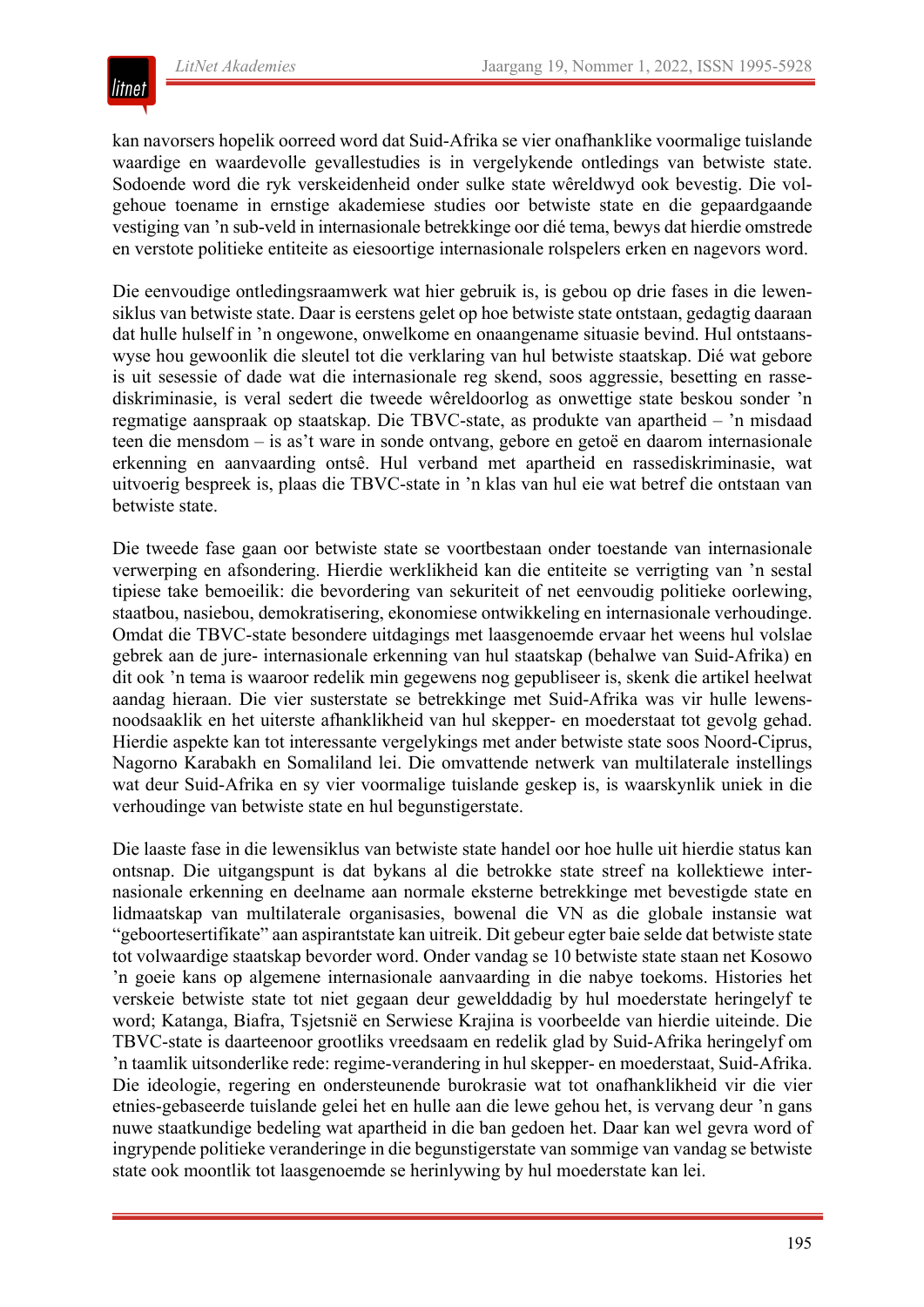kan navorsers hopelik oorreed word dat Suid-Afrika se vier onafhanklike voormalige tuislande waardige en waardevolle gevallestudies is in vergelykende ontledings van betwiste state. Sodoende word die ryk verskeidenheid onder sulke state wêreldwyd ook bevestig. Die volgehoue toename in ernstige akademiese studies oor betwiste state en die gepaardgaande vestiging van ’n sub-veld in internasionale betrekkinge oor dié tema, bewys dat hierdie omstrede en verstote politieke entiteite as eiesoortige internasionale rolspelers erken en nagevors word.

Die eenvoudige ontledingsraamwerk wat hier gebruik is, is gebou op drie fases in die lewensiklus van betwiste state. Daar is eerstens gelet op hoe betwiste state ontstaan, gedagtig daaraan dat hulle hulself in ’n ongewone, onwelkome en onaangename situasie bevind. Hul ontstaanswyse hou gewoonlik die sleutel tot die verklaring van hul betwiste staatskap. Dié wat gebore is uit sesessie of dade wat die internasionale reg skend, soos aggressie, besetting en rassediskriminasie, is veral sedert die tweede wêreldoorlog as onwettige state beskou sonder ’n regmatige aanspraak op staatskap. Die TBVC-state, as produkte van apartheid – ’n misdaad teen die mensdom – is as’t ware in sonde ontvang, gebore en getoë en daarom internasionale erkenning en aanvaarding ontsê. Hul verband met apartheid en rassediskriminasie, wat uitvoerig bespreek is, plaas die TBVC-state in ’n klas van hul eie wat betref die ontstaan van betwiste state.

Die tweede fase gaan oor betwiste state se voortbestaan onder toestande van internasionale verwerping en afsondering. Hierdie werklikheid kan die entiteite se verrigting van ’n sestal tipiese take bemoeilik: die bevordering van sekuriteit of net eenvoudig politieke oorlewing, staatbou, nasiebou, demokratisering, ekonomiese ontwikkeling en internasionale verhoudinge. Omdat die TBVC-state besondere uitdagings met laasgenoemde ervaar het weens hul volslae gebrek aan de jure- internasionale erkenning van hul staatskap (behalwe van Suid-Afrika) en dit ook ’n tema is waaroor redelik min gegewens nog gepubliseer is, skenk die artikel heelwat aandag hieraan. Die vier susterstate se betrekkinge met Suid-Afrika was vir hulle lewensnoodsaaklik en het uiterste afhanklikheid van hul skepper- en moederstaat tot gevolg gehad. Hierdie aspekte kan tot interessante vergelykings met ander betwiste state soos Noord-Ciprus, Nagorno Karabakh en Somaliland lei. Die omvattende netwerk van multilaterale instellings wat deur Suid-Afrika en sy vier voormalige tuislande geskep is, is waarskynlik uniek in die verhoudinge van betwiste state en hul begunstigerstate.

Die laaste fase in die lewensiklus van betwiste state handel oor hoe hulle uit hierdie status kan ontsnap. Die uitgangspunt is dat bykans al die betrokke state streef na kollektiewe internasionale erkenning en deelname aan normale eksterne betrekkinge met bevestigde state en lidmaatskap van multilaterale organisasies, bowenal die VN as die globale instansie wat “geboortesertifikate” aan aspirantstate kan uitreik. Dit gebeur egter baie selde dat betwiste state tot volwaardige staatskap bevorder word. Onder vandag se 10 betwiste state staan net Kosowo ’n goeie kans op algemene internasionale aanvaarding in die nabye toekoms. Histories het verskeie betwiste state tot niet gegaan deur gewelddadig by hul moederstate heringelyf te word; Katanga, Biafra, Tsjetsnië en Serwiese Krajina is voorbeelde van hierdie uiteinde. Die TBVC-state is daarteenoor grootliks vreedsaam en redelik glad by Suid-Afrika heringelyf om ’n taamlik uitsonderlike rede: regime-verandering in hul skepper- en moederstaat, Suid-Afrika. Die ideologie, regering en ondersteunende burokrasie wat tot onafhanklikheid vir die vier etnies-gebaseerde tuislande gelei het en hulle aan die lewe gehou het, is vervang deur ’n gans nuwe staatkundige bedeling wat apartheid in die ban gedoen het. Daar kan wel gevra word of ingrypende politieke veranderinge in die begunstigerstate van sommige van vandag se betwiste state ook moontlik tot laasgenoemde se herinlywing by hul moederstate kan lei.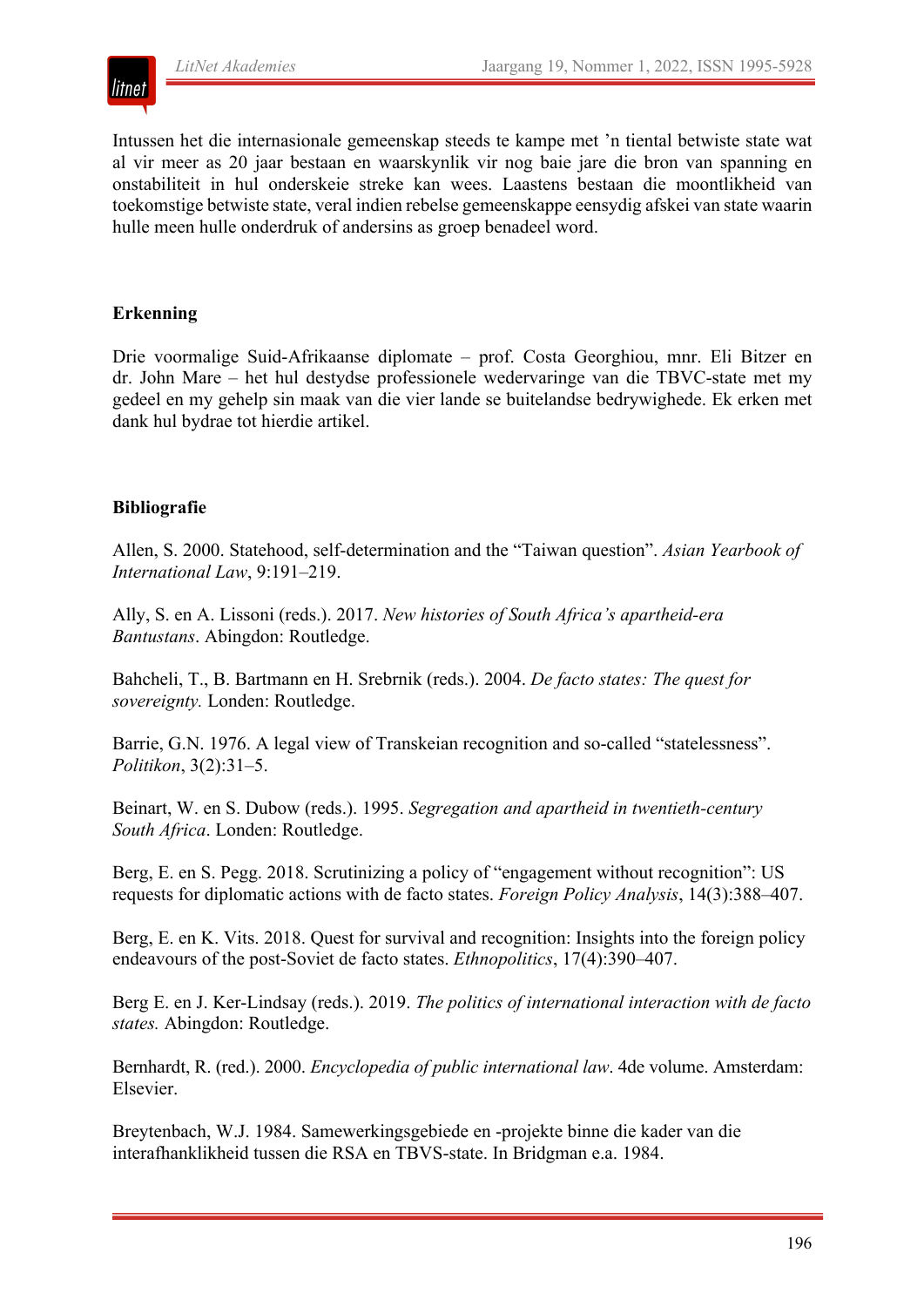Intussen het die internasionale gemeenskap steeds te kampe met 'n tiental betwiste state wat al vir meer as 20 jaar bestaan en waarskynlik vir nog baie jare die bron van spanning en onstabiliteit in hul onderskeie streke kan wees. Laastens bestaan die moontlikheid van toekomstige betwiste state, veral indien rebelse gemeenskappe eensydig afskei van state waarin hulle meen hulle onderdruk of andersins as groep benadeel word.

### Erkenning

Drie voormalige Suid-Afrikaanse diplomate – prof. Costa Georghiou, mnr. Eli Bitzer en dr. John Mare – het hul destydse professionele wedervaringe van die TBVC-state met my gedeel en my gehelp sin maak van die vier lande se buitelandse bedrywighede. Ek erken met dank hul bydrae tot hierdie artikel.

### Bibliografie

Allen, S. 2000. Statehood, self-determination and the "Taiwan question". *Asian Yearbook of International Law*, 9:191–219.

Ally, S. en A. Lissoni (reds.). 2017. *New histories of South Africa's apartheid-era Bantustans*. Abingdon: Routledge.

Bahcheli, T., B. Bartmann en H. Srebrnik (reds.). 2004. *De facto states: The quest for sovereignty.* Londen: Routledge.

Barrie, G.N. 1976. A legal view of Transkeian recognition and so-called "statelessness". *Politikon*, 3(2):31–5.

Beinart, W. en S. Dubow (reds.). 1995. *Segregation and apartheid in twentieth-century South Africa*. Londen: Routledge.

Berg, E. en S. Pegg. 2018. Scrutinizing a policy of "engagement without recognition": US requests for diplomatic actions with de facto states. *Foreign Policy Analysis*, 14(3):388–407.

Berg, E. en K. Vits. 2018. Quest for survival and recognition: Insights into the foreign policy endeavours of the post-Soviet de facto states. *Ethnopolitics*, 17(4):390–407.

Berg E. en J. Ker-Lindsay (reds.). 2019. *The politics of international interaction with de facto states.* Abingdon: Routledge.

Bernhardt, R. (red.). 2000. *Encyclopedia of public international law*. 4de volume. Amsterdam: Elsevier.

Breytenbach, W.J. 1984. Samewerkingsgebiede en -projekte binne die kader van die interafhanklikheid tussen die RSA en TBVS-state. In Bridgman e.a. 1984.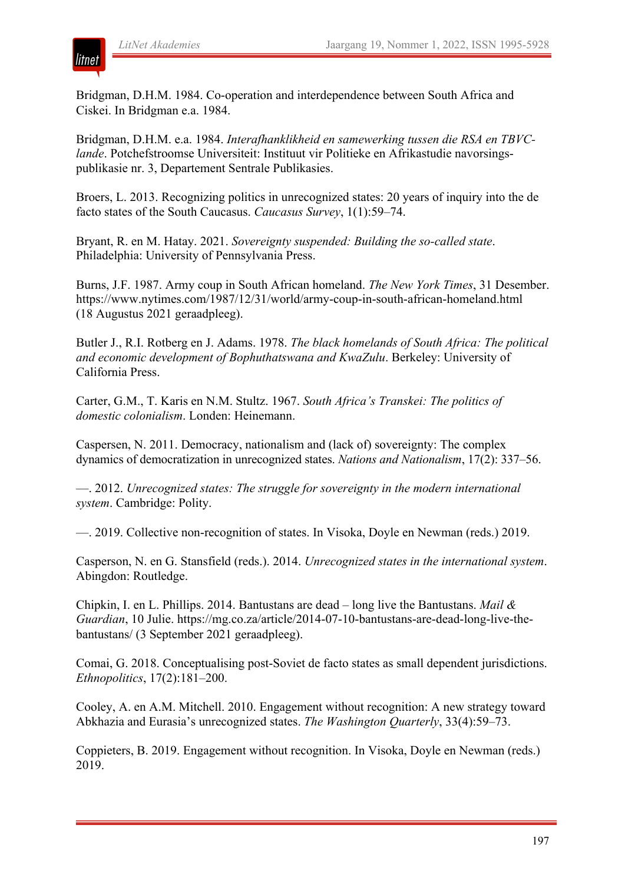Bridgman, D.H.M. 1984. Co-operation and interdependence between South Africa and Ciskei. In Bridgman e.a. 1984.

Bridgman, D.H.M. e.a. 1984. *Interafhanklikheid en samewerking tussen die RSA en TBVC-lande*. Potchefstroomse Universiteit: Instituut vir Politieke en Afrikastudie navorsings-publikasie nr. 3, Departement Sentrale Publikasies.

Broers, L. 2013. Recognizing politics in unrecognized states: 20 years of inquiry into the de facto states of the South Caucasus. *Caucasus Survey*, 1(1):59–74.

Bryant, R. en M. Hatay. 2021. *Sovereignty suspended: Building the so-called state*. Philadelphia: University of Pennsylvania Press.

Burns, J.F. 1987. Army coup in South African homeland. *The New York Times*, 31 Desember. https://www.nytimes.com/1987/12/31/world/army-coup-in-south-african-homeland.html (18 Augustus 2021 geraadpleeg).

Butler J., R.I. Rotberg en J. Adams. 1978. *The black homelands of South Africa: The political and economic development of Bophuthatswana and KwaZulu*. Berkeley: University of California Press.

Carter, G.M., T. Karis en N.M. Stultz. 1967. *South Africa's Transkei: The politics of domestic colonialism*. Londen: Heinemann.

Caspersen, N. 2011. Democracy, nationalism and (lack of) sovereignty: The complex dynamics of democratization in unrecognized states. *Nations and Nationalism*, 17(2): 337–56.

—. 2012. *Unrecognized states: The struggle for sovereignty in the modern international system*. Cambridge: Polity.

—. 2019. Collective non-recognition of states. In Visoka, Doyle en Newman (reds.) 2019.

Casperson, N. en G. Stansfield (reds.). 2014. *Unrecognized states in the international system*. Abingdon: Routledge.

Chipkin, I. en L. Phillips. 2014. Bantustans are dead – long live the Bantustans. *Mail & Guardian*, 10 Julie. https://mg.co.za/article/2014-07-10-bantustans-are-dead-long-live-the-bantustans/ (3 September 2021 geraadpleeg).

Comai, G. 2018. Conceptualising post-Soviet de facto states as small dependent jurisdictions. *Ethnopolitics*, 17(2):181–200.

Cooley, A. en A.M. Mitchell. 2010. Engagement without recognition: A new strategy toward Abkhazia and Eurasia's unrecognized states. *The Washington Quarterly*, 33(4):59–73.

Coppieters, B. 2019. Engagement without recognition. In Visoka, Doyle en Newman (reds.) 2019.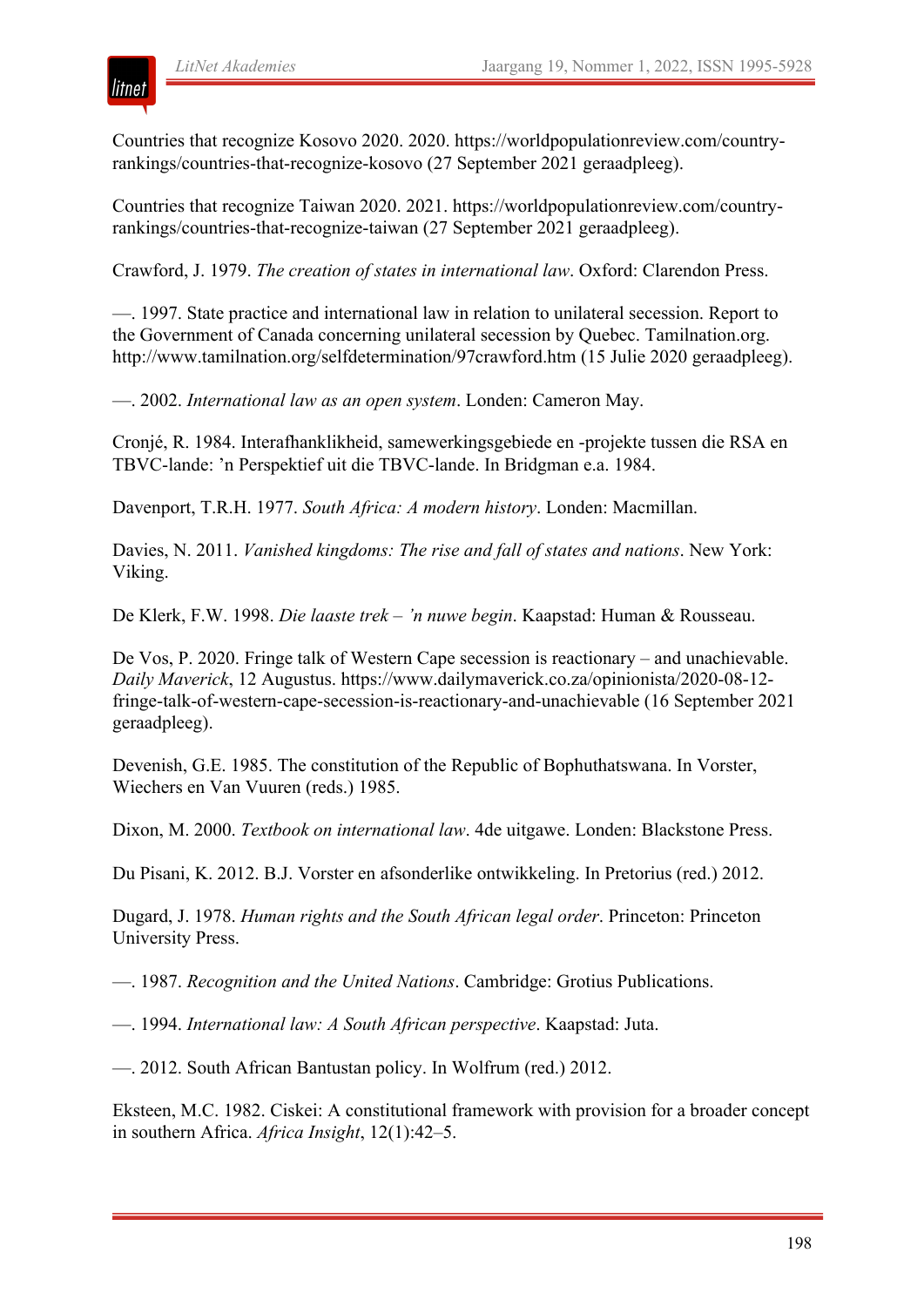Countries that recognize Kosovo 2020. 2020. https://worldpopulationreview.com/country-rankings/countries-that-recognize-kosovo (27 September 2021 geraadpleeg).

Countries that recognize Taiwan 2020. 2021. https://worldpopulationreview.com/country-rankings/countries-that-recognize-taiwan (27 September 2021 geraadpleeg).

Crawford, J. 1979. *The creation of states in international law*. Oxford: Clarendon Press.

—. 1997. State practice and international law in relation to unilateral secession. Report to the Government of Canada concerning unilateral secession by Quebec. Tamilnation.org. http://www.tamilnation.org/selfdetermination/97crawford.htm (15 Julie 2020 geraadpleeg).

—. 2002. *International law as an open system*. Londen: Cameron May.

Cronjé, R. 1984. Interafhanklikheid, samewerkingsgebiede en -projekte tussen die RSA en TBVC-lande: 'n Perspektief uit die TBVC-lande. In Bridgman e.a. 1984.

Davenport, T.R.H. 1977. *South Africa: A modern history*. Londen: Macmillan.

Davies, N. 2011. *Vanished kingdoms: The rise and fall of states and nations*. New York: Viking.

De Klerk, F.W. 1998. *Die laaste trek – 'n nuwe begin*. Kaapstad: Human & Rousseau.

De Vos, P. 2020. Fringe talk of Western Cape secession is reactionary – and unachievable. *Daily Maverick*, 12 Augustus. https://www.dailymaverick.co.za/opinionista/2020-08-12-fringe-talk-of-western-cape-secession-is-reactionary-and-unachievable (16 September 2021 geraadpleeg).

Devenish, G.E. 1985. The constitution of the Republic of Bophuthatswana. In Vorster, Wiechers en Van Vuuren (reds.) 1985.

Dixon, M. 2000. *Textbook on international law*. 4de uitgawe. Londen: Blackstone Press.

Du Pisani, K. 2012. B.J. Vorster en afsonderlike ontwikkeling. In Pretorius (red.) 2012.

Dugard, J. 1978. *Human rights and the South African legal order*. Princeton: Princeton University Press.

—. 1987. *Recognition and the United Nations*. Cambridge: Grotius Publications.

—. 1994. *International law: A South African perspective*. Kaapstad: Juta.

—. 2012. South African Bantustan policy. In Wolfrum (red.) 2012.

Eksteen, M.C. 1982. Ciskei: A constitutional framework with provision for a broader concept in southern Africa. *Africa Insight*, 12(1):42–5.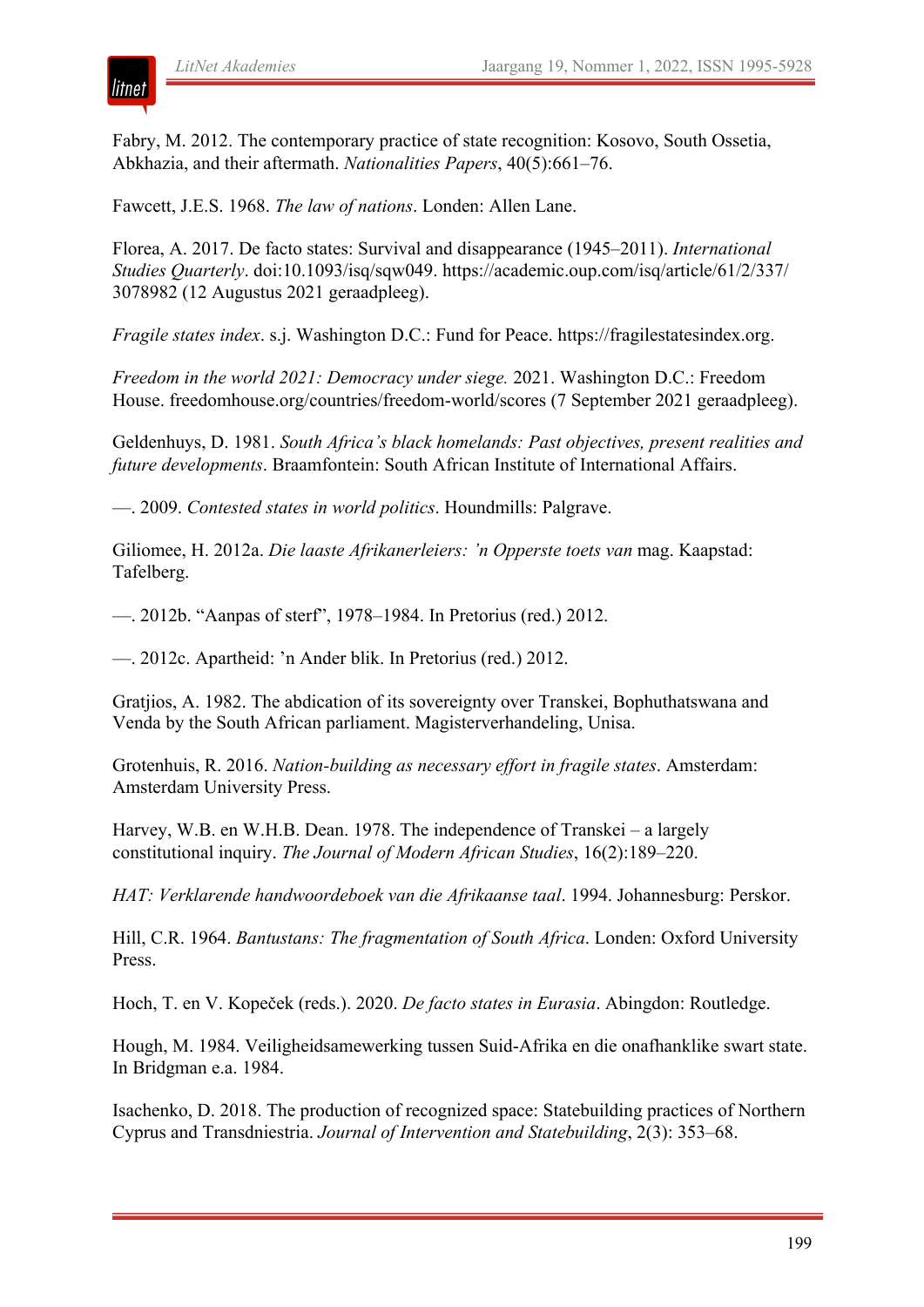Fabry, M. 2012. The contemporary practice of state recognition: Kosovo, South Ossetia, Abkhazia, and their aftermath. *Nationalities Papers*, 40(5):661–76.

Fawcett, J.E.S. 1968. *The law of nations*. Londen: Allen Lane.

Florea, A. 2017. De facto states: Survival and disappearance (1945–2011). *International Studies Quarterly*. doi:10.1093/isq/sqw049. https://academic.oup.com/isq/article/61/2/337/3078982 (12 Augustus 2021 geraadpleeg).

*Fragile states index*. s.j. Washington D.C.: Fund for Peace. https://fragilestatesindex.org.

*Freedom in the world 2021: Democracy under siege.* 2021. Washington D.C.: Freedom House. freedomhouse.org/countries/freedom-world/scores (7 September 2021 geraadpleeg).

Geldenhuys, D. 1981. *South Africa's black homelands: Past objectives, present realities and future developments*. Braamfontein: South African Institute of International Affairs.

—. 2009. *Contested states in world politics*. Houndmills: Palgrave.

Giliomee, H. 2012a. *Die laaste Afrikanerleiers: 'n Opperste toets van* mag. Kaapstad: Tafelberg.

—. 2012b. "Aanpas of sterf", 1978–1984. In Pretorius (red.) 2012.

—. 2012c. Apartheid: 'n Ander blik. In Pretorius (red.) 2012.

Gratjios, A. 1982. The abdication of its sovereignty over Transkei, Bophuthatswana and Venda by the South African parliament. Magisterverhandeling, Unisa.

Grotenhuis, R. 2016. *Nation-building as necessary effort in fragile states*. Amsterdam: Amsterdam University Press.

Harvey, W.B. en W.H.B. Dean. 1978. The independence of Transkei – a largely constitutional inquiry. *The Journal of Modern African Studies*, 16(2):189–220.

*HAT: Verklarende handwoordeboek van die Afrikaanse taal*. 1994. Johannesburg: Perskor.

Hill, C.R. 1964. *Bantustans: The fragmentation of South Africa*. Londen: Oxford University Press.

Hoch, T. en V. Kopeček (reds.). 2020. *De facto states in Eurasia*. Abingdon: Routledge.

Hough, M. 1984. Veiligheidsamewerking tussen Suid-Afrika en die onafhanklike swart state. In Bridgman e.a. 1984.

Isachenko, D. 2018. The production of recognized space: Statebuilding practices of Northern Cyprus and Transdniestria. *Journal of Intervention and Statebuilding*, 2(3): 353–68.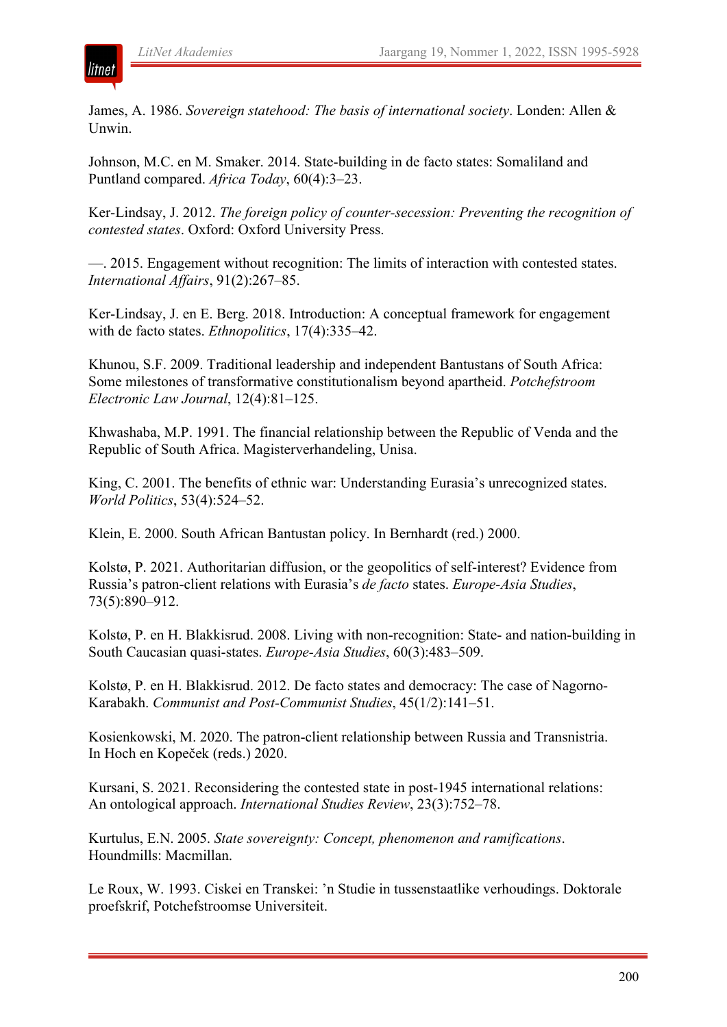James, A. 1986. *Sovereign statehood: The basis of international society*. Londen: Allen & Unwin.

Johnson, M.C. en M. Smaker. 2014. State-building in de facto states: Somaliland and Puntland compared. *Africa Today*, 60(4):3–23.

Ker-Lindsay, J. 2012. *The foreign policy of counter-secession: Preventing the recognition of contested states*. Oxford: Oxford University Press.

—. 2015. Engagement without recognition: The limits of interaction with contested states. *International Affairs*, 91(2):267–85.

Ker-Lindsay, J. en E. Berg. 2018. Introduction: A conceptual framework for engagement with de facto states. *Ethnopolitics*, 17(4):335–42.

Khunou, S.F. 2009. Traditional leadership and independent Bantustans of South Africa: Some milestones of transformative constitutionalism beyond apartheid. *Potchefstroom Electronic Law Journal*, 12(4):81–125.

Khwashaba, M.P. 1991. The financial relationship between the Republic of Venda and the Republic of South Africa. Magisterverhandeling, Unisa.

King, C. 2001. The benefits of ethnic war: Understanding Eurasia's unrecognized states. *World Politics*, 53(4):524–52.

Klein, E. 2000. South African Bantustan policy. In Bernhardt (red.) 2000.

Kolstø, P. 2021. Authoritarian diffusion, or the geopolitics of self-interest? Evidence from Russia's patron-client relations with Eurasia's *de facto* states. *Europe-Asia Studies*, 73(5):890–912.

Kolstø, P. en H. Blakkisrud. 2008. Living with non-recognition: State- and nation-building in South Caucasian quasi-states. *Europe-Asia Studies*, 60(3):483–509.

Kolstø, P. en H. Blakkisrud. 2012. De facto states and democracy: The case of Nagorno-Karabakh. *Communist and Post-Communist Studies*, 45(1/2):141–51.

Kosienkowski, M. 2020. The patron-client relationship between Russia and Transnistria. In Hoch en Kopeček (reds.) 2020.

Kursani, S. 2021. Reconsidering the contested state in post-1945 international relations: An ontological approach. *International Studies Review*, 23(3):752–78.

Kurtulus, E.N. 2005. *State sovereignty: Concept, phenomenon and ramifications*. Houndmills: Macmillan.

Le Roux, W. 1993. Ciskei en Transkei: 'n Studie in tussenstaatlike verhoudings. Doktorale proefskrif, Potchefstroomse Universiteit.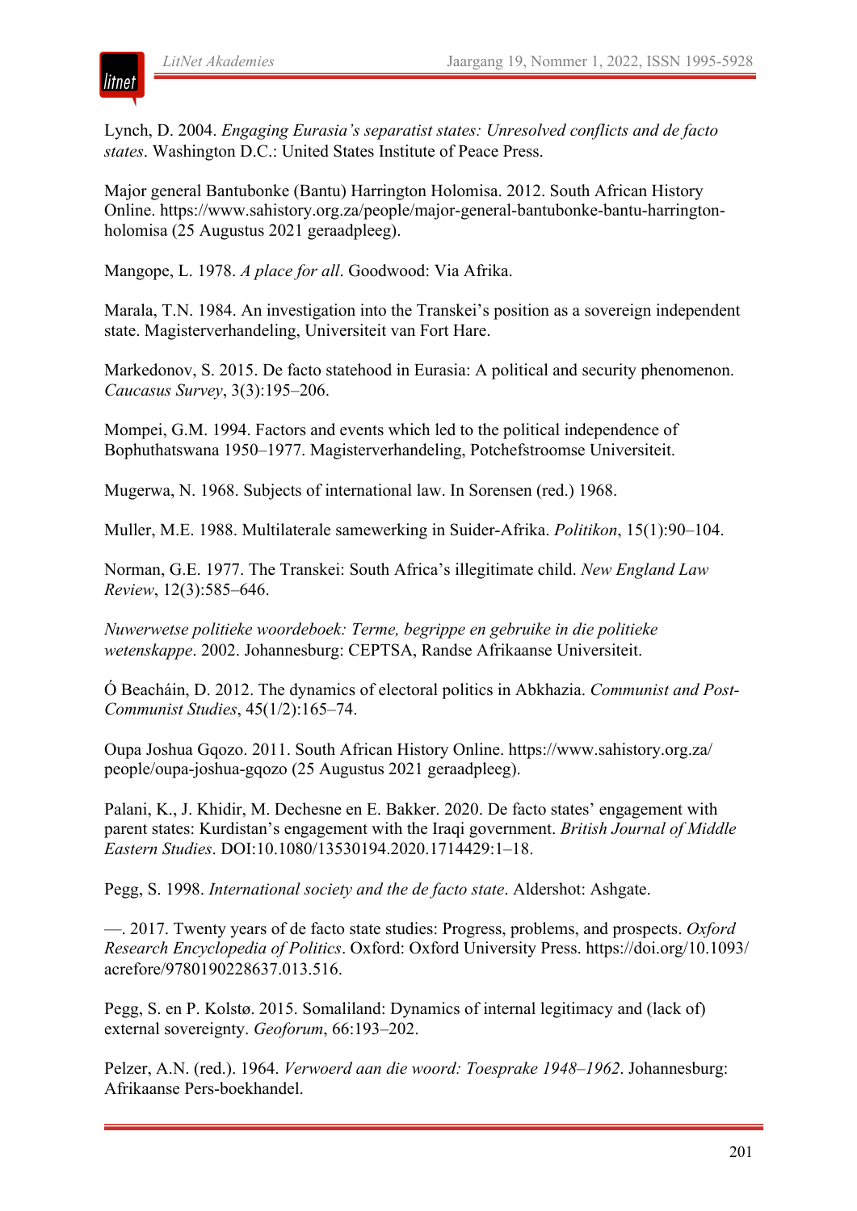Lynch, D. 2004. *Engaging Eurasia's separatist states: Unresolved conflicts and de facto states*. Washington D.C.: United States Institute of Peace Press.

Major general Bantubonke (Bantu) Harrington Holomisa. 2012. South African History Online. https://www.sahistory.org.za/people/major-general-bantubonke-bantu-harrington-holomisa (25 Augustus 2021 geraadpleeg).

Mangope, L. 1978. *A place for all*. Goodwood: Via Afrika.

Marala, T.N. 1984. An investigation into the Transkei's position as a sovereign independent state. Magisterverhandeling, Universiteit van Fort Hare.

Markedonov, S. 2015. De facto statehood in Eurasia: A political and security phenomenon. *Caucasus Survey*, 3(3):195–206.

Mompei, G.M. 1994. Factors and events which led to the political independence of Bophuthatswana 1950–1977. Magisterverhandeling, Potchefstroomse Universiteit.

Mugerwa, N. 1968. Subjects of international law. In Sorensen (red.) 1968.

Muller, M.E. 1988. Multilaterale samewerking in Suider-Afrika. *Politikon*, 15(1):90–104.

Norman, G.E. 1977. The Transkei: South Africa's illegitimate child. *New England Law Review*, 12(3):585–646.

*Nuwerwetse politieke woordeboek: Terme, begrippe en gebruike in die politieke wetenskappe*. 2002. Johannesburg: CEPTSA, Randse Afrikaanse Universiteit.

Ó Beacháin, D. 2012. The dynamics of electoral politics in Abkhazia. *Communist and Post-Communist Studies*, 45(1/2):165–74.

Oupa Joshua Gqozo. 2011. South African History Online. https://www.sahistory.org.za/people/oupa-joshua-gqozo (25 Augustus 2021 geraadpleeg).

Palani, K., J. Khidir, M. Dechesne en E. Bakker. 2020. De facto states' engagement with parent states: Kurdistan's engagement with the Iraqi government. *British Journal of Middle Eastern Studies*. DOI:10.1080/13530194.2020.1714429:1–18.

Pegg, S. 1998. *International society and the de facto state*. Aldershot: Ashgate.

—. 2017. Twenty years of de facto state studies: Progress, problems, and prospects. *Oxford Research Encyclopedia of Politics*. Oxford: Oxford University Press. https://doi.org/10.1093/acrefore/9780190228637.013.516.

Pegg, S. en P. Kolstø. 2015. Somaliland: Dynamics of internal legitimacy and (lack of) external sovereignty. *Geoforum*, 66:193–202.

Pelzer, A.N. (red.). 1964. *Verwoerd aan die woord: Toesprake 1948–1962*. Johannesburg: Afrikaanse Pers-boekhandel.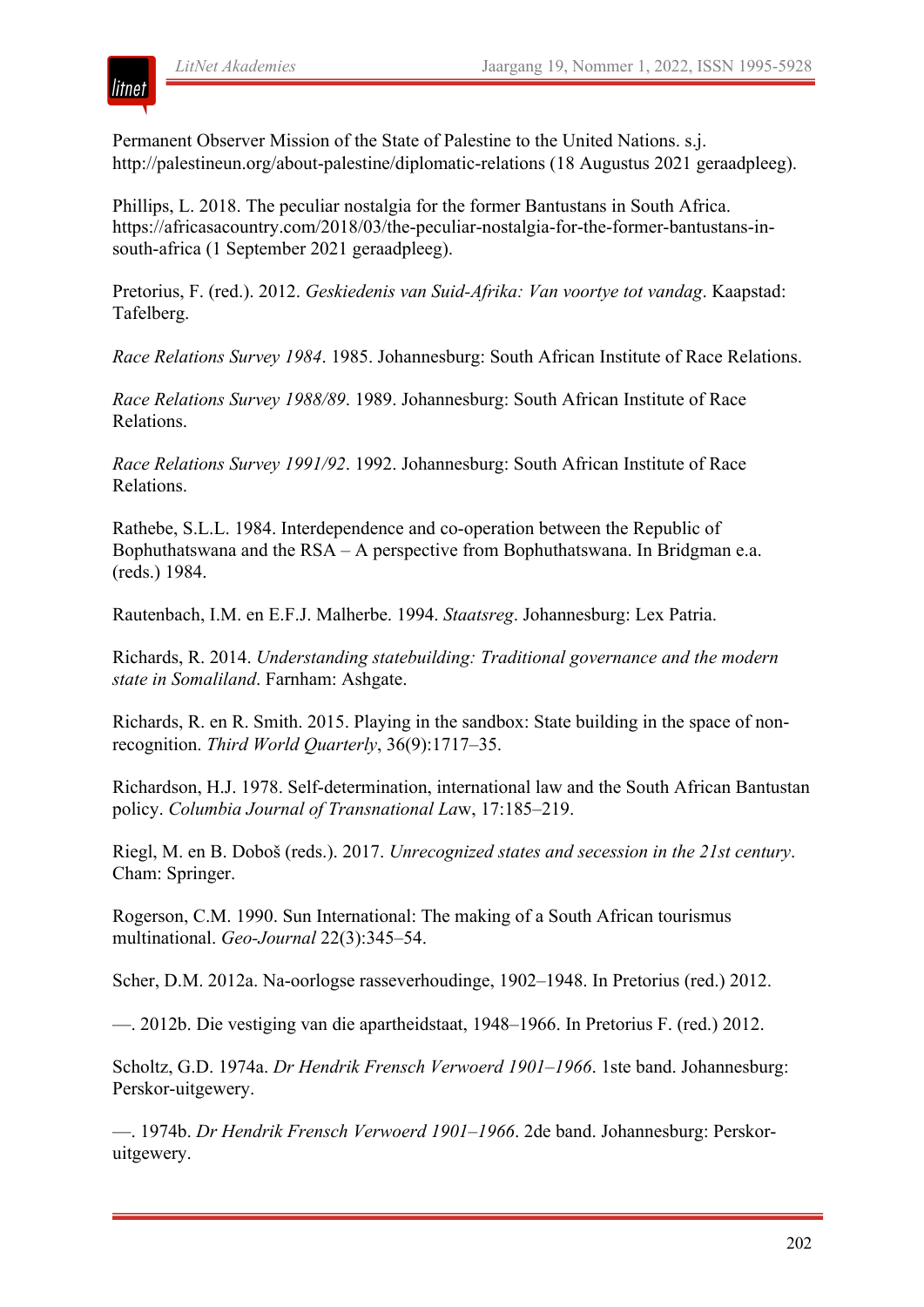Permanent Observer Mission of the State of Palestine to the United Nations. s.j. http://palestineun.org/about-palestine/diplomatic-relations (18 Augustus 2021 geraadpleeg).

Phillips, L. 2018. The peculiar nostalgia for the former Bantustans in South Africa. https://africasacountry.com/2018/03/the-peculiar-nostalgia-for-the-former-bantustans-in-south-africa (1 September 2021 geraadpleeg).

Pretorius, F. (red.). 2012. *Geskiedenis van Suid-Afrika: Van voortye tot vandag*. Kaapstad: Tafelberg.

*Race Relations Survey 1984*. 1985. Johannesburg: South African Institute of Race Relations.

*Race Relations Survey 1988/89*. 1989. Johannesburg: South African Institute of Race Relations.

*Race Relations Survey 1991/92*. 1992. Johannesburg: South African Institute of Race Relations.

Rathebe, S.L.L. 1984. Interdependence and co-operation between the Republic of Bophuthatswana and the RSA – A perspective from Bophuthatswana. In Bridgman e.a. (reds.) 1984.

Rautenbach, I.M. en E.F.J. Malherbe. 1994. *Staatsreg*. Johannesburg: Lex Patria.

Richards, R. 2014. *Understanding statebuilding: Traditional governance and the modern state in Somaliland*. Farnham: Ashgate.

Richards, R. en R. Smith. 2015. Playing in the sandbox: State building in the space of non-recognition. *Third World Quarterly*, 36(9):1717–35.

Richardson, H.J. 1978. Self-determination, international law and the South African Bantustan policy. *Columbia Journal of Transnational Law*, 17:185–219.

Riegl, M. en B. Doboš (reds.). 2017. *Unrecognized states and secession in the 21st century*. Cham: Springer.

Rogerson, C.M. 1990. Sun International: The making of a South African tourismus multinational. *Geo-Journal* 22(3):345–54.

Scher, D.M. 2012a. Na-oorlogse rasseverhoudinge, 1902–1948. In Pretorius (red.) 2012.

—. 2012b. Die vestiging van die apartheidstaat, 1948–1966. In Pretorius F. (red.) 2012.

Scholtz, G.D. 1974a. *Dr Hendrik Frensch Verwoerd 1901–1966*. 1ste band. Johannesburg: Perskor-uitgewery.

—. 1974b. *Dr Hendrik Frensch Verwoerd 1901–1966*. 2de band. Johannesburg: Perskor-uitgewery.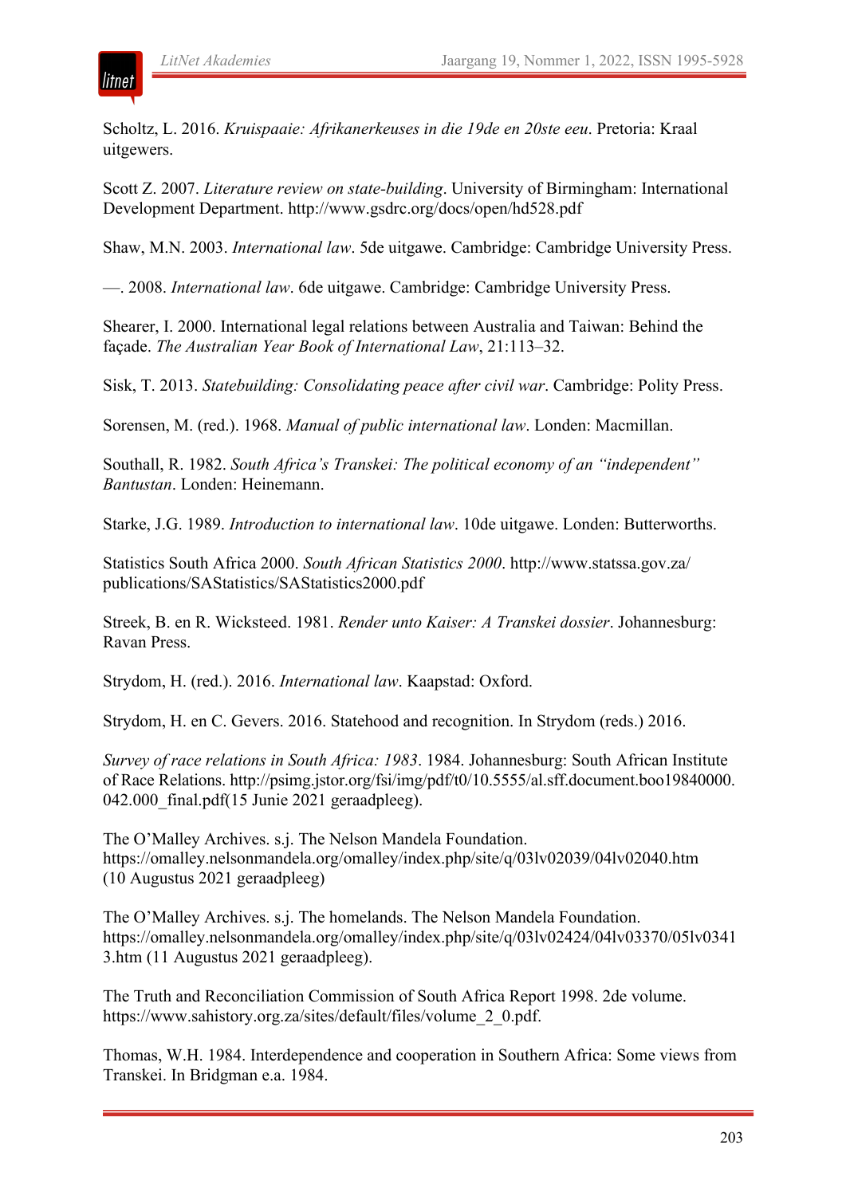Scholtz, L. 2016. *Kruispaaie: Afrikanerkeuses in die 19de en 20ste eeu*. Pretoria: Kraal uitgewers.

Scott Z. 2007. *Literature review on state-building*. University of Birmingham: International Development Department. http://www.gsdrc.org/docs/open/hd528.pdf

Shaw, M.N. 2003. *International law*. 5de uitgawe. Cambridge: Cambridge University Press.

—. 2008. *International law*. 6de uitgawe. Cambridge: Cambridge University Press.

Shearer, I. 2000. International legal relations between Australia and Taiwan: Behind the façade. *The Australian Year Book of International Law*, 21:113–32.

Sisk, T. 2013. *Statebuilding: Consolidating peace after civil war*. Cambridge: Polity Press.

Sorensen, M. (red.). 1968. *Manual of public international law*. Londen: Macmillan.

Southall, R. 1982. *South Africa's Transkei: The political economy of an "independent" Bantustan*. Londen: Heinemann.

Starke, J.G. 1989. *Introduction to international law*. 10de uitgawe. Londen: Butterworths.

Statistics South Africa 2000. *South African Statistics 2000*. http://www.statssa.gov.za/publications/SAStatistics/SAStatistics2000.pdf

Streek, B. en R. Wicksteed. 1981. *Render unto Kaiser: A Transkei dossier*. Johannesburg: Ravan Press.

Strydom, H. (red.). 2016. *International law*. Kaapstad: Oxford.

Strydom, H. en C. Gevers. 2016. Statehood and recognition. In Strydom (reds.) 2016.

*Survey of race relations in South Africa: 1983*. 1984. Johannesburg: South African Institute of Race Relations. http://psimg.jstor.org/fsi/img/pdf/t0/10.5555/al.sff.document.boo19840000.042.000_final.pdf(15 Junie 2021 geraadpleeg).

The O'Malley Archives. s.j. The Nelson Mandela Foundation. https://omalley.nelsonmandela.org/omalley/index.php/site/q/03lv02039/04lv02040.htm (10 Augustus 2021 geraadpleeg)

The O'Malley Archives. s.j. The homelands. The Nelson Mandela Foundation. https://omalley.nelsonmandela.org/omalley/index.php/site/q/03lv02424/04lv03370/05lv03413.htm (11 Augustus 2021 geraadpleeg).

The Truth and Reconciliation Commission of South Africa Report 1998. 2de volume. https://www.sahistory.org.za/sites/default/files/volume_2_0.pdf.

Thomas, W.H. 1984. Interdependence and cooperation in Southern Africa: Some views from Transkei. In Bridgman e.a. 1984.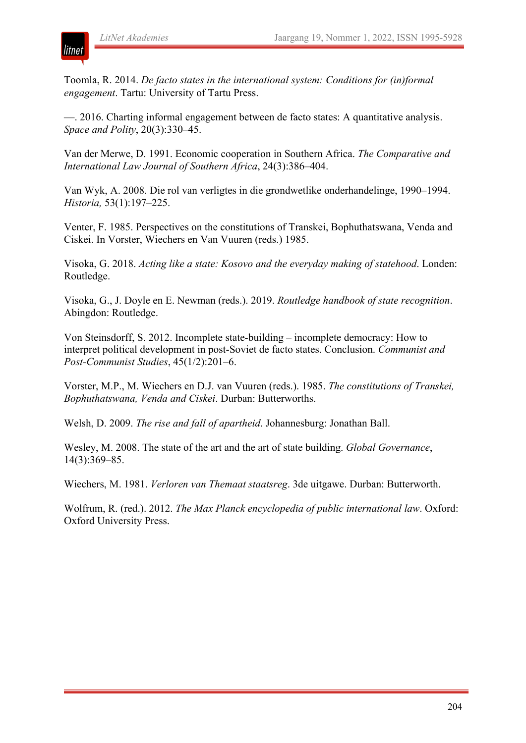Toomla, R. 2014. *De facto states in the international system: Conditions for (in)formal engagement*. Tartu: University of Tartu Press.

—. 2016. Charting informal engagement between de facto states: A quantitative analysis. *Space and Polity*, 20(3):330–45.

Van der Merwe, D. 1991. Economic cooperation in Southern Africa. *The Comparative and International Law Journal of Southern Africa*, 24(3):386–404.

Van Wyk, A. 2008. Die rol van verligtes in die grondwetlike onderhandelinge, 1990–1994. *Historia,* 53(1):197–225.

Venter, F. 1985. Perspectives on the constitutions of Transkei, Bophuthatswana, Venda and Ciskei. In Vorster, Wiechers en Van Vuuren (reds.) 1985.

Visoka, G. 2018. *Acting like a state: Kosovo and the everyday making of statehood*. Londen: Routledge.

Visoka, G., J. Doyle en E. Newman (reds.). 2019. *Routledge handbook of state recognition*. Abingdon: Routledge.

Von Steinsdorff, S. 2012. Incomplete state-building – incomplete democracy: How to interpret political development in post-Soviet de facto states. Conclusion. *Communist and Post-Communist Studies*, 45(1/2):201–6.

Vorster, M.P., M. Wiechers en D.J. van Vuuren (reds.). 1985. *The constitutions of Transkei, Bophuthatswana, Venda and Ciskei*. Durban: Butterworths.

Welsh, D. 2009. *The rise and fall of apartheid*. Johannesburg: Jonathan Ball.

Wesley, M. 2008. The state of the art and the art of state building. *Global Governance*, 14(3):369–85.

Wiechers, M. 1981. *Verloren van Themaat staatsreg*. 3de uitgawe. Durban: Butterworth.

Wolfrum, R. (red.). 2012. *The Max Planck encyclopedia of public international law*. Oxford: Oxford University Press.